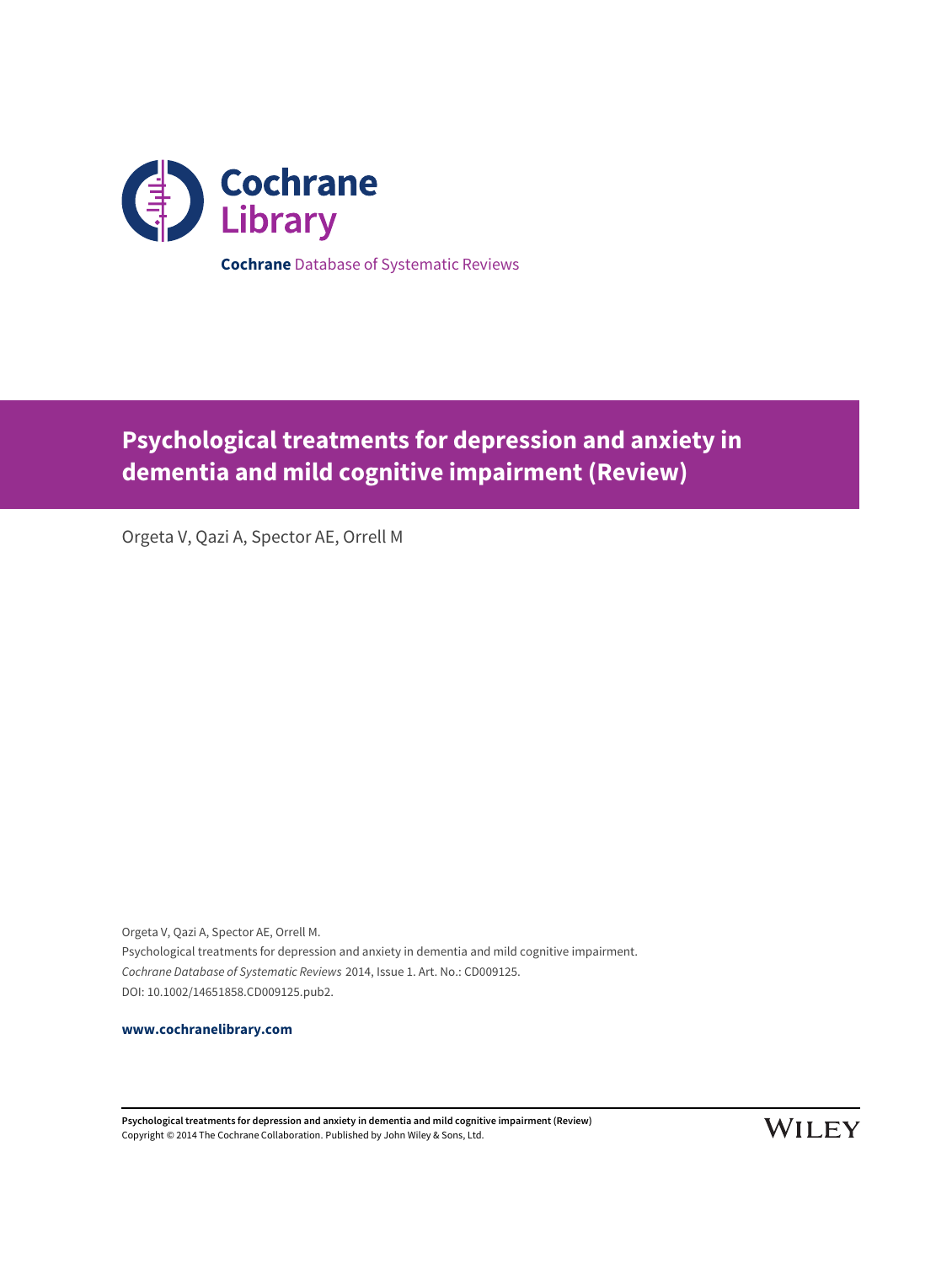Cochrane Library

**Cochrane** Database of Systematic Reviews

# Psychological treatments for depression and anxiety in dementia and mild cognitive impairment (Review)

Orgeta V, Qazi A, Spector AE, Orrell M

Orgeta V, Qazi A, Spector AE, Orrell M.
Psychological treatments for depression and anxiety in dementia and mild cognitive impairment.
*Cochrane Database of Systematic Reviews* 2014, Issue 1. Art. No.: CD009125.
DOI: 10.1002/14651858.CD009125.pub2.

**www.cochranelibrary.com**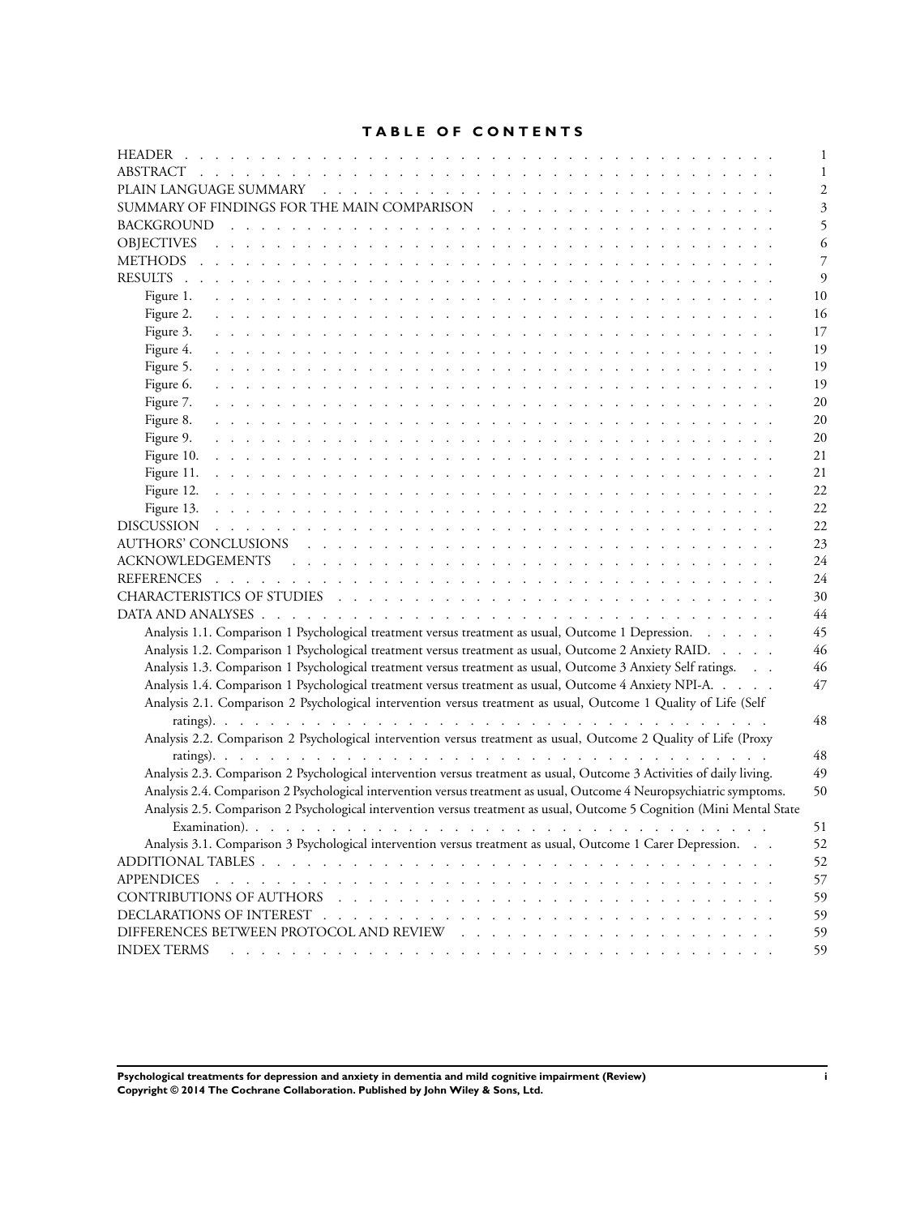# TABLE OF CONTENTS

| | |
|---|---|
| HEADER | 1 |
| ABSTRACT | 1 |
| PLAIN LANGUAGE SUMMARY | 2 |
| SUMMARY OF FINDINGS FOR THE MAIN COMPARISON | 3 |
| BACKGROUND | 5 |
| OBJECTIVES | 6 |
| METHODS | 7 |
| RESULTS | 9 |
| Figure 1. | 10 |
| Figure 2. | 16 |
| Figure 3. | 17 |
| Figure 4. | 19 |
| Figure 5. | 19 |
| Figure 6. | 19 |
| Figure 7. | 20 |
| Figure 8. | 20 |
| Figure 9. | 20 |
| Figure 10. | 21 |
| Figure 11. | 21 |
| Figure 12. | 22 |
| Figure 13. | 22 |
| DISCUSSION | 22 |
| AUTHORS' CONCLUSIONS | 23 |
| ACKNOWLEDGEMENTS | 24 |
| REFERENCES | 24 |
| CHARACTERISTICS OF STUDIES | 30 |
| DATA AND ANALYSES | 44 |
| Analysis 1.1. Comparison 1 Psychological treatment versus treatment as usual, Outcome 1 Depression. | 45 |
| Analysis 1.2. Comparison 1 Psychological treatment versus treatment as usual, Outcome 2 Anxiety RAID. | 46 |
| Analysis 1.3. Comparison 1 Psychological treatment versus treatment as usual, Outcome 3 Anxiety Self ratings. | 46 |
| Analysis 1.4. Comparison 1 Psychological treatment versus treatment as usual, Outcome 4 Anxiety NPI-A. | 47 |
| Analysis 2.1. Comparison 2 Psychological intervention versus treatment as usual, Outcome 1 Quality of Life (Self ratings). | 48 |
| Analysis 2.2. Comparison 2 Psychological intervention versus treatment as usual, Outcome 2 Quality of Life (Proxy ratings). | 48 |
| Analysis 2.3. Comparison 2 Psychological intervention versus treatment as usual, Outcome 3 Activities of daily living. | 49 |
| Analysis 2.4. Comparison 2 Psychological intervention versus treatment as usual, Outcome 4 Neuropsychiatric symptoms. | 50 |
| Analysis 2.5. Comparison 2 Psychological intervention versus treatment as usual, Outcome 5 Cognition (Mini Mental State Examination). | 51 |
| Analysis 3.1. Comparison 3 Psychological intervention versus treatment as usual, Outcome 1 Carer Depression. | 52 |
| ADDITIONAL TABLES | 52 |
| APPENDICES | 57 |
| CONTRIBUTIONS OF AUTHORS | 59 |
| DECLARATIONS OF INTEREST | 59 |
| DIFFERENCES BETWEEN PROTOCOL AND REVIEW | 59 |
| INDEX TERMS | 59 |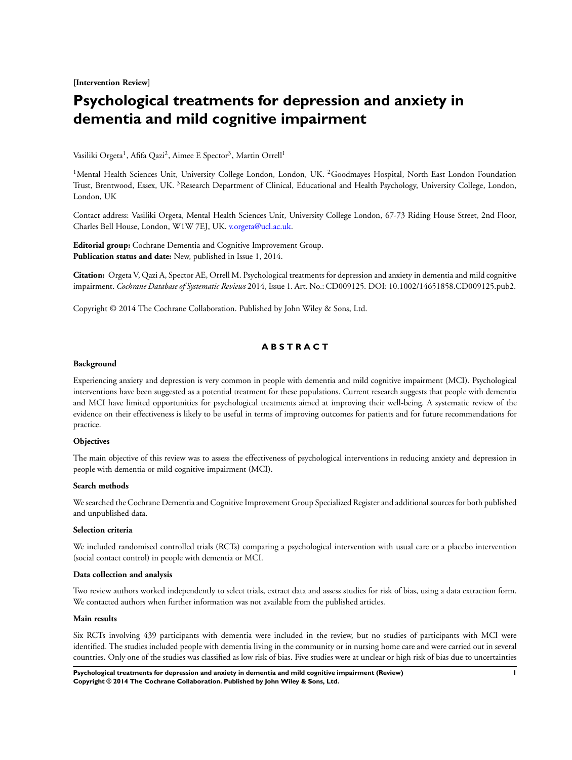**[Intervention Review]**

# Psychological treatments for depression and anxiety in dementia and mild cognitive impairment

Vasiliki Orgeta[1], Afifa Qazi[2], Aimee E Spector[3], Martin Orrell[1]

[1]Mental Health Sciences Unit, University College London, London, UK. [2]Goodmayes Hospital, North East London Foundation Trust, Brentwood, Essex, UK. [3]Research Department of Clinical, Educational and Health Psychology, University College, London, London, UK

Contact address: Vasiliki Orgeta, Mental Health Sciences Unit, University College London, 67-73 Riding House Street, 2nd Floor, Charles Bell House, London, W1W 7EJ, UK. v.orgeta@ucl.ac.uk.

**Editorial group:** Cochrane Dementia and Cognitive Improvement Group.
**Publication status and date:** New, published in Issue 1, 2014.

**Citation:** Orgeta V, Qazi A, Spector AE, Orrell M. Psychological treatments for depression and anxiety in dementia and mild cognitive impairment. *Cochrane Database of Systematic Reviews* 2014, Issue 1. Art. No.: CD009125. DOI: 10.1002/14651858.CD009125.pub2.

Copyright © 2014 The Cochrane Collaboration. Published by John Wiley & Sons, Ltd.

## ABSTRACT

### Background

Experiencing anxiety and depression is very common in people with dementia and mild cognitive impairment (MCI). Psychological interventions have been suggested as a potential treatment for these populations. Current research suggests that people with dementia and MCI have limited opportunities for psychological treatments aimed at improving their well-being. A systematic review of the evidence on their effectiveness is likely to be useful in terms of improving outcomes for patients and for future recommendations for practice.

### Objectives

The main objective of this review was to assess the effectiveness of psychological interventions in reducing anxiety and depression in people with dementia or mild cognitive impairment (MCI).

### Search methods

We searched the Cochrane Dementia and Cognitive Improvement Group Specialized Register and additional sources for both published and unpublished data.

### Selection criteria

We included randomised controlled trials (RCTs) comparing a psychological intervention with usual care or a placebo intervention (social contact control) in people with dementia or MCI.

### Data collection and analysis

Two review authors worked independently to select trials, extract data and assess studies for risk of bias, using a data extraction form. We contacted authors when further information was not available from the published articles.

### Main results

Six RCTs involving 439 participants with dementia were included in the review, but no studies of participants with MCI were identified. The studies included people with dementia living in the community or in nursing home care and were carried out in several countries. Only one of the studies was classified as low risk of bias. Five studies were at unclear or high risk of bias due to uncertainties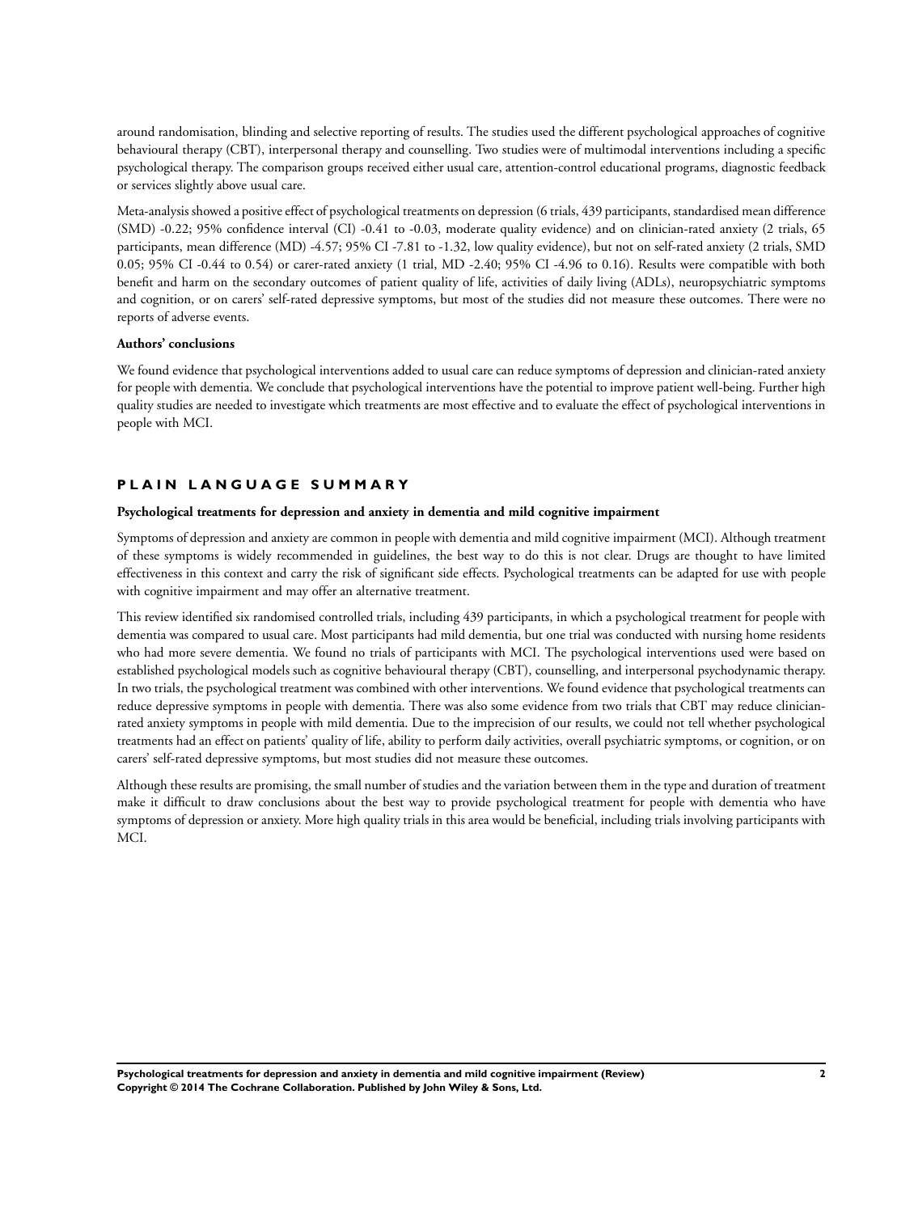around randomisation, blinding and selective reporting of results. The studies used the different psychological approaches of cognitive behavioural therapy (CBT), interpersonal therapy and counselling. Two studies were of multimodal interventions including a specific psychological therapy. The comparison groups received either usual care, attention-control educational programs, diagnostic feedback or services slightly above usual care.

Meta-analysis showed a positive effect of psychological treatments on depression (6 trials, 439 participants, standardised mean difference (SMD) -0.22; 95% confidence interval (CI) -0.41 to -0.03, moderate quality evidence) and on clinician-rated anxiety (2 trials, 65 participants, mean difference (MD) -4.57; 95% CI -7.81 to -1.32, low quality evidence), but not on self-rated anxiety (2 trials, SMD 0.05; 95% CI -0.44 to 0.54) or carer-rated anxiety (1 trial, MD -2.40; 95% CI -4.96 to 0.16). Results were compatible with both benefit and harm on the secondary outcomes of patient quality of life, activities of daily living (ADLs), neuropsychiatric symptoms and cognition, or on carers' self-rated depressive symptoms, but most of the studies did not measure these outcomes. There were no reports of adverse events.

**Authors' conclusions**

We found evidence that psychological interventions added to usual care can reduce symptoms of depression and clinician-rated anxiety for people with dementia. We conclude that psychological interventions have the potential to improve patient well-being. Further high quality studies are needed to investigate which treatments are most effective and to evaluate the effect of psychological interventions in people with MCI.

## PLAIN LANGUAGE SUMMARY

**Psychological treatments for depression and anxiety in dementia and mild cognitive impairment**

Symptoms of depression and anxiety are common in people with dementia and mild cognitive impairment (MCI). Although treatment of these symptoms is widely recommended in guidelines, the best way to do this is not clear. Drugs are thought to have limited effectiveness in this context and carry the risk of significant side effects. Psychological treatments can be adapted for use with people with cognitive impairment and may offer an alternative treatment.

This review identified six randomised controlled trials, including 439 participants, in which a psychological treatment for people with dementia was compared to usual care. Most participants had mild dementia, but one trial was conducted with nursing home residents who had more severe dementia. We found no trials of participants with MCI. The psychological interventions used were based on established psychological models such as cognitive behavioural therapy (CBT), counselling, and interpersonal psychodynamic therapy. In two trials, the psychological treatment was combined with other interventions. We found evidence that psychological treatments can reduce depressive symptoms in people with dementia. There was also some evidence from two trials that CBT may reduce clinician-rated anxiety symptoms in people with mild dementia. Due to the imprecision of our results, we could not tell whether psychological treatments had an effect on patients' quality of life, ability to perform daily activities, overall psychiatric symptoms, or cognition, or on carers' self-rated depressive symptoms, but most studies did not measure these outcomes.

Although these results are promising, the small number of studies and the variation between them in the type and duration of treatment make it difficult to draw conclusions about the best way to provide psychological treatment for people with dementia who have symptoms of depression or anxiety. More high quality trials in this area would be beneficial, including trials involving participants with MCI.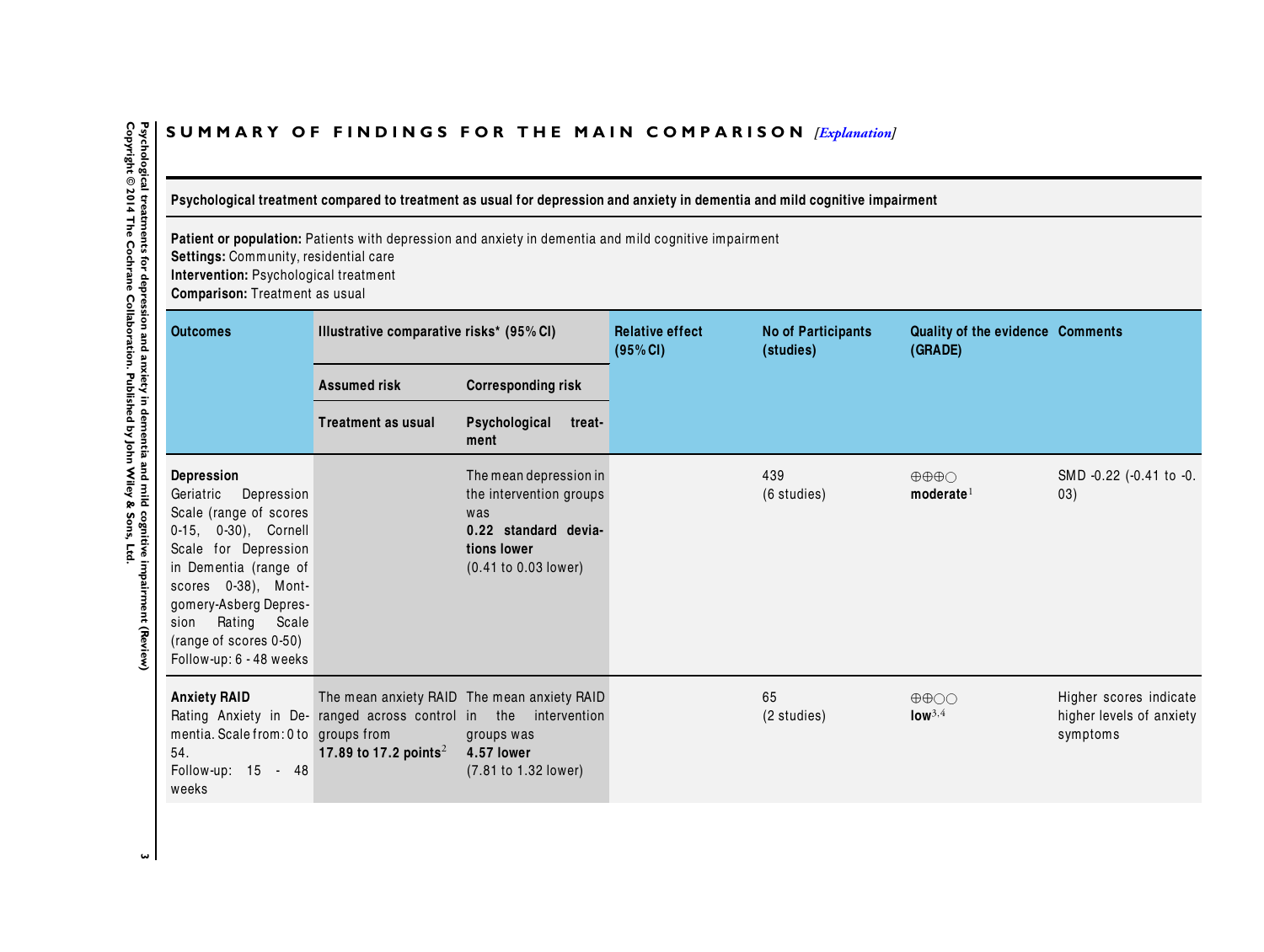## SUMMARY OF FINDINGS FOR THE MAIN COMPARISON *[Explanation]*

**Psychological treatment compared to treatment as usual for depression and anxiety in dementia and mild cognitive impairment**

**Patient or population:** Patients with depression and anxiety in dementia and mild cognitive impairment
**Settings:** Community, residential care
**Intervention:** Psychological treatment
**Comparison:** Treatment as usual

| Outcomes | Illustrative comparative risks* (95% CI) | | Relative effect (95% CI) | No of Participants (studies) | Quality of the evidence (GRADE) | Comments |
|---|---|---|---|---|---|---|
| | Assumed risk | Corresponding risk | | | | |
| | Treatment as usual | Psychological treatment | | | | |
| **Depression** Geriatric Depression Scale (range of scores 0-15, 0-30), Cornell Scale for Depression in Dementia (range of scores 0-38), Montgomery-Asberg Depression Rating Scale (range of scores 0-50) Follow-up: 6 - 48 weeks | | The mean depression in the intervention groups was **0.22 standard deviations lower** (0.41 to 0.03 lower) | | 439 (6 studies) | ⊕⊕⊕○ **moderate**[1] | SMD -0.22 (-0.41 to -0.03) |
| **Anxiety RAID** Rating Anxiety in Dementia. Scale from: 0 to 54. Follow-up: 15 - 48 weeks | The mean anxiety RAID ranged across control groups from **17.89 to 17.2 points**[2] | The mean anxiety RAID in the intervention groups was **4.57 lower** (7.81 to 1.32 lower) | | 65 (2 studies) | ⊕⊕○○ **low**[3,4] | Higher scores indicate higher levels of anxiety symptoms |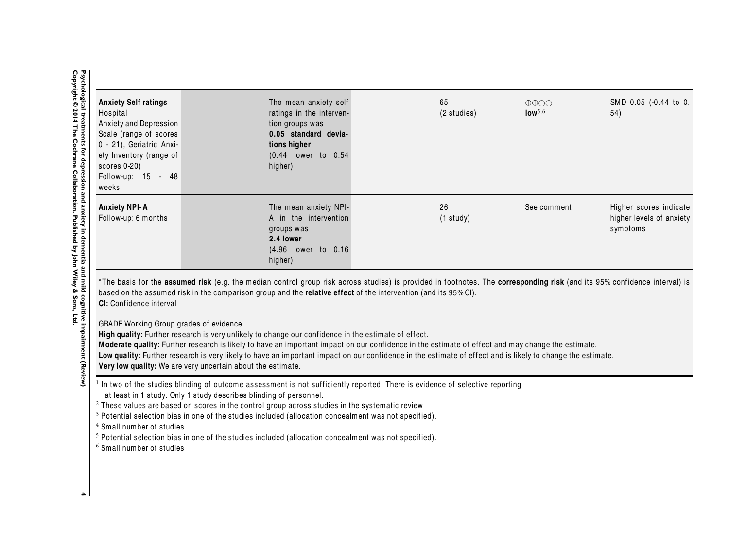| | | | | | |
|---|---|---|---|---|---|
| **Anxiety Self ratings** Hospital Anxiety and Depression Scale (range of scores 0 - 21), Geriatric Anxiety Inventory (range of scores 0-20) Follow-up: 15 - 48 weeks | | The mean anxiety self ratings in the intervention groups was **0.05 standard deviations higher** (0.44 lower to 0.54 higher) | 65 (2 studies) | ⊕⊕○○ **low**[5,6] | SMD 0.05 (-0.44 to 0.54) |
| **Anxiety NPI-A** Follow-up: 6 months | | The mean anxiety NPI-A in the intervention groups was **2.4 lower** (4.96 lower to 0.16 higher) | 26 (1 study) | See comment | Higher scores indicate higher levels of anxiety symptoms |

*The basis for the **assumed risk** (e.g. the median control group risk across studies) is provided in footnotes. The **corresponding risk** (and its 95% confidence interval) is based on the assumed risk in the comparison group and the **relative effect** of the intervention (and its 95% CI).
**CI:** Confidence interval

GRADE Working Group grades of evidence
**High quality:** Further research is very unlikely to change our confidence in the estimate of effect.
**Moderate quality:** Further research is likely to have an important impact on our confidence in the estimate of effect and may change the estimate.
**Low quality:** Further research is very likely to have an important impact on our confidence in the estimate of effect and is likely to change the estimate.
**Very low quality:** We are very uncertain about the estimate.

[1] In two of the studies blinding of outcome assessment is not sufficiently reported. There is evidence of selective reporting at least in 1 study. Only 1 study describes blinding of personnel.
[2] These values are based on scores in the control group across studies in the systematic review
[3] Potential selection bias in one of the studies included (allocation concealment was not specified).
[4] Small number of studies
[5] Potential selection bias in one of the studies included (allocation concealment was not specified).
[6] Small number of studies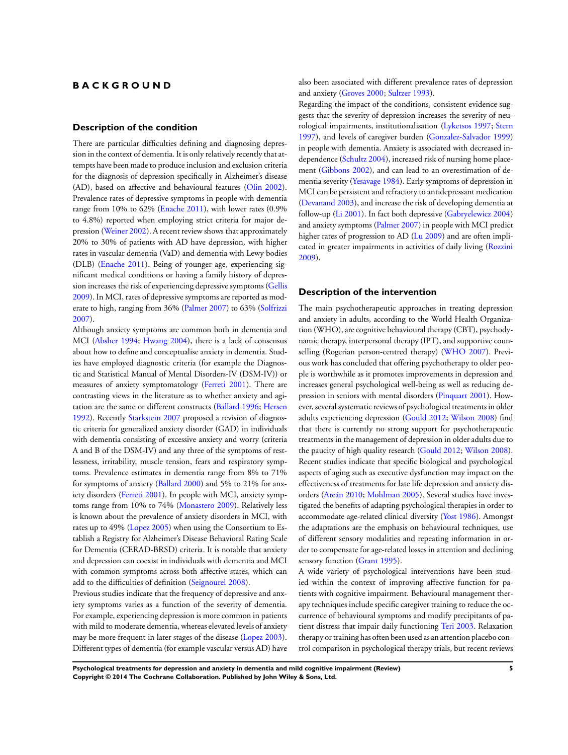# BACKGROUND

## Description of the condition

There are particular difficulties defining and diagnosing depression in the context of dementia. It is only relatively recently that attempts have been made to produce inclusion and exclusion criteria for the diagnosis of depression specifically in Alzheimer's disease (AD), based on affective and behavioural features (Olin 2002). Prevalence rates of depressive symptoms in people with dementia range from 10% to 62% (Enache 2011), with lower rates (0.9% to 4.8%) reported when employing strict criteria for major depression (Weiner 2002). A recent review shows that approximately 20% to 30% of patients with AD have depression, with higher rates in vascular dementia (VaD) and dementia with Lewy bodies (DLB) (Enache 2011). Being of younger age, experiencing significant medical conditions or having a family history of depression increases the risk of experiencing depressive symptoms (Gellis 2009). In MCI, rates of depressive symptoms are reported as moderate to high, ranging from 36% (Palmer 2007) to 63% (Solfrizzi 2007).

Although anxiety symptoms are common both in dementia and MCI (Absher 1994; Hwang 2004), there is a lack of consensus about how to define and conceptualise anxiety in dementia. Studies have employed diagnostic criteria (for example the Diagnostic and Statistical Manual of Mental Disorders-IV (DSM-IV)) or measures of anxiety symptomatology (Ferreti 2001). There are contrasting views in the literature as to whether anxiety and agitation are the same or different constructs (Ballard 1996; Hersen 1992). Recently Starkstein 2007 proposed a revision of diagnostic criteria for generalized anxiety disorder (GAD) in individuals with dementia consisting of excessive anxiety and worry (criteria A and B of the DSM-IV) and any three of the symptoms of restlessness, irritability, muscle tension, fears and respiratory symptoms. Prevalence estimates in dementia range from 8% to 71% for symptoms of anxiety (Ballard 2000) and 5% to 21% for anxiety disorders (Ferreti 2001). In people with MCI, anxiety symptoms range from 10% to 74% (Monastero 2009). Relatively less is known about the prevalence of anxiety disorders in MCI, with rates up to 49% (Lopez 2005) when using the Consortium to Establish a Registry for Alzheimer's Disease Behavioral Rating Scale for Dementia (CERAD-BRSD) criteria. It is notable that anxiety and depression can coexist in individuals with dementia and MCI with common symptoms across both affective states, which can add to the difficulties of definition (Seignourel 2008).

Previous studies indicate that the frequency of depressive and anxiety symptoms varies as a function of the severity of dementia. For example, experiencing depression is more common in patients with mild to moderate dementia, whereas elevated levels of anxiety may be more frequent in later stages of the disease (Lopez 2003). Different types of dementia (for example vascular versus AD) have also been associated with different prevalence rates of depression and anxiety (Groves 2000; Sultzer 1993).

Regarding the impact of the conditions, consistent evidence suggests that the severity of depression increases the severity of neurological impairments, institutionalisation (Lyketsos 1997; Stern 1997), and levels of caregiver burden (Gonzalez-Salvador 1999) in people with dementia. Anxiety is associated with decreased independence (Schultz 2004), increased risk of nursing home placement (Gibbons 2002), and can lead to an overestimation of dementia severity (Yesavage 1984). Early symptoms of depression in MCI can be persistent and refractory to antidepressant medication (Devanand 2003), and increase the risk of developing dementia at follow-up (Li 2001). In fact both depressive (Gabryelewicz 2004) and anxiety symptoms (Palmer 2007) in people with MCI predict higher rates of progression to AD (Lu 2009) and are often implicated in greater impairments in activities of daily living (Rozzini 2009).

## Description of the intervention

The main psychotherapeutic approaches in treating depression and anxiety in adults, according to the World Health Organization (WHO), are cognitive behavioural therapy (CBT), psychodynamic therapy, interpersonal therapy (IPT), and supportive counselling (Rogerian person-centred therapy) (WHO 2007). Previous work has concluded that offering psychotherapy to older people is worthwhile as it promotes improvements in depression and increases general psychological well-being as well as reducing depression in seniors with mental disorders (Pinquart 2001). However, several systematic reviews of psychological treatments in older adults experiencing depression (Gould 2012; Wilson 2008) find that there is currently no strong support for psychotherapeutic treatments in the management of depression in older adults due to the paucity of high quality research (Gould 2012; Wilson 2008). Recent studies indicate that specific biological and psychological aspects of aging such as executive dysfunction may impact on the effectiveness of treatments for late life depression and anxiety disorders (Areán 2010; Mohlman 2005). Several studies have investigated the benefits of adapting psychological therapies in order to accommodate age-related clinical diversity (Yost 1986). Amongst the adaptations are the emphasis on behavioural techniques, use of different sensory modalities and repeating information in order to compensate for age-related losses in attention and declining sensory function (Grant 1995).

A wide variety of psychological interventions have been studied within the context of improving affective function for patients with cognitive impairment. Behavioural management therapy techniques include specific caregiver training to reduce the occurrence of behavioural symptoms and modify precipitants of patient distress that impair daily functioning Teri 2003. Relaxation therapy or training has often been used as an attention placebo control comparison in psychological therapy trials, but recent reviews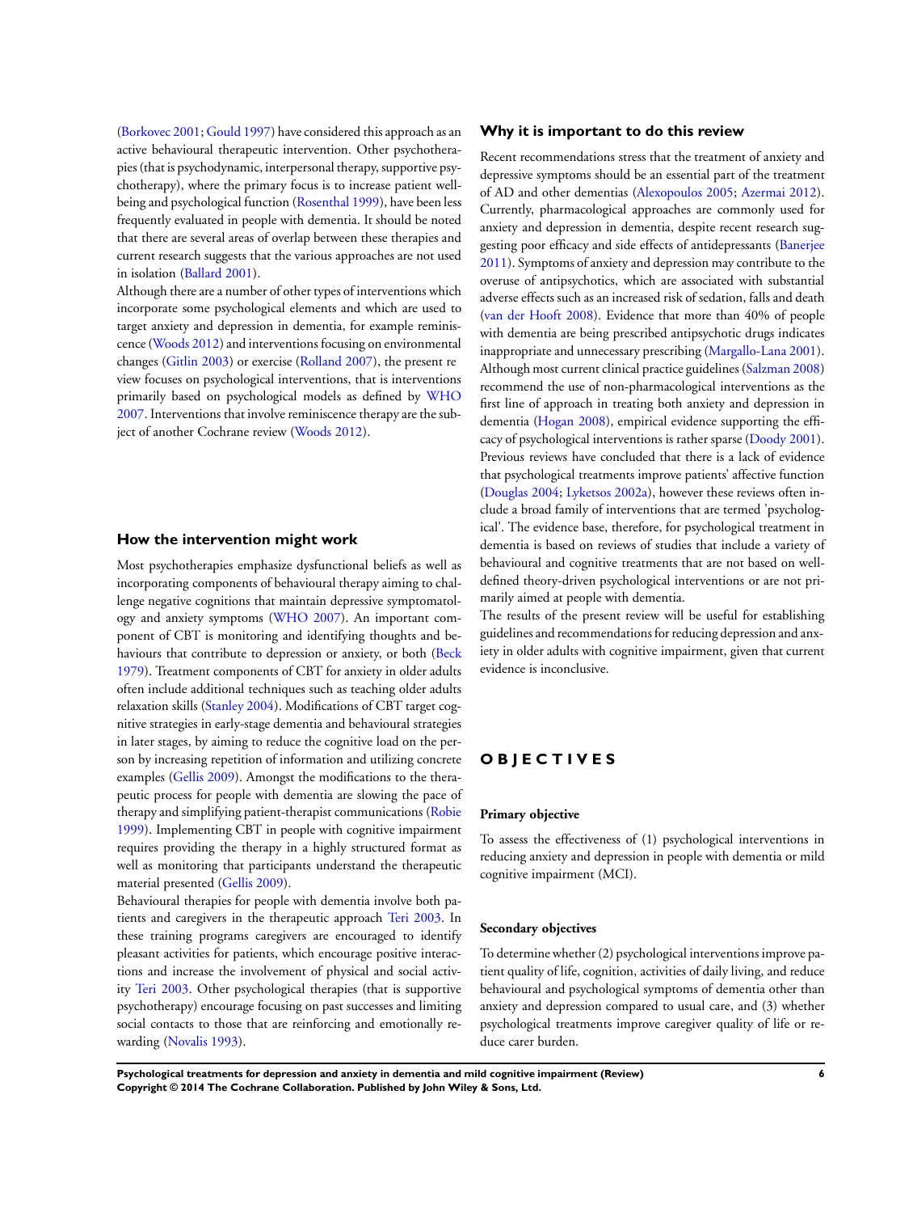(Borkovec 2001; Gould 1997) have considered this approach as an active behavioural therapeutic intervention. Other psychotherapies (that is psychodynamic, interpersonal therapy, supportive psychotherapy), where the primary focus is to increase patient well-being and psychological function (Rosenthal 1999), have been less frequently evaluated in people with dementia. It should be noted that there are several areas of overlap between these therapies and current research suggests that the various approaches are not used in isolation (Ballard 2001).

Although there are a number of other types of interventions which incorporate some psychological elements and which are used to target anxiety and depression in dementia, for example reminiscence (Woods 2012) and interventions focusing on environmental changes (Gitlin 2003) or exercise (Rolland 2007), the present review focuses on psychological interventions, that is interventions primarily based on psychological models as defined by WHO 2007. Interventions that involve reminiscence therapy are the subject of another Cochrane review (Woods 2012).

### How the intervention might work

Most psychotherapies emphasize dysfunctional beliefs as well as incorporating components of behavioural therapy aiming to challenge negative cognitions that maintain depressive symptomatology and anxiety symptoms (WHO 2007). An important component of CBT is monitoring and identifying thoughts and behaviours that contribute to depression or anxiety, or both (Beck 1979). Treatment components of CBT for anxiety in older adults often include additional techniques such as teaching older adults relaxation skills (Stanley 2004). Modifications of CBT target cognitive strategies in early-stage dementia and behavioural strategies in later stages, by aiming to reduce the cognitive load on the person by increasing repetition of information and utilizing concrete examples (Gellis 2009). Amongst the modifications to the therapeutic process for people with dementia are slowing the pace of therapy and simplifying patient-therapist communications (Robie 1999). Implementing CBT in people with cognitive impairment requires providing the therapy in a highly structured format as well as monitoring that participants understand the therapeutic material presented (Gellis 2009).

Behavioural therapies for people with dementia involve both patients and caregivers in the therapeutic approach Teri 2003. In these training programs caregivers are encouraged to identify pleasant activities for patients, which encourage positive interactions and increase the involvement of physical and social activity Teri 2003. Other psychological therapies (that is supportive psychotherapy) encourage focusing on past successes and limiting social contacts to those that are reinforcing and emotionally rewarding (Novalis 1993).

### Why it is important to do this review

Recent recommendations stress that the treatment of anxiety and depressive symptoms should be an essential part of the treatment of AD and other dementias (Alexopoulos 2005; Azermai 2012). Currently, pharmacological approaches are commonly used for anxiety and depression in dementia, despite recent research suggesting poor efficacy and side effects of antidepressants (Banerjee 2011). Symptoms of anxiety and depression may contribute to the overuse of antipsychotics, which are associated with substantial adverse effects such as an increased risk of sedation, falls and death (van der Hooft 2008). Evidence that more than 40% of people with dementia are being prescribed antipsychotic drugs indicates inappropriate and unnecessary prescribing (Margallo-Lana 2001). Although most current clinical practice guidelines (Salzman 2008) recommend the use of non-pharmacological interventions as the first line of approach in treating both anxiety and depression in dementia (Hogan 2008), empirical evidence supporting the efficacy of psychological interventions is rather sparse (Doody 2001). Previous reviews have concluded that there is a lack of evidence that psychological treatments improve patients' affective function (Douglas 2004; Lyketsos 2002a), however these reviews often include a broad family of interventions that are termed 'psychological'. The evidence base, therefore, for psychological treatment in dementia is based on reviews of studies that include a variety of behavioural and cognitive treatments that are not based on well-defined theory-driven psychological interventions or are not primarily aimed at people with dementia.

The results of the present review will be useful for establishing guidelines and recommendations for reducing depression and anxiety in older adults with cognitive impairment, given that current evidence is inconclusive.

## OBJECTIVES

#### Primary objective

To assess the effectiveness of (1) psychological interventions in reducing anxiety and depression in people with dementia or mild cognitive impairment (MCI).

#### Secondary objectives

To determine whether (2) psychological interventions improve patient quality of life, cognition, activities of daily living, and reduce behavioural and psychological symptoms of dementia other than anxiety and depression compared to usual care, and (3) whether psychological treatments improve caregiver quality of life or reduce carer burden.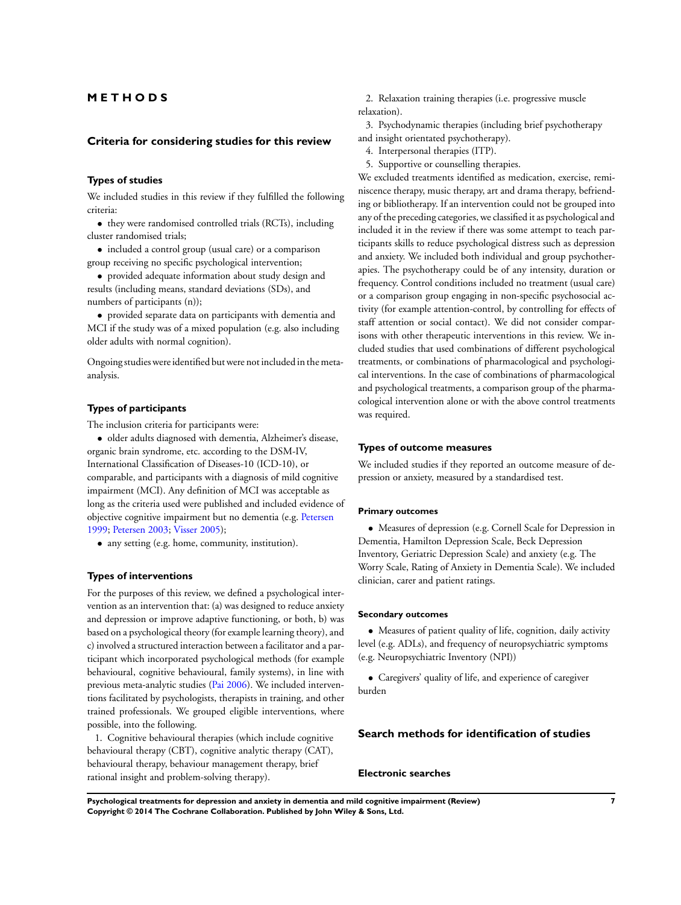# METHODS

## Criteria for considering studies for this review

### Types of studies

We included studies in this review if they fulfilled the following criteria:

- they were randomised controlled trials (RCTs), including cluster randomised trials;
- included a control group (usual care) or a comparison group receiving no specific psychological intervention;
- provided adequate information about study design and results (including means, standard deviations (SDs), and numbers of participants (n));
- provided separate data on participants with dementia and MCI if the study was of a mixed population (e.g. also including older adults with normal cognition).

Ongoing studies were identified but were not included in the meta-analysis.

### Types of participants

The inclusion criteria for participants were:

- older adults diagnosed with dementia, Alzheimer's disease, organic brain syndrome, etc. according to the DSM-IV, International Classification of Diseases-10 (ICD-10), or comparable, and participants with a diagnosis of mild cognitive impairment (MCI). Any definition of MCI was acceptable as long as the criteria used were published and included evidence of objective cognitive impairment but no dementia (e.g. Petersen 1999; Petersen 2003; Visser 2005);
- any setting (e.g. home, community, institution).

### Types of interventions

For the purposes of this review, we defined a psychological intervention as an intervention that: (a) was designed to reduce anxiety and depression or improve adaptive functioning, or both, b) was based on a psychological theory (for example learning theory), and c) involved a structured interaction between a facilitator and a participant which incorporated psychological methods (for example behavioural, cognitive behavioural, family systems), in line with previous meta-analytic studies (Pai 2006). We included interventions facilitated by psychologists, therapists in training, and other trained professionals. We grouped eligible interventions, where possible, into the following.

1. Cognitive behavioural therapies (which include cognitive behavioural therapy (CBT), cognitive analytic therapy (CAT), behavioural therapy, behaviour management therapy, brief rational insight and problem-solving therapy).
2. Relaxation training therapies (i.e. progressive muscle relaxation).
3. Psychodynamic therapies (including brief psychotherapy and insight orientated psychotherapy).
4. Interpersonal therapies (ITP).
5. Supportive or counselling therapies.

We excluded treatments identified as medication, exercise, reminiscence therapy, music therapy, art and drama therapy, befriending or bibliotherapy. If an intervention could not be grouped into any of the preceding categories, we classified it as psychological and included it in the review if there was some attempt to teach participants skills to reduce psychological distress such as depression and anxiety. We included both individual and group psychotherapies. The psychotherapy could be of any intensity, duration or frequency. Control conditions included no treatment (usual care) or a comparison group engaging in non-specific psychosocial activity (for example attention-control, by controlling for effects of staff attention or social contact). We did not consider comparisons with other therapeutic interventions in this review. We included studies that used combinations of different psychological treatments, or combinations of pharmacological and psychological interventions. In the case of combinations of pharmacological and psychological treatments, a comparison group of the pharmacological intervention alone or with the above control treatments was required.

### Types of outcome measures

We included studies if they reported an outcome measure of depression or anxiety, measured by a standardised test.

#### Primary outcomes

- Measures of depression (e.g. Cornell Scale for Depression in Dementia, Hamilton Depression Scale, Beck Depression Inventory, Geriatric Depression Scale) and anxiety (e.g. The Worry Scale, Rating of Anxiety in Dementia Scale). We included clinician, carer and patient ratings.

#### Secondary outcomes

- Measures of patient quality of life, cognition, daily activity level (e.g. ADLs), and frequency of neuropsychiatric symptoms (e.g. Neuropsychiatric Inventory (NPI))
- Caregivers' quality of life, and experience of caregiver burden

## Search methods for identification of studies

### Electronic searches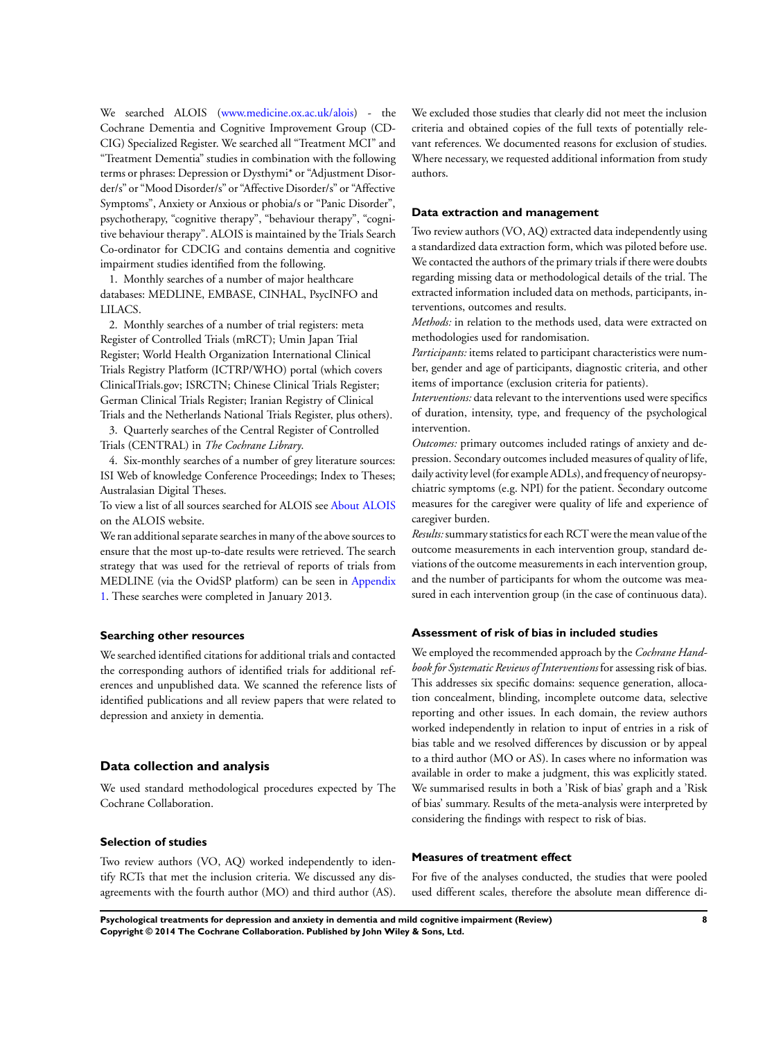We searched ALOIS (www.medicine.ox.ac.uk/alois) - the Cochrane Dementia and Cognitive Improvement Group (CDCIG) Specialized Register. We searched all "Treatment MCI" and "Treatment Dementia" studies in combination with the following terms or phrases: Depression or Dysthymi* or "Adjustment Disorder/s" or "Mood Disorder/s" or "Affective Disorder/s" or "Affective Symptoms", Anxiety or Anxious or phobia/s or "Panic Disorder", psychotherapy, "cognitive therapy", "behaviour therapy", "cognitive behaviour therapy". ALOIS is maintained by the Trials Search Co-ordinator for CDCIG and contains dementia and cognitive impairment studies identified from the following.

1. Monthly searches of a number of major healthcare databases: MEDLINE, EMBASE, CINHAL, PsycINFO and LILACS.
2. Monthly searches of a number of trial registers: meta Register of Controlled Trials (mRCT); Umin Japan Trial Register; World Health Organization International Clinical Trials Registry Platform (ICTRP/WHO) portal (which covers ClinicalTrials.gov; ISRCTN; Chinese Clinical Trials Register; German Clinical Trials Register; Iranian Registry of Clinical Trials and the Netherlands National Trials Register, plus others).
3. Quarterly searches of the Central Register of Controlled Trials (CENTRAL) in *The Cochrane Library*.
4. Six-monthly searches of a number of grey literature sources: ISI Web of knowledge Conference Proceedings; Index to Theses; Australasian Digital Theses.

To view a list of all sources searched for ALOIS see About ALOIS on the ALOIS website.

We ran additional separate searches in many of the above sources to ensure that the most up-to-date results were retrieved. The search strategy that was used for the retrieval of reports of trials from MEDLINE (via the OvidSP platform) can be seen in Appendix 1. These searches were completed in January 2013.

### Searching other resources

We searched identified citations for additional trials and contacted the corresponding authors of identified trials for additional references and unpublished data. We scanned the reference lists of identified publications and all review papers that were related to depression and anxiety in dementia.

## Data collection and analysis

We used standard methodological procedures expected by The Cochrane Collaboration.

### Selection of studies

Two review authors (VO, AQ) worked independently to identify RCTs that met the inclusion criteria. We discussed any disagreements with the fourth author (MO) and third author (AS). We excluded those studies that clearly did not meet the inclusion criteria and obtained copies of the full texts of potentially relevant references. We documented reasons for exclusion of studies. Where necessary, we requested additional information from study authors.

### Data extraction and management

Two review authors (VO, AQ) extracted data independently using a standardized data extraction form, which was piloted before use. We contacted the authors of the primary trials if there were doubts regarding missing data or methodological details of the trial. The extracted information included data on methods, participants, interventions, outcomes and results.

*Methods:* in relation to the methods used, data were extracted on methodologies used for randomisation.

*Participants:* items related to participant characteristics were number, gender and age of participants, diagnostic criteria, and other items of importance (exclusion criteria for patients).

*Interventions:* data relevant to the interventions used were specifics of duration, intensity, type, and frequency of the psychological intervention.

*Outcomes:* primary outcomes included ratings of anxiety and depression. Secondary outcomes included measures of quality of life, daily activity level (for example ADLs), and frequency of neuropsychiatric symptoms (e.g. NPI) for the patient. Secondary outcome measures for the caregiver were quality of life and experience of caregiver burden.

*Results:* summary statistics for each RCT were the mean value of the outcome measurements in each intervention group, standard deviations of the outcome measurements in each intervention group, and the number of participants for whom the outcome was measured in each intervention group (in the case of continuous data).

### Assessment of risk of bias in included studies

We employed the recommended approach by the *Cochrane Handbook for Systematic Reviews of Interventions* for assessing risk of bias. This addresses six specific domains: sequence generation, allocation concealment, blinding, incomplete outcome data, selective reporting and other issues. In each domain, the review authors worked independently in relation to input of entries in a risk of bias table and we resolved differences by discussion or by appeal to a third author (MO or AS). In cases where no information was available in order to make a judgment, this was explicitly stated. We summarised results in both a 'Risk of bias' graph and a 'Risk of bias' summary. Results of the meta-analysis were interpreted by considering the findings with respect to risk of bias.

### Measures of treatment effect

For five of the analyses conducted, the studies that were pooled used different scales, therefore the absolute mean difference di-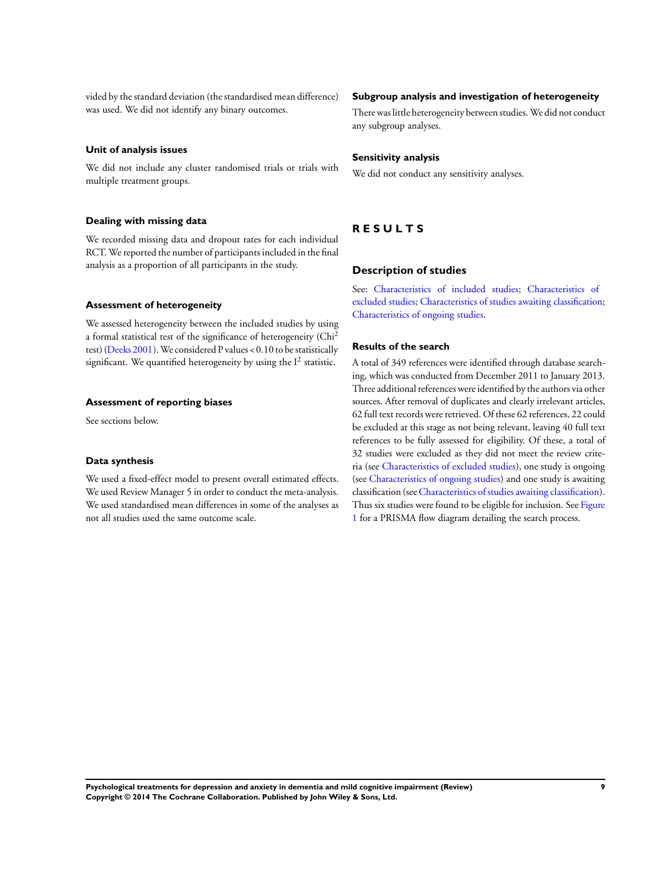vided by the standard deviation (the standardised mean difference) was used. We did not identify any binary outcomes.

### Unit of analysis issues

We did not include any cluster randomised trials or trials with multiple treatment groups.

### Dealing with missing data

We recorded missing data and dropout rates for each individual RCT. We reported the number of participants included in the final analysis as a proportion of all participants in the study.

### Assessment of heterogeneity

We assessed heterogeneity between the included studies by using a formal statistical test of the significance of heterogeneity ($Chi^2$ test) (Deeks 2001). We considered P values $< 0.10$ to be statistically significant. We quantified heterogeneity by using the $I^2$ statistic.

### Assessment of reporting biases

See sections below.

### Data synthesis

We used a fixed-effect model to present overall estimated effects. We used Review Manager 5 in order to conduct the meta-analysis. We used standardised mean differences in some of the analyses as not all studies used the same outcome scale.

### Subgroup analysis and investigation of heterogeneity

There was little heterogeneity between studies. We did not conduct any subgroup analyses.

### Sensitivity analysis

We did not conduct any sensitivity analyses.

# RESULTS

## Description of studies

See: Characteristics of included studies; Characteristics of excluded studies; Characteristics of studies awaiting classification; Characteristics of ongoing studies.

### Results of the search

A total of 349 references were identified through database searching, which was conducted from December 2011 to January 2013. Three additional references were identified by the authors via other sources. After removal of duplicates and clearly irrelevant articles, 62 full text records were retrieved. Of these 62 references, 22 could be excluded at this stage as not being relevant, leaving 40 full text references to be fully assessed for eligibility. Of these, a total of 32 studies were excluded as they did not meet the review criteria (see Characteristics of excluded studies), one study is ongoing (see Characteristics of ongoing studies) and one study is awaiting classification (see Characteristics of studies awaiting classification). Thus six studies were found to be eligible for inclusion. See Figure 1 for a PRISMA flow diagram detailing the search process.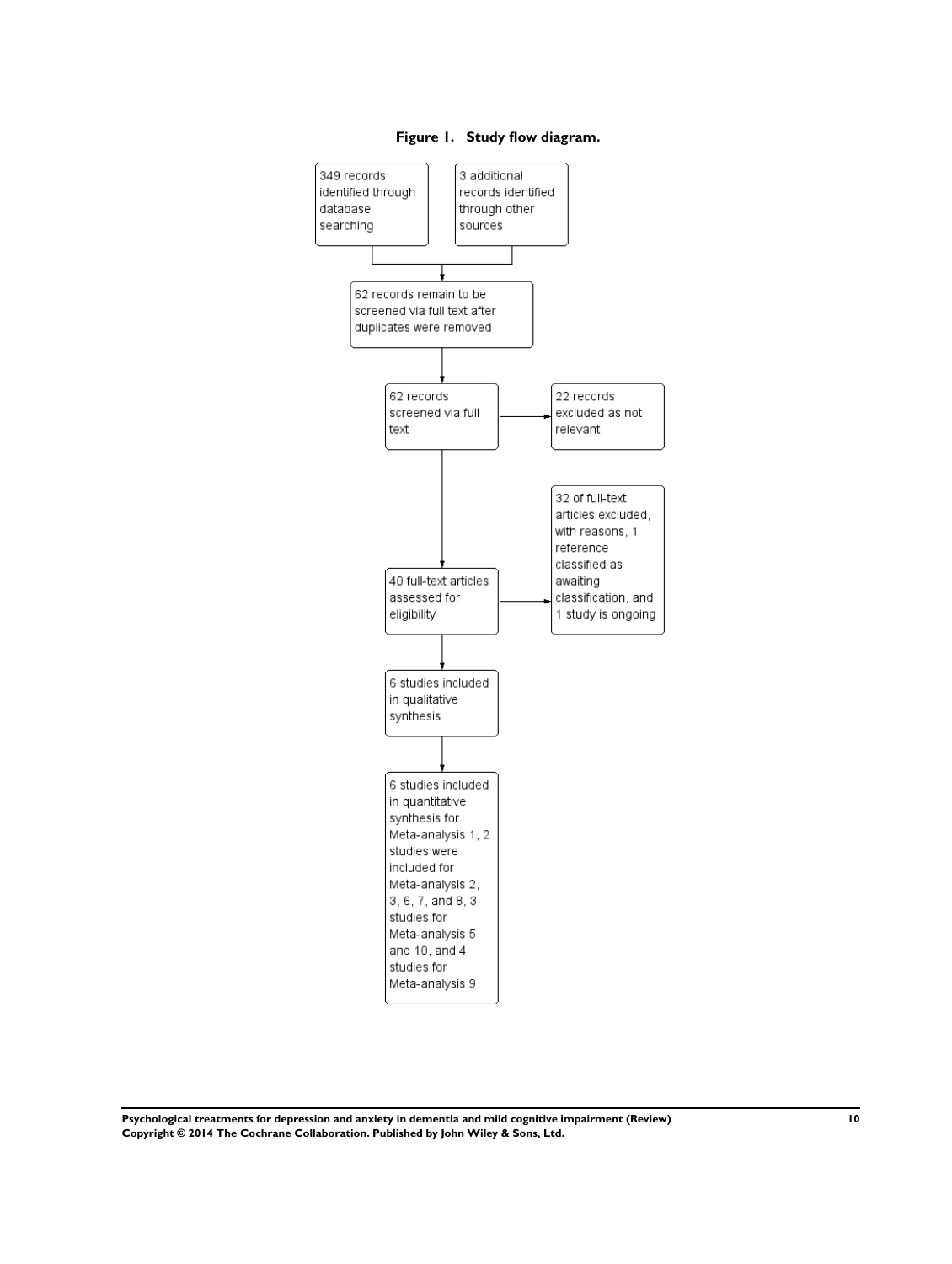**Figure 1. Study flow diagram.**

349 records identified through database searching

3 additional records identified through other sources

62 records remain to be screened via full text after duplicates were removed

62 records screened via full text

22 records excluded as not relevant

40 full-text articles assessed for eligibility

32 of full-text articles excluded, with reasons, 1 reference classified as awaiting classification, and 1 study is ongoing

6 studies included in qualitative synthesis

6 studies included in quantitative synthesis for Meta-analysis 1, 2 studies were included for Meta-analysis 2, 3, 6, 7, and 8, 3 studies for Meta-analysis 5 and 10, and 4 studies for Meta-analysis 9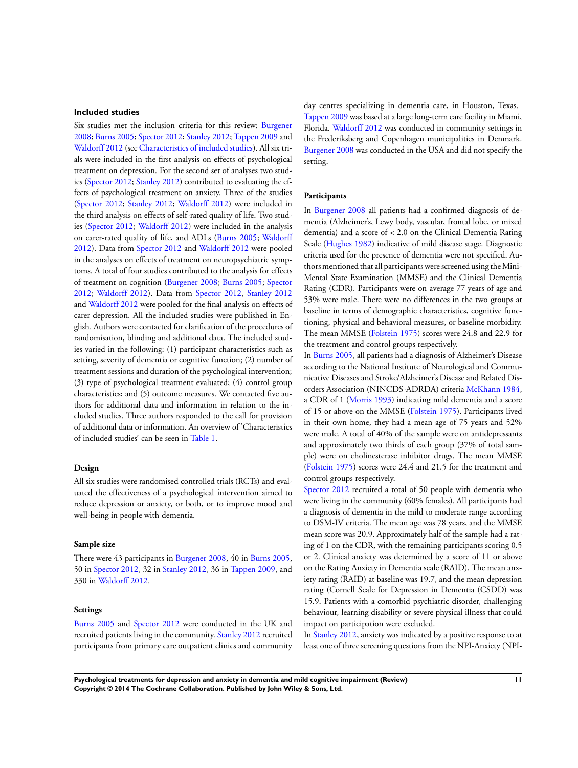### Included studies

Six studies met the inclusion criteria for this review: Burgener 2008; Burns 2005; Spector 2012; Stanley 2012; Tappen 2009 and Waldorff 2012 (see Characteristics of included studies). All six trials were included in the first analysis on effects of psychological treatment on depression. For the second set of analyses two studies (Spector 2012; Stanley 2012) contributed to evaluating the effects of psychological treatment on anxiety. Three of the studies (Spector 2012; Stanley 2012; Waldorff 2012) were included in the third analysis on effects of self-rated quality of life. Two studies (Spector 2012; Waldorff 2012) were included in the analysis on carer-rated quality of life, and ADLs (Burns 2005; Waldorff 2012). Data from Spector 2012 and Waldorff 2012 were pooled in the analyses on effects of treatment on neuropsychiatric symptoms. A total of four studies contributed to the analysis for effects of treatment on cognition (Burgener 2008; Burns 2005; Spector 2012; Waldorff 2012). Data from Spector 2012, Stanley 2012 and Waldorff 2012 were pooled for the final analysis on effects of carer depression. All the included studies were published in English. Authors were contacted for clarification of the procedures of randomisation, blinding and additional data. The included studies varied in the following: (1) participant characteristics such as setting, severity of dementia or cognitive function; (2) number of treatment sessions and duration of the psychological intervention; (3) type of psychological treatment evaluated; (4) control group characteristics; and (5) outcome measures. We contacted five authors for additional data and information in relation to the included studies. Three authors responded to the call for provision of additional data or information. An overview of 'Characteristics of included studies' can be seen in Table 1.

#### Design

All six studies were randomised controlled trials (RCTs) and evaluated the effectiveness of a psychological intervention aimed to reduce depression or anxiety, or both, or to improve mood and well-being in people with dementia.

#### Sample size

There were 43 participants in Burgener 2008, 40 in Burns 2005, 50 in Spector 2012, 32 in Stanley 2012, 36 in Tappen 2009, and 330 in Waldorff 2012.

#### Settings

Burns 2005 and Spector 2012 were conducted in the UK and recruited patients living in the community. Stanley 2012 recruited participants from primary care outpatient clinics and community day centres specializing in dementia care, in Houston, Texas. Tappen 2009 was based at a large long-term care facility in Miami, Florida. Waldorff 2012 was conducted in community settings in the Frederiksberg and Copenhagen municipalities in Denmark. Burgener 2008 was conducted in the USA and did not specify the setting.

#### Participants

In Burgener 2008 all patients had a confirmed diagnosis of dementia (Alzheimer's, Lewy body, vascular, frontal lobe, or mixed dementia) and a score of < 2.0 on the Clinical Dementia Rating Scale (Hughes 1982) indicative of mild disease stage. Diagnostic criteria used for the presence of dementia were not specified. Authors mentioned that all participants were screened using the Mini-Mental State Examination (MMSE) and the Clinical Dementia Rating (CDR). Participants were on average 77 years of age and 53% were male. There were no differences in the two groups at baseline in terms of demographic characteristics, cognitive functioning, physical and behavioral measures, or baseline morbidity. The mean MMSE (Folstein 1975) scores were 24.8 and 22.9 for the treatment and control groups respectively.

In Burns 2005, all patients had a diagnosis of Alzheimer's Disease according to the National Institute of Neurological and Communicative Diseases and Stroke/Alzheimer's Disease and Related Disorders Association (NINCDS-ADRDA) criteria McKhann 1984, a CDR of 1 (Morris 1993) indicating mild dementia and a score of 15 or above on the MMSE (Folstein 1975). Participants lived in their own home, they had a mean age of 75 years and 52% were male. A total of 40% of the sample were on antidepressants and approximately two thirds of each group (37% of total sample) were on cholinesterase inhibitor drugs. The mean MMSE (Folstein 1975) scores were 24.4 and 21.5 for the treatment and control groups respectively.

Spector 2012 recruited a total of 50 people with dementia who were living in the community (60% females). All participants had a diagnosis of dementia in the mild to moderate range according to DSM-IV criteria. The mean age was 78 years, and the MMSE mean score was 20.9. Approximately half of the sample had a rating of 1 on the CDR, with the remaining participants scoring 0.5 or 2. Clinical anxiety was determined by a score of 11 or above on the Rating Anxiety in Dementia scale (RAID). The mean anxiety rating (RAID) at baseline was 19.7, and the mean depression rating (Cornell Scale for Depression in Dementia (CSDD) was 15.9. Patients with a comorbid psychiatric disorder, challenging behaviour, learning disability or severe physical illness that could impact on participation were excluded.

In Stanley 2012, anxiety was indicated by a positive response to at least one of three screening questions from the NPI-Anxiety (NPI-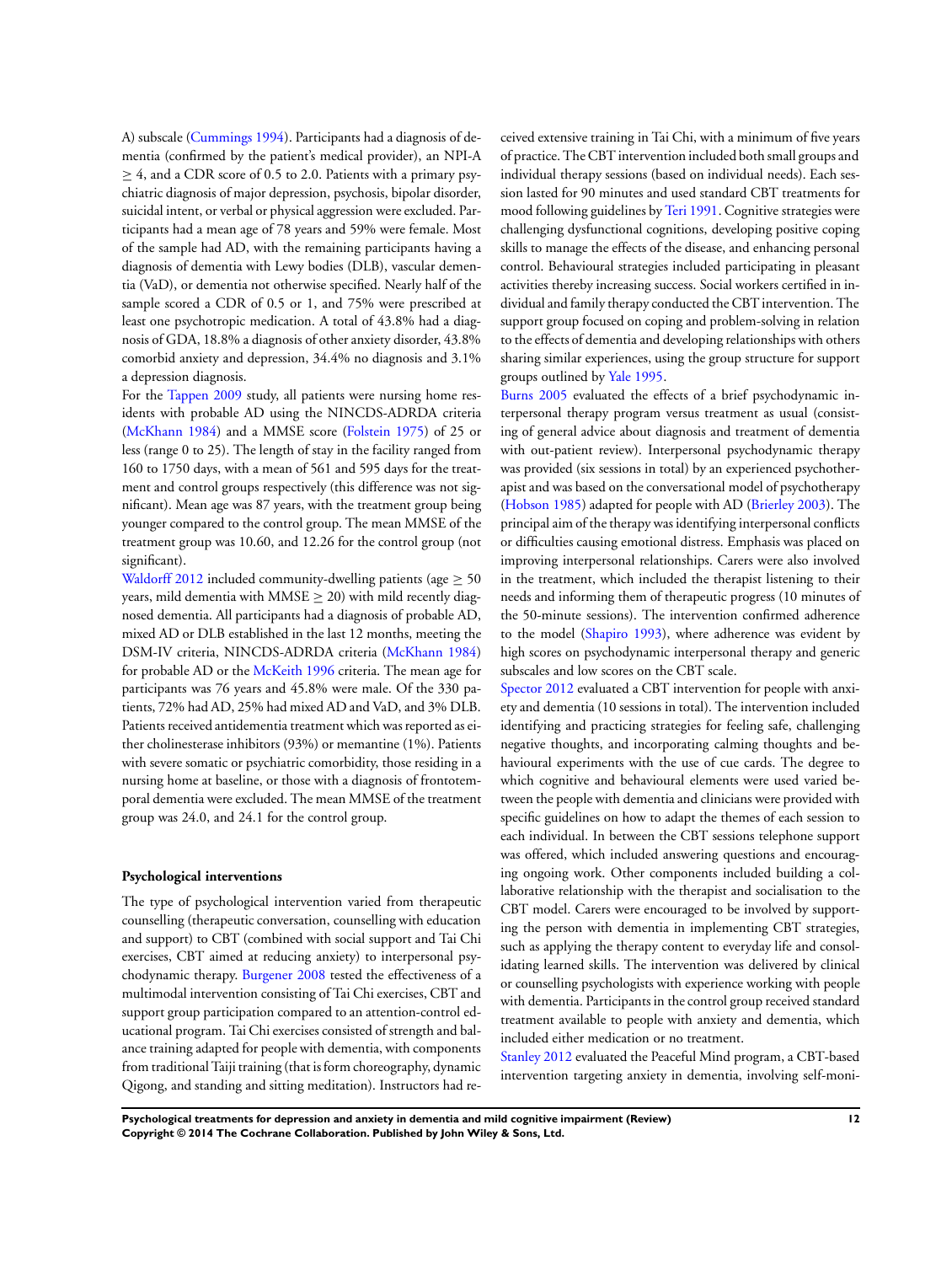A) subscale (Cummings 1994). Participants had a diagnosis of dementia (confirmed by the patient's medical provider), an NPI-A $\geq 4$, and a CDR score of 0.5 to 2.0. Patients with a primary psychiatric diagnosis of major depression, psychosis, bipolar disorder, suicidal intent, or verbal or physical aggression were excluded. Participants had a mean age of 78 years and 59% were female. Most of the sample had AD, with the remaining participants having a diagnosis of dementia with Lewy bodies (DLB), vascular dementia (VaD), or dementia not otherwise specified. Nearly half of the sample scored a CDR of 0.5 or 1, and 75% were prescribed at least one psychotropic medication. A total of 43.8% had a diagnosis of GDA, 18.8% a diagnosis of other anxiety disorder, 43.8% comorbid anxiety and depression, 34.4% no diagnosis and 3.1% a depression diagnosis.

For the Tappen 2009 study, all patients were nursing home residents with probable AD using the NINCDS-ADRDA criteria (McKhann 1984) and a MMSE score (Folstein 1975) of 25 or less (range 0 to 25). The length of stay in the facility ranged from 160 to 1750 days, with a mean of 561 and 595 days for the treatment and control groups respectively (this difference was not significant). Mean age was 87 years, with the treatment group being younger compared to the control group. The mean MMSE of the treatment group was 10.60, and 12.26 for the control group (not significant).

Waldorff 2012 included community-dwelling patients (age $\geq$ 50 years, mild dementia with MMSE $\geq$ 20) with mild recently diagnosed dementia. All participants had a diagnosis of probable AD, mixed AD or DLB established in the last 12 months, meeting the DSM-IV criteria, NINCDS-ADRDA criteria (McKhann 1984) for probable AD or the McKeith 1996 criteria. The mean age for participants was 76 years and 45.8% were male. Of the 330 patients, 72% had AD, 25% had mixed AD and VaD, and 3% DLB. Patients received antidementia treatment which was reported as either cholinesterase inhibitors (93%) or memantine (1%). Patients with severe somatic or psychiatric comorbidity, those residing in a nursing home at baseline, or those with a diagnosis of frontotemporal dementia were excluded. The mean MMSE of the treatment group was 24.0, and 24.1 for the control group.

### Psychological interventions

The type of psychological intervention varied from therapeutic counselling (therapeutic conversation, counselling with education and support) to CBT (combined with social support and Tai Chi exercises, CBT aimed at reducing anxiety) to interpersonal psychodynamic therapy. Burgener 2008 tested the effectiveness of a multimodal intervention consisting of Tai Chi exercises, CBT and support group participation compared to an attention-control educational program. Tai Chi exercises consisted of strength and balance training adapted for people with dementia, with components from traditional Taiji training (that is form choreography, dynamic Qigong, and standing and sitting meditation). Instructors had received extensive training in Tai Chi, with a minimum of five years of practice. The CBT intervention included both small groups and individual therapy sessions (based on individual needs). Each session lasted for 90 minutes and used standard CBT treatments for mood following guidelines by Teri 1991. Cognitive strategies were challenging dysfunctional cognitions, developing positive coping skills to manage the effects of the disease, and enhancing personal control. Behavioural strategies included participating in pleasant activities thereby increasing success. Social workers certified in individual and family therapy conducted the CBT intervention. The support group focused on coping and problem-solving in relation to the effects of dementia and developing relationships with others sharing similar experiences, using the group structure for support groups outlined by Yale 1995.

Burns 2005 evaluated the effects of a brief psychodynamic interpersonal therapy program versus treatment as usual (consisting of general advice about diagnosis and treatment of dementia with out-patient review). Interpersonal psychodynamic therapy was provided (six sessions in total) by an experienced psychotherapist and was based on the conversational model of psychotherapy (Hobson 1985) adapted for people with AD (Brierley 2003). The principal aim of the therapy was identifying interpersonal conflicts or difficulties causing emotional distress. Emphasis was placed on improving interpersonal relationships. Carers were also involved in the treatment, which included the therapist listening to their needs and informing them of therapeutic progress (10 minutes of the 50-minute sessions). The intervention confirmed adherence to the model (Shapiro 1993), where adherence was evident by high scores on psychodynamic interpersonal therapy and generic subscales and low scores on the CBT scale.

Spector 2012 evaluated a CBT intervention for people with anxiety and dementia (10 sessions in total). The intervention included identifying and practicing strategies for feeling safe, challenging negative thoughts, and incorporating calming thoughts and behavioural experiments with the use of cue cards. The degree to which cognitive and behavioural elements were used varied between the people with dementia and clinicians were provided with specific guidelines on how to adapt the themes of each session to each individual. In between the CBT sessions telephone support was offered, which included answering questions and encouraging ongoing work. Other components included building a collaborative relationship with the therapist and socialisation to the CBT model. Carers were encouraged to be involved by supporting the person with dementia in implementing CBT strategies, such as applying the therapy content to everyday life and consolidating learned skills. The intervention was delivered by clinical or counselling psychologists with experience working with people with dementia. Participants in the control group received standard treatment available to people with anxiety and dementia, which included either medication or no treatment.

Stanley 2012 evaluated the Peaceful Mind program, a CBT-based intervention targeting anxiety in dementia, involving self-moni-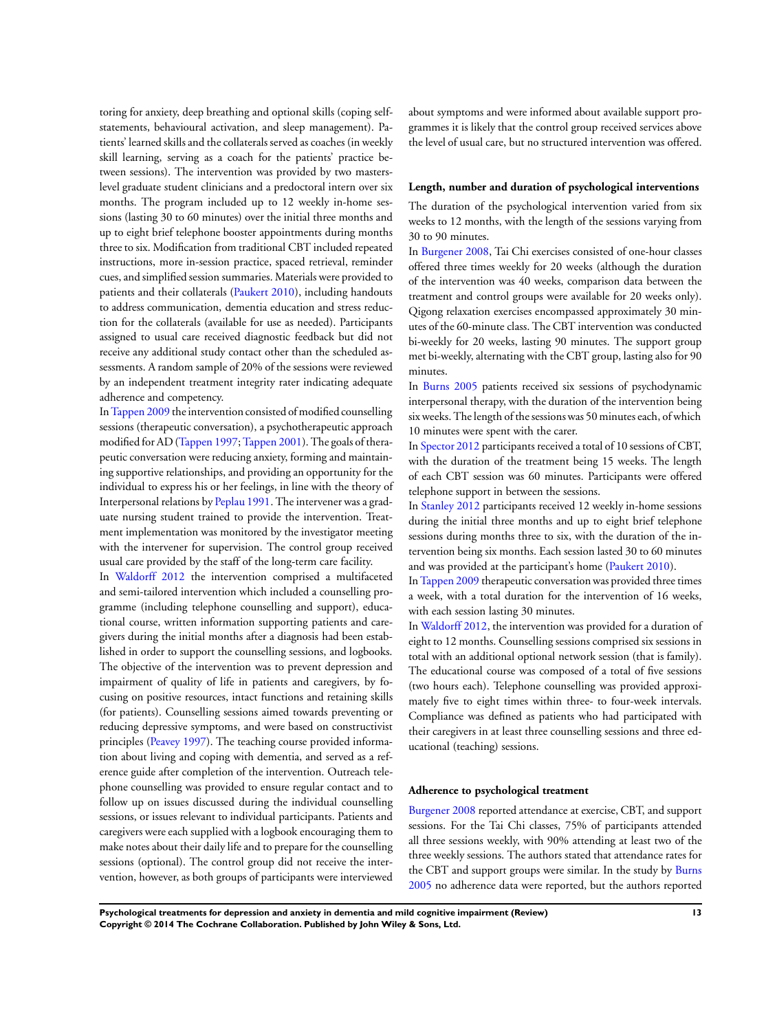toring for anxiety, deep breathing and optional skills (coping self-statements, behavioural activation, and sleep management). Patients' learned skills and the collaterals served as coaches (in weekly skill learning, serving as a coach for the patients' practice between sessions). The intervention was provided by two masters-level graduate student clinicians and a predoctoral intern over six months. The program included up to 12 weekly in-home sessions (lasting 30 to 60 minutes) over the initial three months and up to eight brief telephone booster appointments during months three to six. Modification from traditional CBT included repeated instructions, more in-session practice, spaced retrieval, reminder cues, and simplified session summaries. Materials were provided to patients and their collaterals (Paukert 2010), including handouts to address communication, dementia education and stress reduction for the collaterals (available for use as needed). Participants assigned to usual care received diagnostic feedback but did not receive any additional study contact other than the scheduled assessments. A random sample of 20% of the sessions were reviewed by an independent treatment integrity rater indicating adequate adherence and competency.

In Tappen 2009 the intervention consisted of modified counselling sessions (therapeutic conversation), a psychotherapeutic approach modified for AD (Tappen 1997; Tappen 2001). The goals of therapeutic conversation were reducing anxiety, forming and maintaining supportive relationships, and providing an opportunity for the individual to express his or her feelings, in line with the theory of Interpersonal relations by Peplau 1991. The intervener was a graduate nursing student trained to provide the intervention. Treatment implementation was monitored by the investigator meeting with the intervener for supervision. The control group received usual care provided by the staff of the long-term care facility.

In Waldorff 2012 the intervention comprised a multifaceted and semi-tailored intervention which included a counselling programme (including telephone counselling and support), educational course, written information supporting patients and caregivers during the initial months after a diagnosis had been established in order to support the counselling sessions, and logbooks. The objective of the intervention was to prevent depression and impairment of quality of life in patients and caregivers, by focusing on positive resources, intact functions and retaining skills (for patients). Counselling sessions aimed towards preventing or reducing depressive symptoms, and were based on constructivist principles (Peavey 1997). The teaching course provided information about living and coping with dementia, and served as a reference guide after completion of the intervention. Outreach telephone counselling was provided to ensure regular contact and to follow up on issues discussed during the individual counselling sessions, or issues relevant to individual participants. Patients and caregivers were each supplied with a logbook encouraging them to make notes about their daily life and to prepare for the counselling sessions (optional). The control group did not receive the intervention, however, as both groups of participants were interviewed about symptoms and were informed about available support programmes it is likely that the control group received services above the level of usual care, but no structured intervention was offered.

### Length, number and duration of psychological interventions

The duration of the psychological intervention varied from six weeks to 12 months, with the length of the sessions varying from 30 to 90 minutes.

In Burgener 2008, Tai Chi exercises consisted of one-hour classes offered three times weekly for 20 weeks (although the duration of the intervention was 40 weeks, comparison data between the treatment and control groups were available for 20 weeks only). Qigong relaxation exercises encompassed approximately 30 minutes of the 60-minute class. The CBT intervention was conducted bi-weekly for 20 weeks, lasting 90 minutes. The support group met bi-weekly, alternating with the CBT group, lasting also for 90 minutes.

In Burns 2005 patients received six sessions of psychodynamic interpersonal therapy, with the duration of the intervention being six weeks. The length of the sessions was 50 minutes each, of which 10 minutes were spent with the carer.

In Spector 2012 participants received a total of 10 sessions of CBT, with the duration of the treatment being 15 weeks. The length of each CBT session was 60 minutes. Participants were offered telephone support in between the sessions.

In Stanley 2012 participants received 12 weekly in-home sessions during the initial three months and up to eight brief telephone sessions during months three to six, with the duration of the intervention being six months. Each session lasted 30 to 60 minutes and was provided at the participant's home (Paukert 2010).

In Tappen 2009 therapeutic conversation was provided three times a week, with a total duration for the intervention of 16 weeks, with each session lasting 30 minutes.

In Waldorff 2012, the intervention was provided for a duration of eight to 12 months. Counselling sessions comprised six sessions in total with an additional optional network session (that is family). The educational course was composed of a total of five sessions (two hours each). Telephone counselling was provided approximately five to eight times within three- to four-week intervals. Compliance was defined as patients who had participated with their caregivers in at least three counselling sessions and three educational (teaching) sessions.

### Adherence to psychological treatment

Burgener 2008 reported attendance at exercise, CBT, and support sessions. For the Tai Chi classes, 75% of participants attended all three sessions weekly, with 90% attending at least two of the three weekly sessions. The authors stated that attendance rates for the CBT and support groups were similar. In the study by Burns 2005 no adherence data were reported, but the authors reported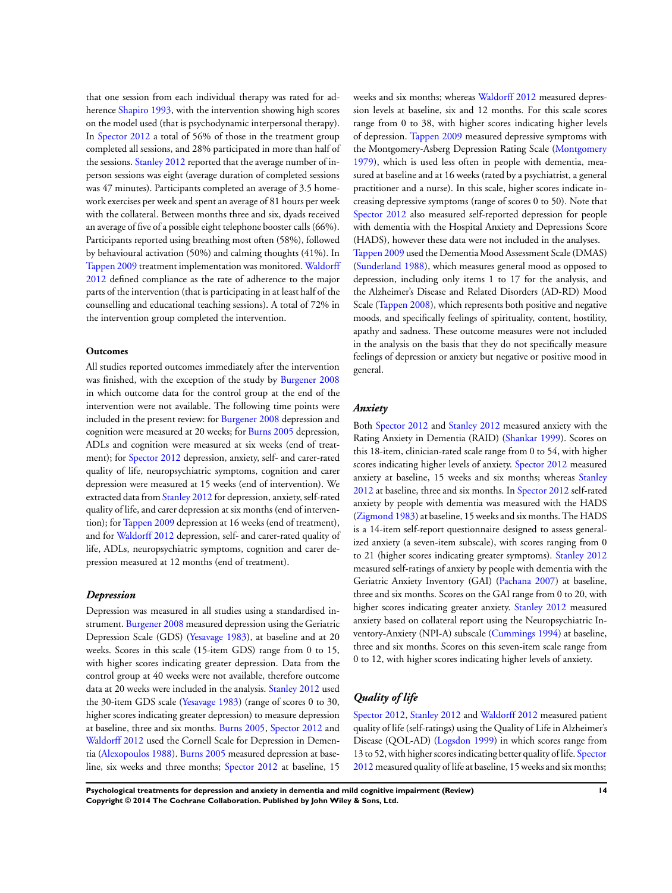that one session from each individual therapy was rated for adherence Shapiro 1993, with the intervention showing high scores on the model used (that is psychodynamic interpersonal therapy). In Spector 2012 a total of 56% of those in the treatment group completed all sessions, and 28% participated in more than half of the sessions. Stanley 2012 reported that the average number of in-person sessions was eight (average duration of completed sessions was 47 minutes). Participants completed an average of 3.5 homework exercises per week and spent an average of 81 hours per week with the collateral. Between months three and six, dyads received an average of five of a possible eight telephone booster calls (66%). Participants reported using breathing most often (58%), followed by behavioural activation (50%) and calming thoughts (41%). In Tappen 2009 treatment implementation was monitored. Waldorff 2012 defined compliance as the rate of adherence to the major parts of the intervention (that is participating in at least half of the counselling and educational teaching sessions). A total of 72% in the intervention group completed the intervention.

#### Outcomes

All studies reported outcomes immediately after the intervention was finished, with the exception of the study by Burgener 2008 in which outcome data for the control group at the end of the intervention were not available. The following time points were included in the present review: for Burgener 2008 depression and cognition were measured at 20 weeks; for Burns 2005 depression, ADLs and cognition were measured at six weeks (end of treatment); for Spector 2012 depression, anxiety, self- and carer-rated quality of life, neuropsychiatric symptoms, cognition and carer depression were measured at 15 weeks (end of intervention). We extracted data from Stanley 2012 for depression, anxiety, self-rated quality of life, and carer depression at six months (end of intervention); for Tappen 2009 depression at 16 weeks (end of treatment), and for Waldorff 2012 depression, self- and carer-rated quality of life, ADLs, neuropsychiatric symptoms, cognition and carer depression measured at 12 months (end of treatment).

#### *Depression*

Depression was measured in all studies using a standardised instrument. Burgener 2008 measured depression using the Geriatric Depression Scale (GDS) (Yesavage 1983), at baseline and at 20 weeks. Scores in this scale (15-item GDS) range from 0 to 15, with higher scores indicating greater depression. Data from the control group at 40 weeks were not available, therefore outcome data at 20 weeks were included in the analysis. Stanley 2012 used the 30-item GDS scale (Yesavage 1983) (range of scores 0 to 30, higher scores indicating greater depression) to measure depression at baseline, three and six months. Burns 2005, Spector 2012 and Waldorff 2012 used the Cornell Scale for Depression in Dementia (Alexopoulos 1988). Burns 2005 measured depression at baseline, six weeks and three months; Spector 2012 at baseline, 15 weeks and six months; whereas Waldorff 2012 measured depression levels at baseline, six and 12 months. For this scale scores range from 0 to 38, with higher scores indicating higher levels of depression. Tappen 2009 measured depressive symptoms with the Montgomery-Asberg Depression Rating Scale (Montgomery 1979), which is used less often in people with dementia, measured at baseline and at 16 weeks (rated by a psychiatrist, a general practitioner and a nurse). In this scale, higher scores indicate increasing depressive symptoms (range of scores 0 to 50). Note that Spector 2012 also measured self-reported depression for people with dementia with the Hospital Anxiety and Depressions Score (HADS), however these data were not included in the analyses. Tappen 2009 used the Dementia Mood Assessment Scale (DMAS) (Sunderland 1988), which measures general mood as opposed to depression, including only items 1 to 17 for the analysis, and the Alzheimer's Disease and Related Disorders (AD-RD) Mood Scale (Tappen 2008), which represents both positive and negative moods, and specifically feelings of spirituality, content, hostility, apathy and sadness. These outcome measures were not included in the analysis on the basis that they do not specifically measure feelings of depression or anxiety but negative or positive mood in general.

#### *Anxiety*

Both Spector 2012 and Stanley 2012 measured anxiety with the Rating Anxiety in Dementia (RAID) (Shankar 1999). Scores on this 18-item, clinician-rated scale range from 0 to 54, with higher scores indicating higher levels of anxiety. Spector 2012 measured anxiety at baseline, 15 weeks and six months; whereas Stanley 2012 at baseline, three and six months. In Spector 2012 self-rated anxiety by people with dementia was measured with the HADS (Zigmond 1983) at baseline, 15 weeks and six months. The HADS is a 14-item self-report questionnaire designed to assess generalized anxiety (a seven-item subscale), with scores ranging from 0 to 21 (higher scores indicating greater symptoms). Stanley 2012 measured self-ratings of anxiety by people with dementia with the Geriatric Anxiety Inventory (GAI) (Pachana 2007) at baseline, three and six months. Scores on the GAI range from 0 to 20, with higher scores indicating greater anxiety. Stanley 2012 measured anxiety based on collateral report using the Neuropsychiatric Inventory-Anxiety (NPI-A) subscale (Cummings 1994) at baseline, three and six months. Scores on this seven-item scale range from 0 to 12, with higher scores indicating higher levels of anxiety.

#### *Quality of life*

Spector 2012, Stanley 2012 and Waldorff 2012 measured patient quality of life (self-ratings) using the Quality of Life in Alzheimer's Disease (QOL-AD) (Logsdon 1999) in which scores range from 13 to 52, with higher scores indicating better quality of life. Spector 2012 measured quality of life at baseline, 15 weeks and six months;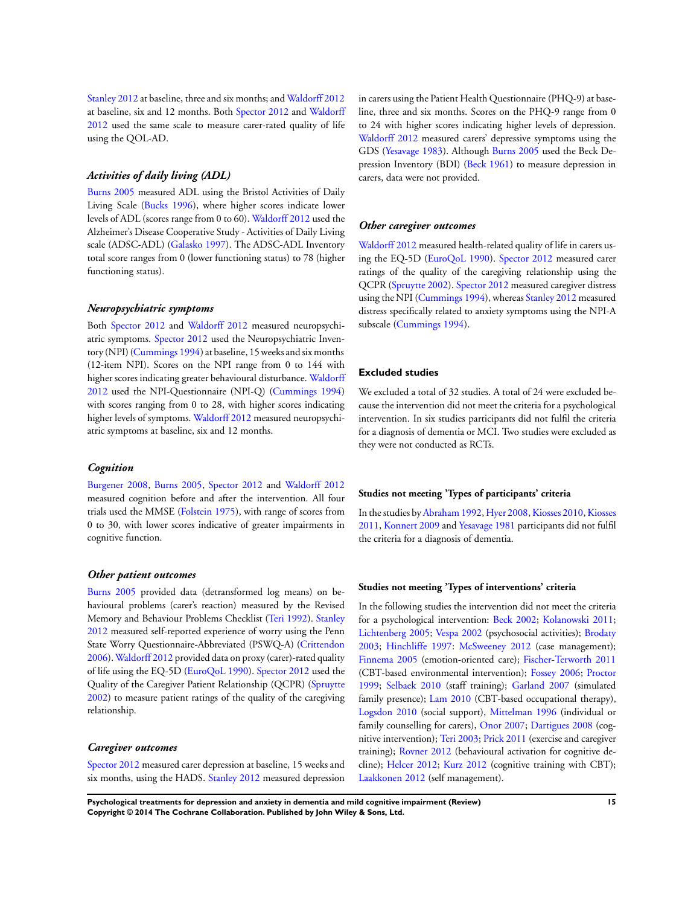Stanley 2012 at baseline, three and six months; and Waldorff 2012 at baseline, six and 12 months. Both Spector 2012 and Waldorff 2012 used the same scale to measure carer-rated quality of life using the QOL-AD.

#### *Activities of daily living (ADL)*

Burns 2005 measured ADL using the Bristol Activities of Daily Living Scale (Bucks 1996), where higher scores indicate lower levels of ADL (scores range from 0 to 60). Waldorff 2012 used the Alzheimer's Disease Cooperative Study - Activities of Daily Living scale (ADSC-ADL) (Galasko 1997). The ADSC-ADL Inventory total score ranges from 0 (lower functioning status) to 78 (higher functioning status).

#### *Neuropsychiatric symptoms*

Both Spector 2012 and Waldorff 2012 measured neuropsychiatric symptoms. Spector 2012 used the Neuropsychiatric Inventory (NPI) (Cummings 1994) at baseline, 15 weeks and six months (12-item NPI). Scores on the NPI range from 0 to 144 with higher scores indicating greater behavioural disturbance. Waldorff 2012 used the NPI-Questionnaire (NPI-Q) (Cummings 1994) with scores ranging from 0 to 28, with higher scores indicating higher levels of symptoms. Waldorff 2012 measured neuropsychiatric symptoms at baseline, six and 12 months.

#### *Cognition*

Burgener 2008, Burns 2005, Spector 2012 and Waldorff 2012 measured cognition before and after the intervention. All four trials used the MMSE (Folstein 1975), with range of scores from 0 to 30, with lower scores indicative of greater impairments in cognitive function.

#### *Other patient outcomes*

Burns 2005 provided data (detransformed log means) on behavioural problems (carer's reaction) measured by the Revised Memory and Behaviour Problems Checklist (Teri 1992). Stanley 2012 measured self-reported experience of worry using the Penn State Worry Questionnaire-Abbreviated (PSWQ-A) (Crittendon 2006). Waldorff 2012 provided data on proxy (carer)-rated quality of life using the EQ-5D (EuroQoL 1990). Spector 2012 used the Quality of the Caregiver Patient Relationship (QCPR) (Spruytte 2002) to measure patient ratings of the quality of the caregiving relationship.

#### *Caregiver outcomes*

Spector 2012 measured carer depression at baseline, 15 weeks and six months, using the HADS. Stanley 2012 measured depression in carers using the Patient Health Questionnaire (PHQ-9) at baseline, three and six months. Scores on the PHQ-9 range from 0 to 24 with higher scores indicating higher levels of depression. Waldorff 2012 measured carers' depressive symptoms using the GDS (Yesavage 1983). Although Burns 2005 used the Beck Depression Inventory (BDI) (Beck 1961) to measure depression in carers, data were not provided.

#### *Other caregiver outcomes*

Waldorff 2012 measured health-related quality of life in carers using the EQ-5D (EuroQoL 1990). Spector 2012 measured carer ratings of the quality of the caregiving relationship using the QCPR (Spruytte 2002). Spector 2012 measured caregiver distress using the NPI (Cummings 1994), whereas Stanley 2012 measured distress specifically related to anxiety symptoms using the NPI-A subscale (Cummings 1994).

### Excluded studies

We excluded a total of 32 studies. A total of 24 were excluded because the intervention did not meet the criteria for a psychological intervention. In six studies participants did not fulfil the criteria for a diagnosis of dementia or MCI. Two studies were excluded as they were not conducted as RCTs.

#### Studies not meeting 'Types of participants' criteria

In the studies by Abraham 1992, Hyer 2008, Kiosses 2010, Kiosses 2011, Konnert 2009 and Yesavage 1981 participants did not fulfil the criteria for a diagnosis of dementia.

#### Studies not meeting 'Types of interventions' criteria

In the following studies the intervention did not meet the criteria for a psychological intervention: Beck 2002; Kolanowski 2011; Lichtenberg 2005; Vespa 2002 (psychosocial activities); Brodaty 2003; Hinchliffe 1997; McSweeney 2012 (case management); Finnema 2005 (emotion-oriented care); Fischer-Terworth 2011 (CBT-based environmental intervention); Fossey 2006; Proctor 1999; Selbaek 2010 (staff training); Garland 2007 (simulated family presence); Lam 2010 (CBT-based occupational therapy), Logsdon 2010 (social support), Mittelman 1996 (individual or family counselling for carers), Onor 2007; Dartigues 2008 (cognitive intervention); Teri 2003; Prick 2011 (exercise and caregiver training); Rovner 2012 (behavioural activation for cognitive decline); Helcer 2012; Kurz 2012 (cognitive training with CBT); Laakkonen 2012 (self management).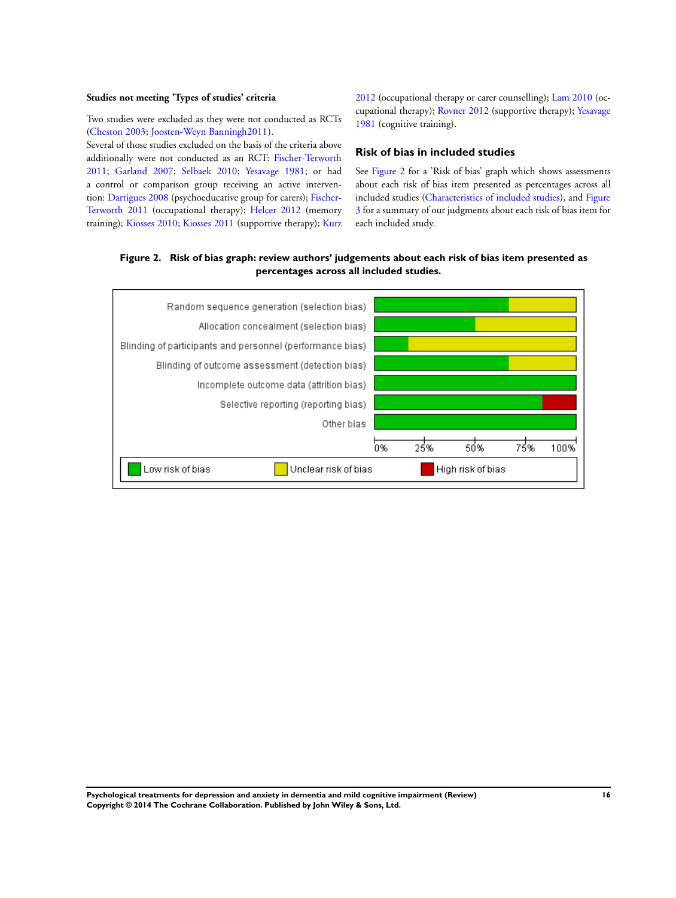**Studies not meeting 'Types of studies' criteria**

Two studies were excluded as they were not conducted as RCTs (Cheston 2003; Joosten-Weyn Banningh2011).

Several of those studies excluded on the basis of the criteria above additionally were not conducted as an RCT: Fischer-Terworth 2011; Garland 2007; Selbaek 2010; Yesavage 1981; or had a control or comparison group receiving an active intervention: Dartigues 2008 (psychoeducative group for carers); Fischer-Terworth 2011 (occupational therapy); Helcer 2012 (memory training); Kiosses 2010; Kiosses 2011 (supportive therapy); Kurz 2012 (occupational therapy or carer counselling); Lam 2010 (occupational therapy); Rovner 2012 (supportive therapy); Yesavage 1981 (cognitive training).

## Risk of bias in included studies

See Figure 2 for a 'Risk of bias' graph which shows assessments about each risk of bias item presented as percentages across all included studies (Characteristics of included studies), and Figure 3 for a summary of our judgments about each risk of bias item for each included study.

**Figure 2. Risk of bias graph: review authors' judgements about each risk of bias item presented as percentages across all included studies.**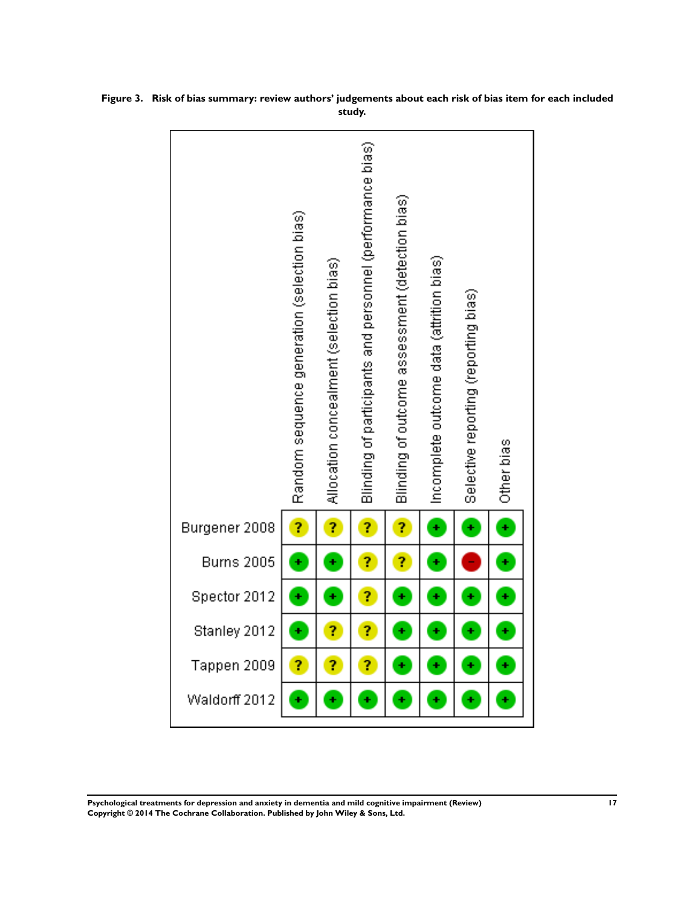**Figure 3. Risk of bias summary: review authors' judgements about each risk of bias item for each included study.**

| Study | Random sequence generation (selection bias) | Allocation concealment (selection bias) | Blinding of participants and personnel (performance bias) | Blinding of outcome assessment (detection bias) | Incomplete outcome data (attrition bias) | Selective reporting (reporting bias) | Other bias |
| --- | --- | --- | --- | --- | --- | --- | --- |
| Burgener 2008 | ? | ? | ? | ? | + | + | + |
| Burns 2005 | + | + | ? | ? | + | - | + |
| Spector 2012 | + | + | ? | + | + | + | + |
| Stanley 2012 | + | ? | ? | + | + | + | + |
| Tappen 2009 | ? | ? | ? | + | + | + | + |
| Waldorff 2012 | + | + | + | + | + | + | + |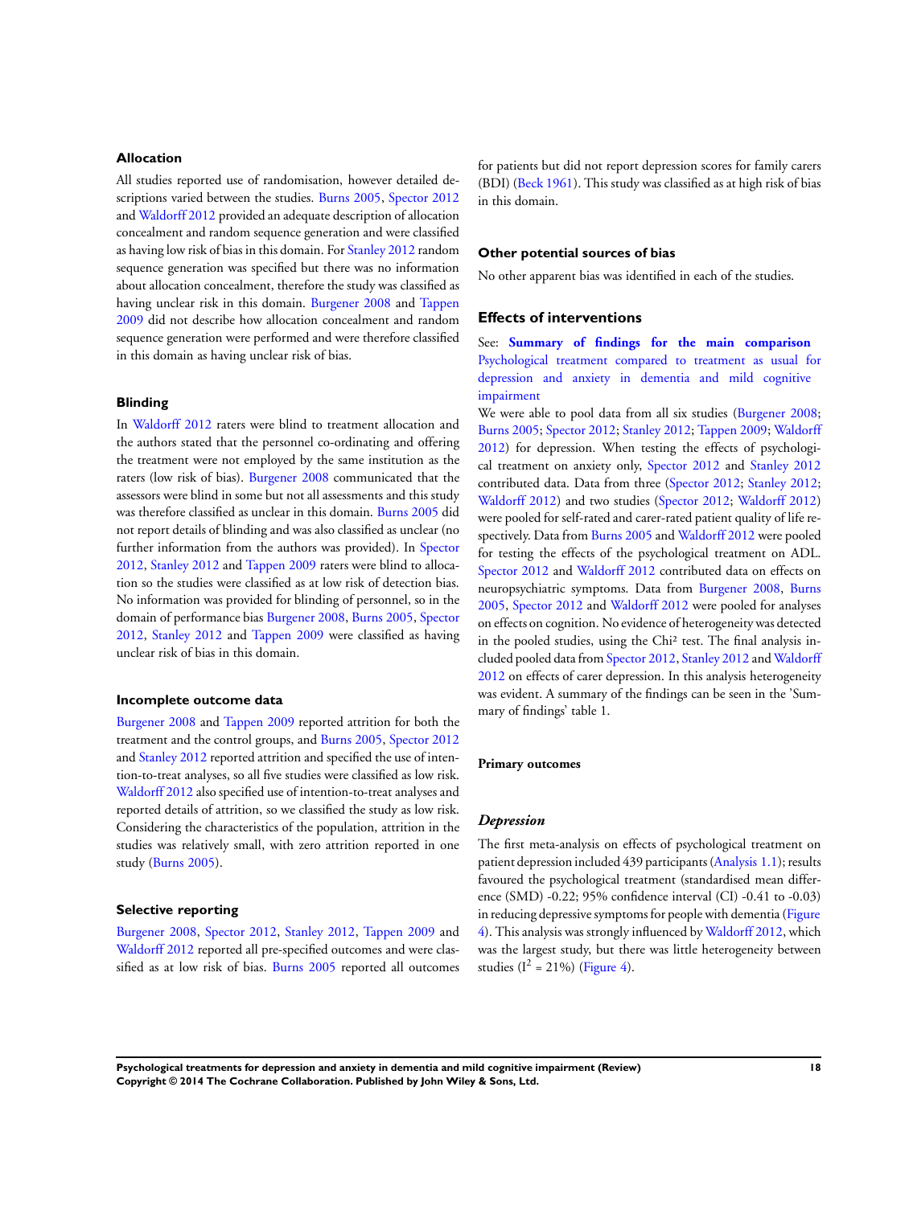### Allocation

All studies reported use of randomisation, however detailed descriptions varied between the studies. Burns 2005, Spector 2012 and Waldorff 2012 provided an adequate description of allocation concealment and random sequence generation and were classified as having low risk of bias in this domain. For Stanley 2012 random sequence generation was specified but there was no information about allocation concealment, therefore the study was classified as having unclear risk in this domain. Burgener 2008 and Tappen 2009 did not describe how allocation concealment and random sequence generation were performed and were therefore classified in this domain as having unclear risk of bias.

### Blinding

In Waldorff 2012 raters were blind to treatment allocation and the authors stated that the personnel co-ordinating and offering the treatment were not employed by the same institution as the raters (low risk of bias). Burgener 2008 communicated that the assessors were blind in some but not all assessments and this study was therefore classified as unclear in this domain. Burns 2005 did not report details of blinding and was also classified as unclear (no further information from the authors was provided). In Spector 2012, Stanley 2012 and Tappen 2009 raters were blind to allocation so the studies were classified as at low risk of detection bias. No information was provided for blinding of personnel, so in the domain of performance bias Burgener 2008, Burns 2005, Spector 2012, Stanley 2012 and Tappen 2009 were classified as having unclear risk of bias in this domain.

### Incomplete outcome data

Burgener 2008 and Tappen 2009 reported attrition for both the treatment and the control groups, and Burns 2005, Spector 2012 and Stanley 2012 reported attrition and specified the use of intention-to-treat analyses, so all five studies were classified as low risk. Waldorff 2012 also specified use of intention-to-treat analyses and reported details of attrition, so we classified the study as low risk. Considering the characteristics of the population, attrition in the studies was relatively small, with zero attrition reported in one study (Burns 2005).

### Selective reporting

Burgener 2008, Spector 2012, Stanley 2012, Tappen 2009 and Waldorff 2012 reported all pre-specified outcomes and were classified as at low risk of bias. Burns 2005 reported all outcomes for patients but did not report depression scores for family carers (BDI) (Beck 1961). This study was classified as at high risk of bias in this domain.

### Other potential sources of bias

No other apparent bias was identified in each of the studies.

## Effects of interventions

See: **Summary of findings for the main comparison** Psychological treatment compared to treatment as usual for depression and anxiety in dementia and mild cognitive impairment

We were able to pool data from all six studies (Burgener 2008; Burns 2005; Spector 2012; Stanley 2012; Tappen 2009; Waldorff 2012) for depression. When testing the effects of psychological treatment on anxiety only, Spector 2012 and Stanley 2012 contributed data. Data from three (Spector 2012; Stanley 2012; Waldorff 2012) and two studies (Spector 2012; Waldorff 2012) were pooled for self-rated and carer-rated patient quality of life respectively. Data from Burns 2005 and Waldorff 2012 were pooled for testing the effects of the psychological treatment on ADL. Spector 2012 and Waldorff 2012 contributed data on effects on neuropsychiatric symptoms. Data from Burgener 2008, Burns 2005, Spector 2012 and Waldorff 2012 were pooled for analyses on effects on cognition. No evidence of heterogeneity was detected in the pooled studies, using the Chi² test. The final analysis included pooled data from Spector 2012, Stanley 2012 and Waldorff 2012 on effects of carer depression. In this analysis heterogeneity was evident. A summary of the findings can be seen in the 'Summary of findings' table 1.

### Primary outcomes

#### *Depression*

The first meta-analysis on effects of psychological treatment on patient depression included 439 participants (Analysis 1.1); results favoured the psychological treatment (standardised mean difference (SMD) -0.22; 95% confidence interval (CI) -0.41 to -0.03) in reducing depressive symptoms for people with dementia (Figure 4). This analysis was strongly influenced by Waldorff 2012, which was the largest study, but there was little heterogeneity between studies ($I^2$ = 21%) (Figure 4).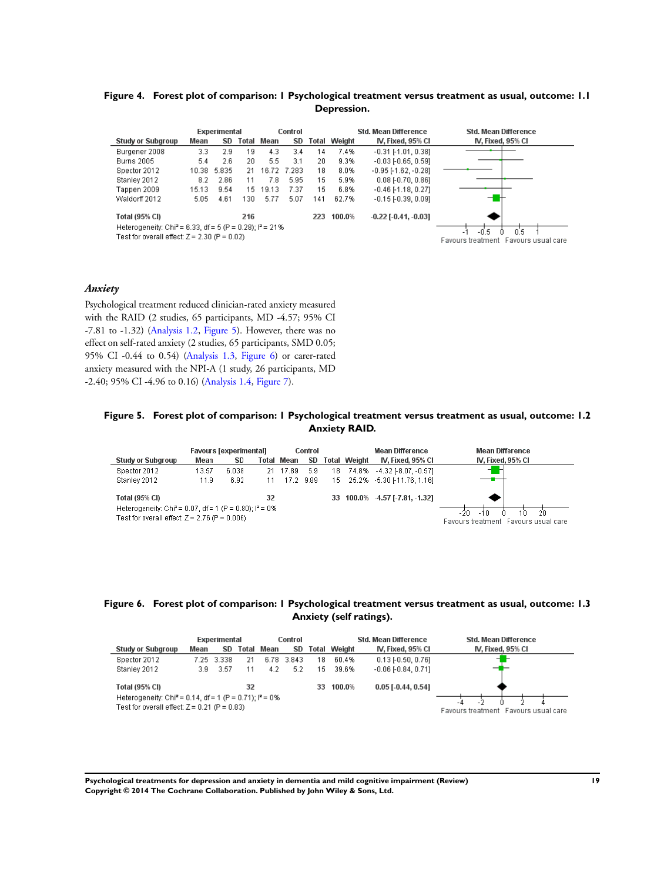**Figure 4. Forest plot of comparison: 1 Psychological treatment versus treatment as usual, outcome: 1.1 Depression.**

| Study or Subgroup | Experimental Mean | Experimental SD | Experimental Total | Control Mean | Control SD | Control Total | Weight | Std. Mean Difference IV, Fixed, 95% CI |
|---|---|---|---|---|---|---|---|---|
| Burgener 2008 | 3.3 | 2.9 | 19 | 4.3 | 3.4 | 14 | 7.4% | -0.31 [-1.01, 0.38] |
| Burns 2005 | 5.4 | 2.6 | 20 | 5.5 | 3.1 | 20 | 9.3% | -0.03 [-0.65, 0.59] |
| Spector 2012 | 10.38 | 5.835 | 21 | 16.72 | 7.283 | 18 | 8.0% | -0.95 [-1.62, -0.28] |
| Stanley 2012 | 8.2 | 2.86 | 11 | 7.8 | 5.95 | 15 | 5.9% | 0.08 [-0.70, 0.86] |
| Tappen 2009 | 15.13 | 9.54 | 15 | 19.13 | 7.37 | 15 | 6.8% | -0.46 [-1.18, 0.27] |
| Waldorff 2012 | 5.05 | 4.61 | 130 | 5.77 | 5.07 | 141 | 62.7% | -0.15 [-0.39, 0.09] |
| **Total (95% CI)** | | | **216** | | | **223** | **100.0%** | **-0.22 [-0.41, -0.03]** |

Heterogeneity: Chi² = 6.33, df = 5 (P = 0.28); I² = 21%
Test for overall effect: Z = 2.30 (P = 0.02)

Favours treatment | Favours usual care

### *Anxiety*

Psychological treatment reduced clinician-rated anxiety measured with the RAID (2 studies, 65 participants, MD -4.57; 95% CI -7.81 to -1.32) (Analysis 1.2, Figure 5). However, there was no effect on self-rated anxiety (2 studies, 65 participants, SMD 0.05; 95% CI -0.44 to 0.54) (Analysis 1.3, Figure 6) or carer-rated anxiety measured with the NPI-A (1 study, 26 participants, MD -2.40; 95% CI -4.96 to 0.16) (Analysis 1.4, Figure 7).

**Figure 5. Forest plot of comparison: 1 Psychological treatment versus treatment as usual, outcome: 1.2 Anxiety RAID.**

| Study or Subgroup | Favours [experimental] Mean | Favours [experimental] SD | Favours [experimental] Total | Control Mean | Control SD | Control Total | Weight | Mean Difference IV, Fixed, 95% CI |
|---|---|---|---|---|---|---|---|---|
| Spector 2012 | 13.57 | 6.038 | 21 | 17.89 | 5.9 | 18 | 74.8% | -4.32 [-8.07, -0.57] |
| Stanley 2012 | 11.9 | 6.92 | 11 | 17.2 | 9.89 | 15 | 25.2% | -5.30 [-11.76, 1.16] |
| **Total (95% CI)** | | | **32** | | | **33** | **100.0%** | **-4.57 [-7.81, -1.32]** |

Heterogeneity: Chi² = 0.07, df = 1 (P = 0.80); I² = 0%
Test for overall effect: Z = 2.76 (P = 0.006)

Favours treatment | Favours usual care

**Figure 6. Forest plot of comparison: 1 Psychological treatment versus treatment as usual, outcome: 1.3 Anxiety (self ratings).**

| Study or Subgroup | Experimental Mean | Experimental SD | Experimental Total | Control Mean | Control SD | Control Total | Weight | Std. Mean Difference IV, Fixed, 95% CI |
|---|---|---|---|---|---|---|---|---|
| Spector 2012 | 7.25 | 3.338 | 21 | 6.78 | 3.843 | 18 | 60.4% | 0.13 [-0.50, 0.76] |
| Stanley 2012 | 3.9 | 3.57 | 11 | 4.2 | 5.2 | 15 | 39.6% | -0.06 [-0.84, 0.71] |
| **Total (95% CI)** | | | **32** | | | **33** | **100.0%** | **0.05 [-0.44, 0.54]** |

Heterogeneity: Chi² = 0.14, df = 1 (P = 0.71); I² = 0%
Test for overall effect: Z = 0.21 (P = 0.83)

Favours treatment | Favours usual care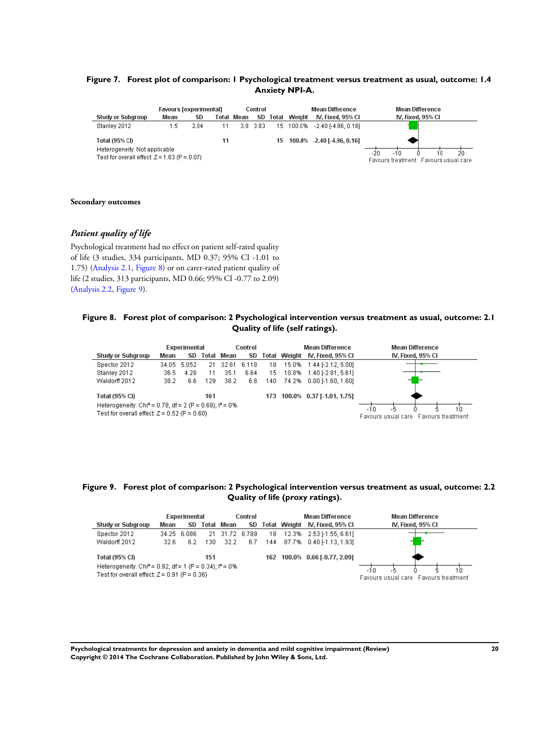**Figure 7. Forest plot of comparison: 1 Psychological treatment versus treatment as usual, outcome: 1.4 Anxiety NPI-A.**

| Study or Subgroup | Favours [experimental] Mean | SD | Total | Control Mean | SD | Total | Weight | Mean Difference IV, Fixed, 95% CI |
|---|---|---|---|---|---|---|---|---|
| Stanley 2012 | 1.5 | 2.84 | 11 | 3.9 | 3.83 | 15 | 100.0% | -2.40 [-4.96, 0.16] |
| **Total (95% CI)** | | | **11** | | | **15** | **100.0%** | **-2.40 [-4.96, 0.16]** |

Heterogeneity: Not applicable
Test for overall effect: Z = 1.83 (P = 0.07)

Mean Difference IV, Fixed, 95% CI: -20, -10, 0, 10, 20 — Favours treatment / Favours usual care

**Secondary outcomes**

### *Patient quality of life*

Psychological treatment had no effect on patient self-rated quality of life (3 studies, 334 participants, MD 0.37; 95% CI -1.01 to 1.75) (Analysis 2.1, Figure 8) or on carer-rated patient quality of life (2 studies, 313 participants, MD 0.66; 95% CI -0.77 to 2.09) (Analysis 2.2, Figure 9).

**Figure 8. Forest plot of comparison: 2 Psychological intervention versus treatment as usual, outcome: 2.1 Quality of life (self ratings).**

| Study or Subgroup | Experimental Mean | SD | Total | Control Mean | SD | Total | Weight | Mean Difference IV, Fixed, 95% CI |
|---|---|---|---|---|---|---|---|---|
| Spector 2012 | 34.05 | 5.052 | 21 | 32.61 | 6.118 | 18 | 15.0% | 1.44 [-2.12, 5.00] |
| Stanley 2012 | 36.5 | 4.28 | 11 | 35.1 | 6.64 | 15 | 10.8% | 1.40 [-2.81, 5.61] |
| Waldorff 2012 | 38.2 | 6.6 | 129 | 38.2 | 6.8 | 140 | 74.2% | 0.00 [-1.60, 1.60] |
| **Total (95% CI)** | | | **161** | | | **173** | **100.0%** | **0.37 [-1.01, 1.75]** |

Heterogeneity: $Chi^2 = 0.78$, df = 2 (P = 0.68); $I^2 = 0\%$
Test for overall effect: Z = 0.52 (P = 0.60)

Mean Difference IV, Fixed, 95% CI: -10, -5, 0, 5, 10 — Favours usual care / Favours treatment

**Figure 9. Forest plot of comparison: 2 Psychological intervention versus treatment as usual, outcome: 2.2 Quality of life (proxy ratings).**

| Study or Subgroup | Experimental Mean | SD | Total | Control Mean | SD | Total | Weight | Mean Difference IV, Fixed, 95% CI |
|---|---|---|---|---|---|---|---|---|
| Spector 2012 | 34.25 | 6.086 | 21 | 31.72 | 6.789 | 18 | 12.3% | 2.53 [-1.55, 6.61] |
| Waldorff 2012 | 32.6 | 6.2 | 130 | 32.2 | 6.7 | 144 | 87.7% | 0.40 [-1.13, 1.93] |
| **Total (95% CI)** | | | **151** | | | **162** | **100.0%** | **0.66 [-0.77, 2.09]** |

Heterogeneity: $Chi^2 = 0.92$, df = 1 (P = 0.34); $I^2 = 0\%$
Test for overall effect: Z = 0.91 (P = 0.36)

Mean Difference IV, Fixed, 95% CI: -10, -5, 0, 5, 10 — Favours usual care / Favours treatment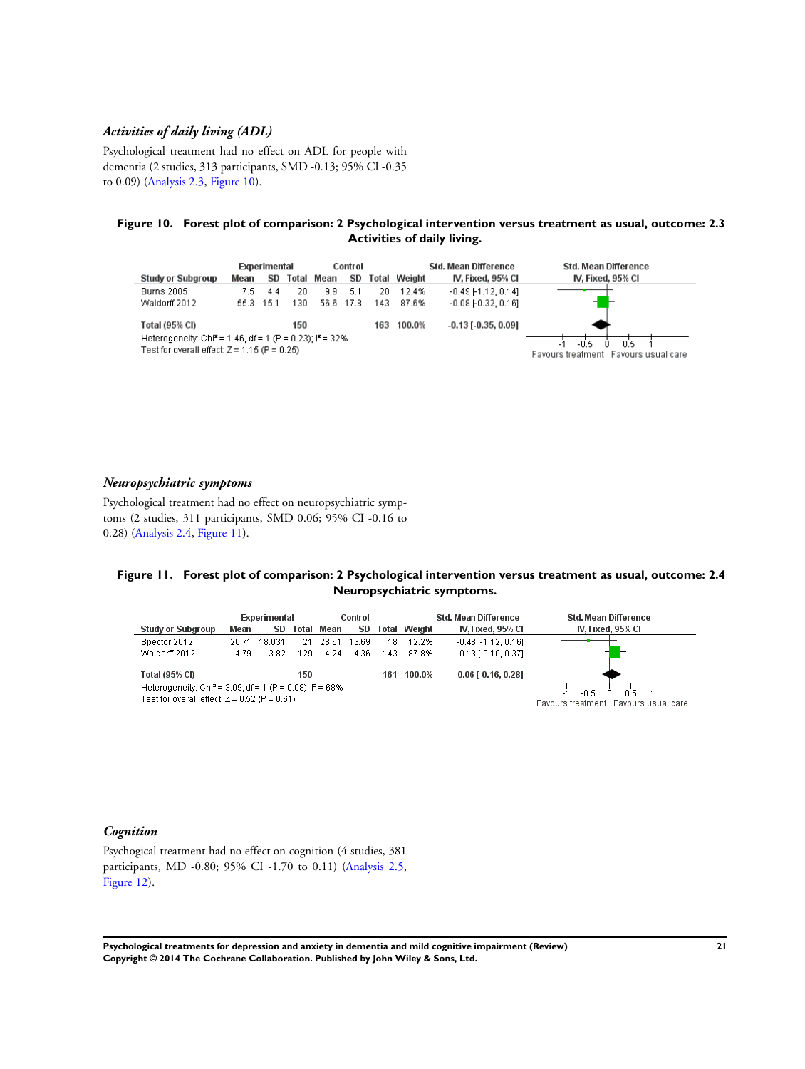### *Activities of daily living (ADL)*

Psychological treatment had no effect on ADL for people with dementia (2 studies, 313 participants, SMD -0.13; 95% CI -0.35 to 0.09) (Analysis 2.3, Figure 10).

**Figure 10. Forest plot of comparison: 2 Psychological intervention versus treatment as usual, outcome: 2.3 Activities of daily living.**

| Study or Subgroup | Experimental Mean | Experimental SD | Experimental Total | Control Mean | Control SD | Control Total | Weight | Std. Mean Difference IV, Fixed, 95% CI |
|---|---|---|---|---|---|---|---|---|
| Burns 2005 | 7.5 | 4.4 | 20 | 9.9 | 5.1 | 20 | 12.4% | -0.49 [-1.12, 0.14] |
| Waldorff 2012 | 55.3 | 15.1 | 130 | 56.6 | 17.8 | 143 | 87.6% | -0.08 [-0.32, 0.16] |
| **Total (95% CI)** | | | **150** | | | **163** | **100.0%** | **-0.13 [-0.35, 0.09]** |

Heterogeneity: Chi² = 1.46, df = 1 (P = 0.23); I² = 32%
Test for overall effect: Z = 1.15 (P = 0.25)

Favours treatment | Favours usual care

### *Neuropsychiatric symptoms*

Psychological treatment had no effect on neuropsychiatric symptoms (2 studies, 311 participants, SMD 0.06; 95% CI -0.16 to 0.28) (Analysis 2.4, Figure 11).

**Figure 11. Forest plot of comparison: 2 Psychological intervention versus treatment as usual, outcome: 2.4 Neuropsychiatric symptoms.**

| Study or Subgroup | Experimental Mean | Experimental SD | Experimental Total | Control Mean | Control SD | Control Total | Weight | Std. Mean Difference IV, Fixed, 95% CI |
|---|---|---|---|---|---|---|---|---|
| Spector 2012 | 20.71 | 18.031 | 21 | 28.61 | 13.69 | 18 | 12.2% | -0.48 [-1.12, 0.16] |
| Waldorff 2012 | 4.79 | 3.82 | 129 | 4.24 | 4.36 | 143 | 87.8% | 0.13 [-0.10, 0.37] |
| **Total (95% CI)** | | | **150** | | | **161** | **100.0%** | **0.06 [-0.16, 0.28]** |

Heterogeneity: Chi² = 3.09, df = 1 (P = 0.08); I² = 68%
Test for overall effect: Z = 0.52 (P = 0.61)

Favours treatment | Favours usual care

### *Cognition*

Psychogical treatment had no effect on cognition (4 studies, 381 participants, MD -0.80; 95% CI -1.70 to 0.11) (Analysis 2.5, Figure 12).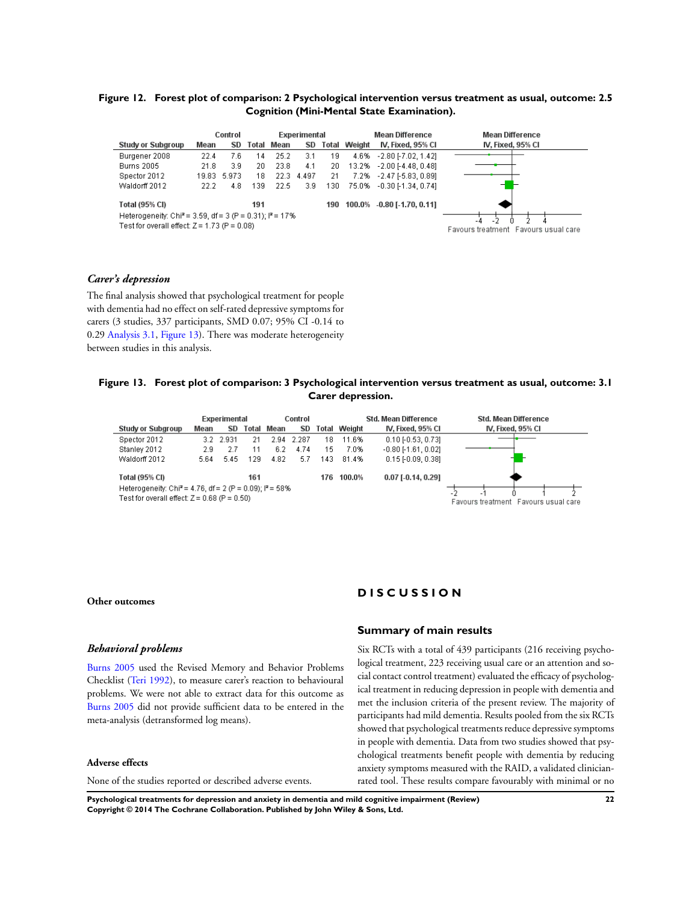**Figure 12. Forest plot of comparison: 2 Psychological intervention versus treatment as usual, outcome: 2.5 Cognition (Mini-Mental State Examination).**

| Study or Subgroup | Control Mean | Control SD | Control Total | Experimental Mean | Experimental SD | Experimental Total | Weight | Mean Difference IV, Fixed, 95% CI |
|---|---|---|---|---|---|---|---|---|
| Burgener 2008 | 22.4 | 7.6 | 14 | 25.2 | 3.1 | 19 | 4.6% | -2.80 [-7.02, 1.42] |
| Burns 2005 | 21.8 | 3.9 | 20 | 23.8 | 4.1 | 20 | 13.2% | -2.00 [-4.48, 0.48] |
| Spector 2012 | 19.83 | 5.973 | 18 | 22.3 | 4.497 | 21 | 7.2% | -2.47 [-5.83, 0.89] |
| Waldorff 2012 | 22.2 | 4.8 | 139 | 22.5 | 3.9 | 130 | 75.0% | -0.30 [-1.34, 0.74] |
| **Total (95% CI)** | | | **191** | | | **190** | **100.0%** | **-0.80 [-1.70, 0.11]** |

Heterogeneity: Chi² = 3.59, df = 3 (P = 0.31); I² = 17%
Test for overall effect: Z = 1.73 (P = 0.08)

Favours treatment | Favours usual care

### *Carer's depression*

The final analysis showed that psychological treatment for people with dementia had no effect on self-rated depressive symptoms for carers (3 studies, 337 participants, SMD 0.07; 95% CI -0.14 to 0.29 Analysis 3.1, Figure 13). There was moderate heterogeneity between studies in this analysis.

**Figure 13. Forest plot of comparison: 3 Psychological intervention versus treatment as usual, outcome: 3.1 Carer depression.**

| Study or Subgroup | Experimental Mean | Experimental SD | Experimental Total | Control Mean | Control SD | Control Total | Weight | Std. Mean Difference IV, Fixed, 95% CI |
|---|---|---|---|---|---|---|---|---|
| Spector 2012 | 3.2 | 2.931 | 21 | 2.94 | 2.287 | 18 | 11.6% | 0.10 [-0.53, 0.73] |
| Stanley 2012 | 2.9 | 2.7 | 11 | 6.2 | 4.74 | 15 | 7.0% | -0.80 [-1.61, 0.02] |
| Waldorff 2012 | 5.64 | 5.45 | 129 | 4.82 | 5.7 | 143 | 81.4% | 0.15 [-0.09, 0.38] |
| **Total (95% CI)** | | | **161** | | | **176** | **100.0%** | **0.07 [-0.14, 0.29]** |

Heterogeneity: Chi² = 4.76, df = 2 (P = 0.09); I² = 58%
Test for overall effect: Z = 0.68 (P = 0.50)

Favours treatment | Favours usual care

#### Other outcomes

### *Behavioral problems*

Burns 2005 used the Revised Memory and Behavior Problems Checklist (Teri 1992), to measure carer's reaction to behavioural problems. We were not able to extract data for this outcome as Burns 2005 did not provide sufficient data to be entered in the meta-analysis (detransformed log means).

#### Adverse effects

None of the studies reported or described adverse events.

# D I S C U S S I O N

## Summary of main results

Six RCTs with a total of 439 participants (216 receiving psychological treatment, 223 receiving usual care or an attention and social contact control treatment) evaluated the efficacy of psychological treatment in reducing depression in people with dementia and met the inclusion criteria of the present review. The majority of participants had mild dementia. Results pooled from the six RCTs showed that psychological treatments reduce depressive symptoms in people with dementia. Data from two studies showed that psychological treatments benefit people with dementia by reducing anxiety symptoms measured with the RAID, a validated clinician-rated tool. These results compare favourably with minimal or no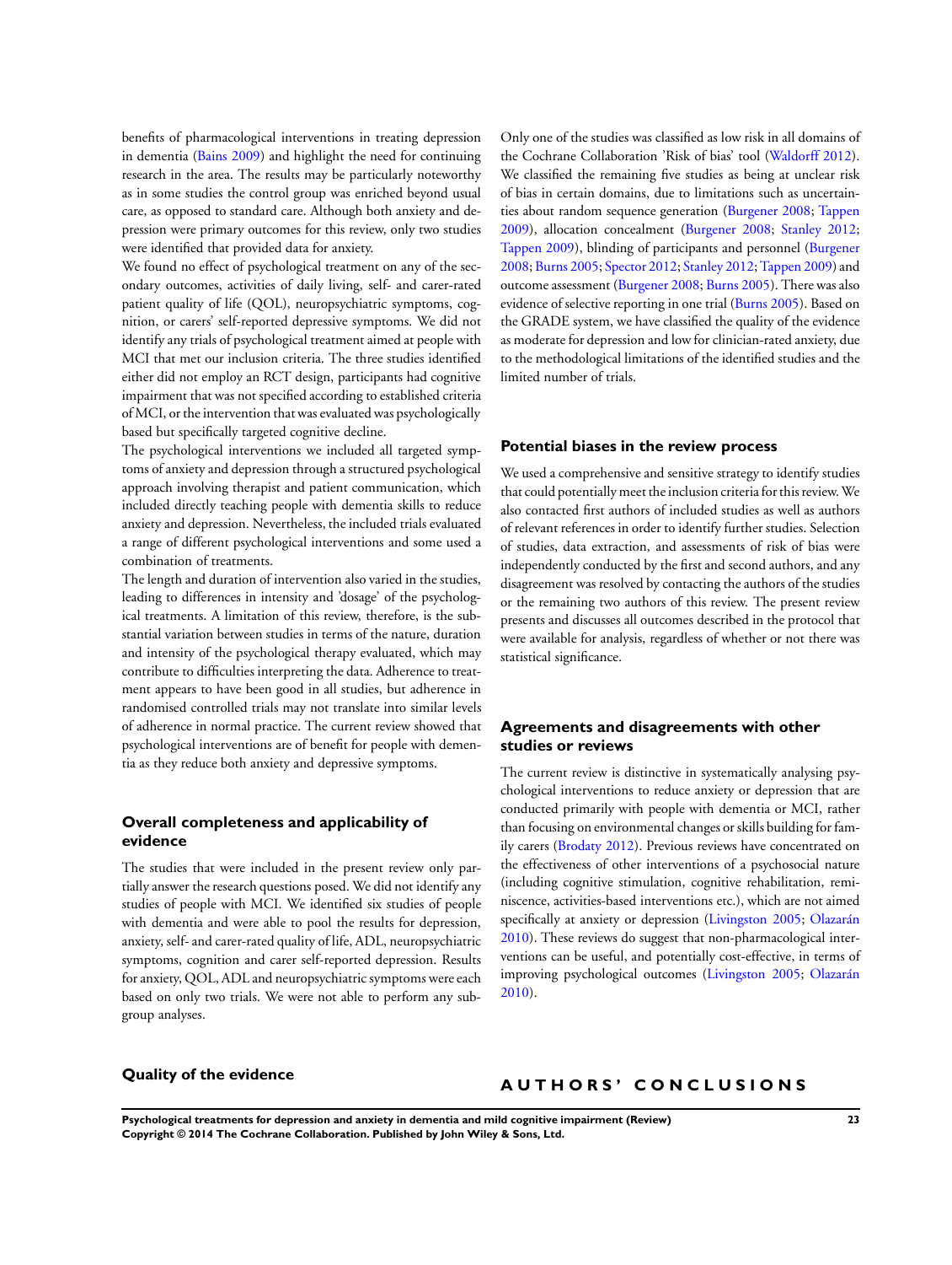benefits of pharmacological interventions in treating depression in dementia (Bains 2009) and highlight the need for continuing research in the area. The results may be particularly noteworthy as in some studies the control group was enriched beyond usual care, as opposed to standard care. Although both anxiety and depression were primary outcomes for this review, only two studies were identified that provided data for anxiety.

We found no effect of psychological treatment on any of the secondary outcomes, activities of daily living, self- and carer-rated patient quality of life (QOL), neuropsychiatric symptoms, cognition, or carers' self-reported depressive symptoms. We did not identify any trials of psychological treatment aimed at people with MCI that met our inclusion criteria. The three studies identified either did not employ an RCT design, participants had cognitive impairment that was not specified according to established criteria of MCI, or the intervention that was evaluated was psychologically based but specifically targeted cognitive decline.

The psychological interventions we included all targeted symptoms of anxiety and depression through a structured psychological approach involving therapist and patient communication, which included directly teaching people with dementia skills to reduce anxiety and depression. Nevertheless, the included trials evaluated a range of different psychological interventions and some used a combination of treatments.

The length and duration of intervention also varied in the studies, leading to differences in intensity and 'dosage' of the psychological treatments. A limitation of this review, therefore, is the substantial variation between studies in terms of the nature, duration and intensity of the psychological therapy evaluated, which may contribute to difficulties interpreting the data. Adherence to treatment appears to have been good in all studies, but adherence in randomised controlled trials may not translate into similar levels of adherence in normal practice. The current review showed that psychological interventions are of benefit for people with dementia as they reduce both anxiety and depressive symptoms.

## Overall completeness and applicability of evidence

The studies that were included in the present review only partially answer the research questions posed. We did not identify any studies of people with MCI. We identified six studies of people with dementia and were able to pool the results for depression, anxiety, self- and carer-rated quality of life, ADL, neuropsychiatric symptoms, cognition and carer self-reported depression. Results for anxiety, QOL, ADL and neuropsychiatric symptoms were each based on only two trials. We were not able to perform any subgroup analyses.

## Quality of the evidence

Only one of the studies was classified as low risk in all domains of the Cochrane Collaboration 'Risk of bias' tool (Waldorff 2012). We classified the remaining five studies as being at unclear risk of bias in certain domains, due to limitations such as uncertainties about random sequence generation (Burgener 2008; Tappen 2009), allocation concealment (Burgener 2008; Stanley 2012; Tappen 2009), blinding of participants and personnel (Burgener 2008; Burns 2005; Spector 2012; Stanley 2012; Tappen 2009) and outcome assessment (Burgener 2008; Burns 2005). There was also evidence of selective reporting in one trial (Burns 2005). Based on the GRADE system, we have classified the quality of the evidence as moderate for depression and low for clinician-rated anxiety, due to the methodological limitations of the identified studies and the limited number of trials.

## Potential biases in the review process

We used a comprehensive and sensitive strategy to identify studies that could potentially meet the inclusion criteria for this review. We also contacted first authors of included studies as well as authors of relevant references in order to identify further studies. Selection of studies, data extraction, and assessments of risk of bias were independently conducted by the first and second authors, and any disagreement was resolved by contacting the authors of the studies or the remaining two authors of this review. The present review presents and discusses all outcomes described in the protocol that were available for analysis, regardless of whether or not there was statistical significance.

## Agreements and disagreements with other studies or reviews

The current review is distinctive in systematically analysing psychological interventions to reduce anxiety or depression that are conducted primarily with people with dementia or MCI, rather than focusing on environmental changes or skills building for family carers (Brodaty 2012). Previous reviews have concentrated on the effectiveness of other interventions of a psychosocial nature (including cognitive stimulation, cognitive rehabilitation, reminiscence, activities-based interventions etc.), which are not aimed specifically at anxiety or depression (Livingston 2005; Olazarán 2010). These reviews do suggest that non-pharmacological interventions can be useful, and potentially cost-effective, in terms of improving psychological outcomes (Livingston 2005; Olazarán 2010).

# AUTHORS' CONCLUSIONS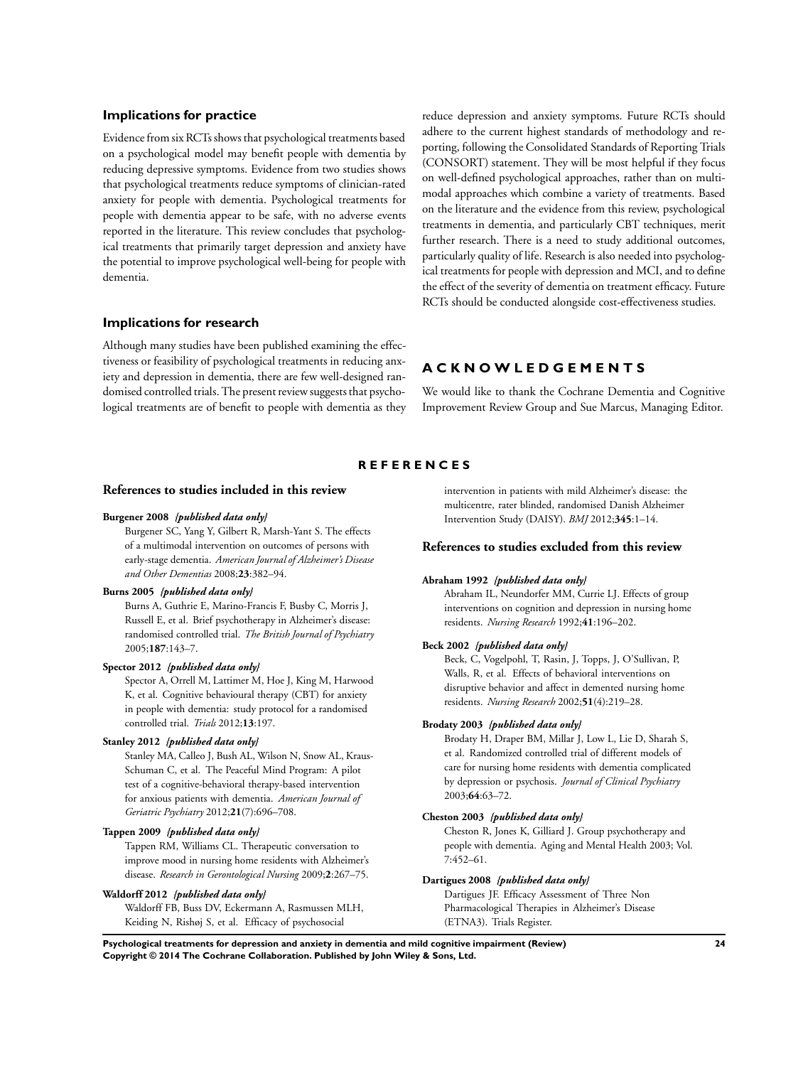## Implications for practice

Evidence from six RCTs shows that psychological treatments based on a psychological model may benefit people with dementia by reducing depressive symptoms. Evidence from two studies shows that psychological treatments reduce symptoms of clinician-rated anxiety for people with dementia. Psychological treatments for people with dementia appear to be safe, with no adverse events reported in the literature. This review concludes that psychological treatments that primarily target depression and anxiety have the potential to improve psychological well-being for people with dementia.

## Implications for research

Although many studies have been published examining the effectiveness or feasibility of psychological treatments in reducing anxiety and depression in dementia, there are few well-designed randomised controlled trials. The present review suggests that psychological treatments are of benefit to people with dementia as they reduce depression and anxiety symptoms. Future RCTs should adhere to the current highest standards of methodology and reporting, following the Consolidated Standards of Reporting Trials (CONSORT) statement. They will be most helpful if they focus on well-defined psychological approaches, rather than on multimodal approaches which combine a variety of treatments. Based on the literature and the evidence from this review, psychological treatments in dementia, and particularly CBT techniques, merit further research. There is a need to study additional outcomes, particularly quality of life. Research is also needed into psychological treatments for people with depression and MCI, and to define the effect of the severity of dementia on treatment efficacy. Future RCTs should be conducted alongside cost-effectiveness studies.

# ACKNOWLEDGEMENTS

We would like to thank the Cochrane Dementia and Cognitive Improvement Review Group and Sue Marcus, Managing Editor.

# REFERENCES

## References to studies included in this review

**Burgener 2008** *{published data only}*

Burgener SC, Yang Y, Gilbert R, Marsh-Yant S. The effects of a multimodal intervention on outcomes of persons with early-stage dementia. *American Journal of Alzheimer's Disease and Other Dementias* 2008;**23**:382–94.

**Burns 2005** *{published data only}*

Burns A, Guthrie E, Marino-Francis F, Busby C, Morris J, Russell E, et al. Brief psychotherapy in Alzheimer's disease: randomised controlled trial. *The British Journal of Psychiatry* 2005;**187**:143–7.

**Spector 2012** *{published data only}*

Spector A, Orrell M, Lattimer M, Hoe J, King M, Harwood K, et al. Cognitive behavioural therapy (CBT) for anxiety in people with dementia: study protocol for a randomised controlled trial. *Trials* 2012;**13**:197.

**Stanley 2012** *{published data only}*

Stanley MA, Calleo J, Bush AL, Wilson N, Snow AL, Kraus-Schuman C, et al. The Peaceful Mind Program: A pilot test of a cognitive-behavioral therapy-based intervention for anxious patients with dementia. *American Journal of Geriatric Psychiatry* 2012;**21**(7):696–708.

**Tappen 2009** *{published data only}*

Tappen RM, Williams CL. Therapeutic conversation to improve mood in nursing home residents with Alzheimer's disease. *Research in Gerontological Nursing* 2009;**2**:267–75.

**Waldorff 2012** *{published data only}*

Waldorff FB, Buss DV, Eckermann A, Rasmussen MLH, Keiding N, Rishøj S, et al. Efficacy of psychosocial intervention in patients with mild Alzheimer's disease: the multicentre, rater blinded, randomised Danish Alzheimer Intervention Study (DAISY). *BMJ* 2012;**345**:1–14.

## References to studies excluded from this review

**Abraham 1992** *{published data only}*

Abraham IL, Neundorfer MM, Currie LJ. Effects of group interventions on cognition and depression in nursing home residents. *Nursing Research* 1992;**41**:196–202.

**Beck 2002** *{published data only}*

Beck, C, Vogelpohl, T, Rasin, J, Topps, J, O'Sullivan, P, Walls, R, et al. Effects of behavioral interventions on disruptive behavior and affect in demented nursing home residents. *Nursing Research* 2002;**51**(4):219–28.

**Brodaty 2003** *{published data only}*

Brodaty H, Draper BM, Millar J, Low L, Lie D, Sharah S, et al. Randomized controlled trial of different models of care for nursing home residents with dementia complicated by depression or psychosis. *Journal of Clinical Psychiatry* 2003;**64**:63–72.

**Cheston 2003** *{published data only}*

Cheston R, Jones K, Gilliard J. Group psychotherapy and people with dementia. Aging and Mental Health 2003; Vol. 7:452–61.

**Dartigues 2008** *{published data only}*

Dartigues JF. Efficacy Assessment of Three Non Pharmacological Therapies in Alzheimer's Disease (ETNA3). Trials Register.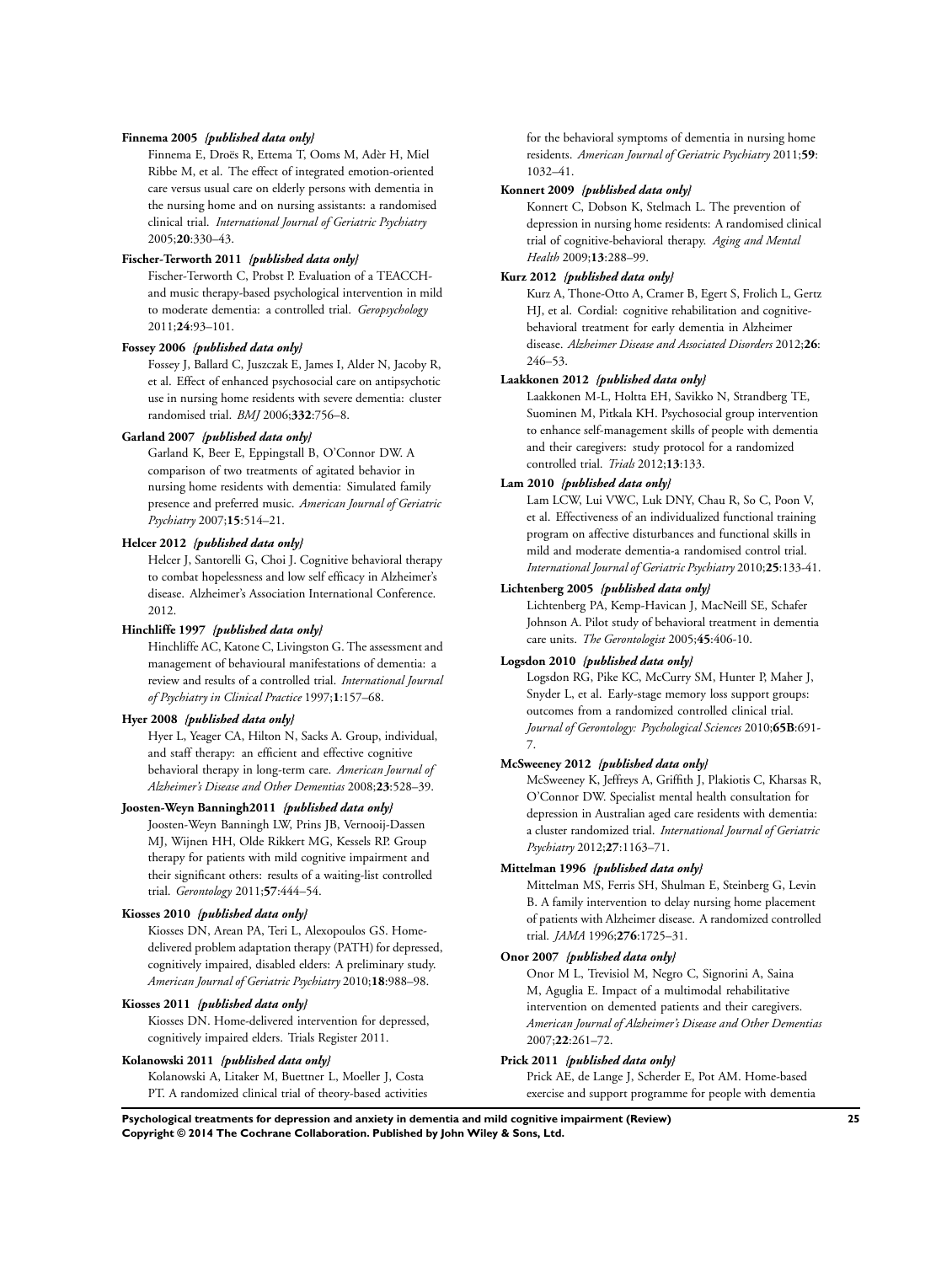**Finnema 2005** *{published data only}*

Finnema E, Droës R, Ettema T, Ooms M, Adèr H, Miel Ribbe M, et al. The effect of integrated emotion-oriented care versus usual care on elderly persons with dementia in the nursing home and on nursing assistants: a randomised clinical trial. *International Journal of Geriatric Psychiatry* 2005;**20**:330–43.

**Fischer-Terworth 2011** *{published data only}*

Fischer-Terworth C, Probst P. Evaluation of a TEACCH- and music therapy-based psychological intervention in mild to moderate dementia: a controlled trial. *Geropsychology* 2011;**24**:93–101.

**Fossey 2006** *{published data only}*

Fossey J, Ballard C, Juszczak E, James I, Alder N, Jacoby R, et al. Effect of enhanced psychosocial care on antipsychotic use in nursing home residents with severe dementia: cluster randomised trial. *BMJ* 2006;**332**:756–8.

**Garland 2007** *{published data only}*

Garland K, Beer E, Eppingstall B, O'Connor DW. A comparison of two treatments of agitated behavior in nursing home residents with dementia: Simulated family presence and preferred music. *American Journal of Geriatric Psychiatry* 2007;**15**:514–21.

**Helcer 2012** *{published data only}*

Helcer J, Santorelli G, Choi J. Cognitive behavioral therapy to combat hopelessness and low self efficacy in Alzheimer's disease. Alzheimer's Association International Conference. 2012.

**Hinchliffe 1997** *{published data only}*

Hinchliffe AC, Katone C, Livingston G. The assessment and management of behavioural manifestations of dementia: a review and results of a controlled trial. *International Journal of Psychiatry in Clinical Practice* 1997;**1**:157–68.

**Hyer 2008** *{published data only}*

Hyer L, Yeager CA, Hilton N, Sacks A. Group, individual, and staff therapy: an efficient and effective cognitive behavioral therapy in long-term care. *American Journal of Alzheimer's Disease and Other Dementias* 2008;**23**:528–39.

**Joosten-Weyn Banningh2011** *{published data only}*

Joosten-Weyn Banningh LW, Prins JB, Vernooij-Dassen MJ, Wijnen HH, Olde Rikkert MG, Kessels RP. Group therapy for patients with mild cognitive impairment and their significant others: results of a waiting-list controlled trial. *Gerontology* 2011;**57**:444–54.

**Kiosses 2010** *{published data only}*

Kiosses DN, Arean PA, Teri L, Alexopoulos GS. Home-delivered problem adaptation therapy (PATH) for depressed, cognitively impaired, disabled elders: A preliminary study. *American Journal of Geriatric Psychiatry* 2010;**18**:988–98.

**Kiosses 2011** *{published data only}*

Kiosses DN. Home-delivered intervention for depressed, cognitively impaired elders. Trials Register 2011.

**Kolanowski 2011** *{published data only}*

Kolanowski A, Litaker M, Buettner L, Moeller J, Costa PT. A randomized clinical trial of theory-based activities for the behavioral symptoms of dementia in nursing home residents. *American Journal of Geriatric Psychiatry* 2011;**59**: 1032–41.

**Konnert 2009** *{published data only}*

Konnert C, Dobson K, Stelmach L. The prevention of depression in nursing home residents: A randomised clinical trial of cognitive-behavioral therapy. *Aging and Mental Health* 2009;**13**:288–99.

**Kurz 2012** *{published data only}*

Kurz A, Thone-Otto A, Cramer B, Egert S, Frolich L, Gertz HJ, et al. Cordial: cognitive rehabilitation and cognitive-behavioral treatment for early dementia in Alzheimer disease. *Alzheimer Disease and Associated Disorders* 2012;**26**: 246–53.

**Laakkonen 2012** *{published data only}*

Laakkonen M-L, Holtta EH, Savikko N, Strandberg TE, Suominen M, Pitkala KH. Psychosocial group intervention to enhance self-management skills of people with dementia and their caregivers: study protocol for a randomized controlled trial. *Trials* 2012;**13**:133.

**Lam 2010** *{published data only}*

Lam LCW, Lui VWC, Luk DNY, Chau R, So C, Poon V, et al. Effectiveness of an individualized functional training program on affective disturbances and functional skills in mild and moderate dementia-a randomised control trial. *International Journal of Geriatric Psychiatry* 2010;**25**:133-41.

**Lichtenberg 2005** *{published data only}*

Lichtenberg PA, Kemp-Havican J, MacNeill SE, Schafer Johnson A. Pilot study of behavioral treatment in dementia care units. *The Gerontologist* 2005;**45**:406-10.

**Logsdon 2010** *{published data only}*

Logsdon RG, Pike KC, McCurry SM, Hunter P, Maher J, Snyder L, et al. Early-stage memory loss support groups: outcomes from a randomized controlled clinical trial. *Journal of Gerontology: Psychological Sciences* 2010;**65B**:691-7.

**McSweeney 2012** *{published data only}*

McSweeney K, Jeffreys A, Griffith J, Plakiotis C, Kharsas R, O'Connor DW. Specialist mental health consultation for depression in Australian aged care residents with dementia: a cluster randomized trial. *International Journal of Geriatric Psychiatry* 2012;**27**:1163–71.

**Mittelman 1996** *{published data only}*

Mittelman MS, Ferris SH, Shulman E, Steinberg G, Levin B. A family intervention to delay nursing home placement of patients with Alzheimer disease. A randomized controlled trial. *JAMA* 1996;**276**:1725–31.

**Onor 2007** *{published data only}*

Onor M L, Trevisiol M, Negro C, Signorini A, Saina M, Aguglia E. Impact of a multimodal rehabilitative intervention on demented patients and their caregivers. *American Journal of Alzheimer's Disease and Other Dementias* 2007;**22**:261–72.

**Prick 2011** *{published data only}*

Prick AE, de Lange J, Scherder E, Pot AM. Home-based exercise and support programme for people with dementia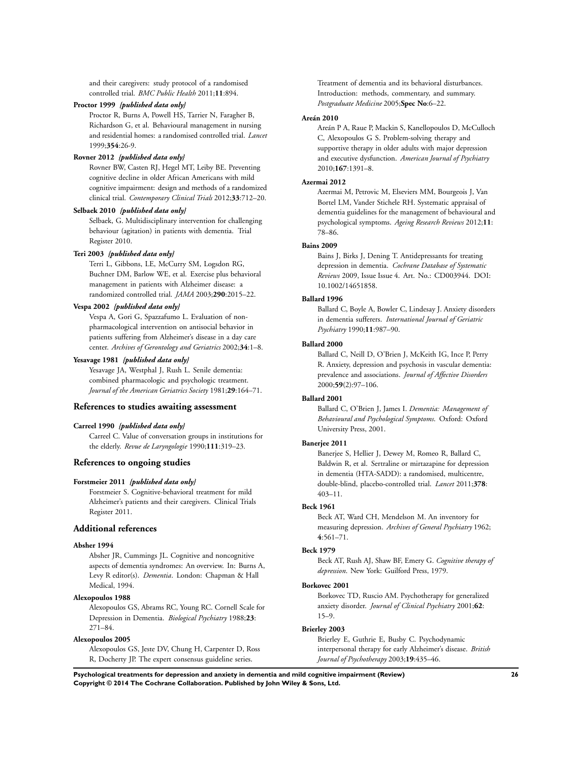and their caregivers: study protocol of a randomised controlled trial. *BMC Public Health* 2011;**11**:894.

**Proctor 1999** *{published data only}*

Proctor R, Burns A, Powell HS, Tarrier N, Faragher B, Richardson G, et al. Behavioural management in nursing and residential homes: a randomised controlled trial. *Lancet* 1999;**354**:26-9.

**Rovner 2012** *{published data only}*

Rovner BW, Casten RJ, Hegel MT, Leiby BE. Preventing cognitive decline in older African Americans with mild cognitive impairment: design and methods of a randomized clinical trial. *Contemporary Clinical Trials* 2012;**33**:712–20.

**Selbaek 2010** *{published data only}*

Selbaek, G. Multidisciplinary intervention for challenging behaviour (agitation) in patients with dementia. Trial Register 2010.

**Teri 2003** *{published data only}*

Terri L, Gibbons, LE, McCurry SM, Logsdon RG, Buchner DM, Barlow WE, et al. Exercise plus behavioral management in patients with Alzheimer disease: a randomized controlled trial. *JAMA* 2003;**290**:2015–22.

**Vespa 2002** *{published data only}*

Vespa A, Gori G, Spazzafumo L. Evaluation of non-pharmacological intervention on antisocial behavior in patients suffering from Alzheimer's disease in a day care center. *Archives of Gerontology and Geriatrics* 2002;**34**:1–8.

**Yesavage 1981** *{published data only}*

Yesavage JA, Westphal J, Rush L. Senile dementia: combined pharmacologic and psychologic treatment. *Journal of the American Geriatrics Society* 1981;**29**:164–71.

## References to studies awaiting assessment

**Carreel 1990** *{published data only}*

Carreel C. Value of conversation groups in institutions for the elderly. *Revue de Laryngologie* 1990;**111**:319–23.

## References to ongoing studies

**Forstmeier 2011** *{published data only}*

Forstmeier S. Cognitive-behavioral treatment for mild Alzheimer's patients and their caregivers. Clinical Trials Register 2011.

## Additional references

**Absher 1994**

Absher JR, Cummings JL. Cognitive and noncognitive aspects of dementia syndromes: An overview. In: Burns A, Levy R editor(s). *Dementia*. London: Chapman & Hall Medical, 1994.

**Alexopoulos 1988**

Alexopoulos GS, Abrams RC, Young RC. Cornell Scale for Depression in Dementia. *Biological Psychiatry* 1988;**23**: 271–84.

**Alexopoulos 2005**

Alexopoulos GS, Jeste DV, Chung H, Carpenter D, Ross R, Docherty JP. The expert consensus guideline series. Treatment of dementia and its behavioral disturbances. Introduction: methods, commentary, and summary. *Postgraduate Medicine* 2005;**Spec No**:6–22.

**Areán 2010**

Areán P A, Raue P, Mackin S, Kanellopoulos D, McCulloch C, Alexopoulos G S. Problem-solving therapy and supportive therapy in older adults with major depression and executive dysfunction. *American Journal of Psychiatry* 2010;**167**:1391–8.

**Azermai 2012**

Azermai M, Petrovic M, Elseviers MM, Bourgeois J, Van Bortel LM, Vander Stichele RH. Systematic appraisal of dementia guidelines for the management of behavioural and psychological symptoms. *Ageing Research Reviews* 2012;**11**: 78–86.

**Bains 2009**

Bains J, Birks J, Dening T. Antidepressants for treating depression in dementia. *Cochrane Database of Systematic Reviews* 2009, Issue Issue 4. Art. No.: CD003944. DOI: 10.1002/14651858.

**Ballard 1996**

Ballard C, Boyle A, Bowler C, Lindesay J. Anxiety disorders in dementia sufferers. *International Journal of Geriatric Psychiatry* 1990;**11**:987–90.

**Ballard 2000**

Ballard C, Neill D, O'Brien J, McKeith IG, Ince P, Perry R. Anxiety, depression and psychosis in vascular dementia: prevalence and associations. *Journal of Affective Disorders* 2000;**59**(2):97–106.

**Ballard 2001**

Ballard C, O'Brien J, James I. *Dementia: Management of Behavioural and Psychological Symptoms*. Oxford: Oxford University Press, 2001.

**Banerjee 2011**

Banerjee S, Hellier J, Dewey M, Romeo R, Ballard C, Baldwin R, et al. Sertraline or mirtazapine for depression in dementia (HTA-SADD): a randomised, multicentre, double-blind, placebo-controlled trial. *Lancet* 2011;**378**: 403–11.

**Beck 1961**

Beck AT, Ward CH, Mendelson M. An inventory for measuring depression. *Archives of General Psychiatry* 1962; **4**:561–71.

**Beck 1979**

Beck AT, Rush AJ, Shaw BF, Emery G. *Cognitive therapy of depression*. New York: Guilford Press, 1979.

**Borkovec 2001**

Borkovec TD, Ruscio AM. Psychotherapy for generalized anxiety disorder. *Journal of Clinical Psychiatry* 2001;**62**: 15–9.

**Brierley 2003**

Brierley E, Guthrie E, Busby C. Psychodynamic interpersonal therapy for early Alzheimer's disease. *British Journal of Psychotherapy* 2003;**19**:435–46.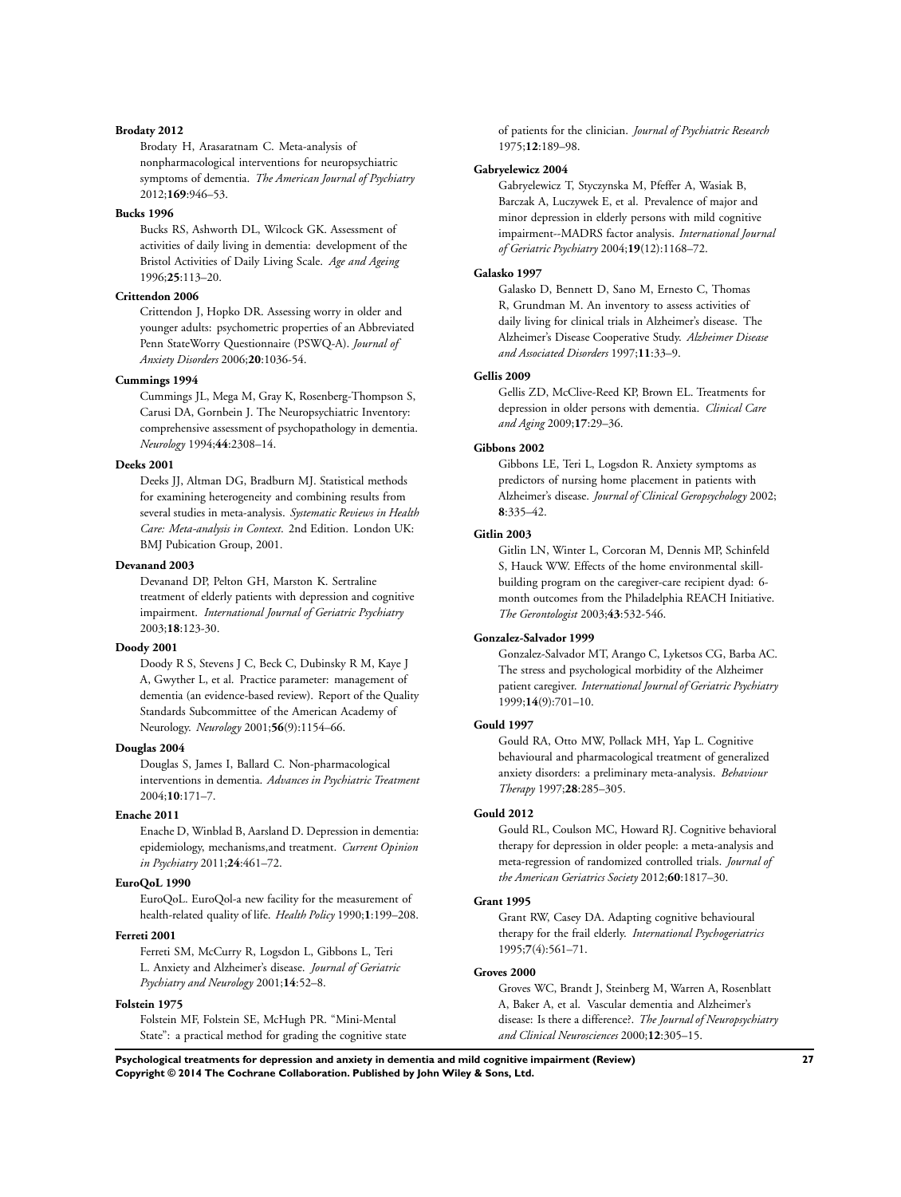**Brodaty 2012**

Brodaty H, Arasaratnam C. Meta-analysis of nonpharmacological interventions for neuropsychiatric symptoms of dementia. *The American Journal of Psychiatry* 2012;**169**:946–53.

**Bucks 1996**

Bucks RS, Ashworth DL, Wilcock GK. Assessment of activities of daily living in dementia: development of the Bristol Activities of Daily Living Scale. *Age and Ageing* 1996;**25**:113–20.

**Crittendon 2006**

Crittendon J, Hopko DR. Assessing worry in older and younger adults: psychometric properties of an Abbreviated Penn StateWorry Questionnaire (PSWQ-A). *Journal of Anxiety Disorders* 2006;**20**:1036-54.

**Cummings 1994**

Cummings JL, Mega M, Gray K, Rosenberg-Thompson S, Carusi DA, Gornbein J. The Neuropsychiatric Inventory: comprehensive assessment of psychopathology in dementia. *Neurology* 1994;**44**:2308–14.

**Deeks 2001**

Deeks JJ, Altman DG, Bradburn MJ. Statistical methods for examining heterogeneity and combining results from several studies in meta-analysis. *Systematic Reviews in Health Care: Meta-analysis in Context*. 2nd Edition. London UK: BMJ Pubication Group, 2001.

**Devanand 2003**

Devanand DP, Pelton GH, Marston K. Sertraline treatment of elderly patients with depression and cognitive impairment. *International Journal of Geriatric Psychiatry* 2003;**18**:123-30.

**Doody 2001**

Doody R S, Stevens J C, Beck C, Dubinsky R M, Kaye J A, Gwyther L, et al. Practice parameter: management of dementia (an evidence-based review). Report of the Quality Standards Subcommittee of the American Academy of Neurology. *Neurology* 2001;**56**(9):1154–66.

**Douglas 2004**

Douglas S, James I, Ballard C. Non-pharmacological interventions in dementia. *Advances in Psychiatric Treatment* 2004;**10**:171–7.

**Enache 2011**

Enache D, Winblad B, Aarsland D. Depression in dementia: epidemiology, mechanisms,and treatment. *Current Opinion in Psychiatry* 2011;**24**:461–72.

**EuroQoL 1990**

EuroQoL. EuroQol-a new facility for the measurement of health-related quality of life. *Health Policy* 1990;**1**:199–208.

**Ferreti 2001**

Ferreti SM, McCurry R, Logsdon L, Gibbons L, Teri L. Anxiety and Alzheimer's disease. *Journal of Geriatric Psychiatry and Neurology* 2001;**14**:52–8.

**Folstein 1975**

Folstein MF, Folstein SE, McHugh PR. "Mini-Mental State": a practical method for grading the cognitive state of patients for the clinician. *Journal of Psychiatric Research* 1975;**12**:189–98.

**Gabryelewicz 2004**

Gabryelewicz T, Styczynska M, Pfeffer A, Wasiak B, Barczak A, Luczywek E, et al. Prevalence of major and minor depression in elderly persons with mild cognitive impairment--MADRS factor analysis. *International Journal of Geriatric Psychiatry* 2004;**19**(12):1168–72.

**Galasko 1997**

Galasko D, Bennett D, Sano M, Ernesto C, Thomas R, Grundman M. An inventory to assess activities of daily living for clinical trials in Alzheimer's disease. The Alzheimer's Disease Cooperative Study. *Alzheimer Disease and Associated Disorders* 1997;**11**:33–9.

**Gellis 2009**

Gellis ZD, McClive-Reed KP, Brown EL. Treatments for depression in older persons with dementia. *Clinical Care and Aging* 2009;**17**:29–36.

**Gibbons 2002**

Gibbons LE, Teri L, Logsdon R. Anxiety symptoms as predictors of nursing home placement in patients with Alzheimer's disease. *Journal of Clinical Geropsychology* 2002; **8**:335–42.

**Gitlin 2003**

Gitlin LN, Winter L, Corcoran M, Dennis MP, Schinfeld S, Hauck WW. Effects of the home environmental skill-building program on the caregiver-care recipient dyad: 6-month outcomes from the Philadelphia REACH Initiative. *The Gerontologist* 2003;**43**:532-546.

**Gonzalez-Salvador 1999**

Gonzalez-Salvador MT, Arango C, Lyketsos CG, Barba AC. The stress and psychological morbidity of the Alzheimer patient caregiver. *International Journal of Geriatric Psychiatry* 1999;**14**(9):701–10.

**Gould 1997**

Gould RA, Otto MW, Pollack MH, Yap L. Cognitive behavioural and pharmacological treatment of generalized anxiety disorders: a preliminary meta-analysis. *Behaviour Therapy* 1997;**28**:285–305.

**Gould 2012**

Gould RL, Coulson MC, Howard RJ. Cognitive behavioral therapy for depression in older people: a meta-analysis and meta-regression of randomized controlled trials. *Journal of the American Geriatrics Society* 2012;**60**:1817–30.

**Grant 1995**

Grant RW, Casey DA. Adapting cognitive behavioural therapy for the frail elderly. *International Psychogeriatrics* 1995;**7**(4):561–71.

**Groves 2000**

Groves WC, Brandt J, Steinberg M, Warren A, Rosenblatt A, Baker A, et al. Vascular dementia and Alzheimer's disease: Is there a difference?. *The Journal of Neuropsychiatry and Clinical Neurosciences* 2000;**12**:305–15.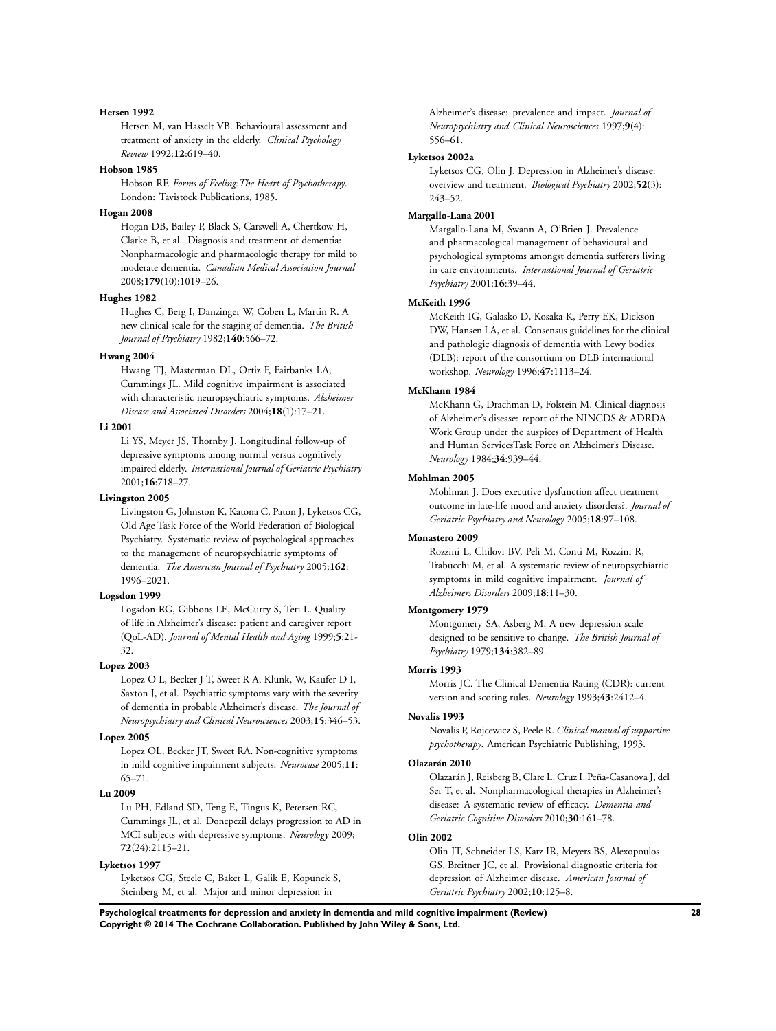**Hersen 1992**

Hersen M, van Hasselt VB. Behavioural assessment and treatment of anxiety in the elderly. *Clinical Psychology Review* 1992;**12**:619–40.

**Hobson 1985**

Hobson RF. *Forms of Feeling:The Heart of Psychotherapy*. London: Tavistock Publications, 1985.

**Hogan 2008**

Hogan DB, Bailey P, Black S, Carswell A, Chertkow H, Clarke B, et al. Diagnosis and treatment of dementia: Nonpharmacologic and pharmacologic therapy for mild to moderate dementia. *Canadian Medical Association Journal* 2008;**179**(10):1019–26.

**Hughes 1982**

Hughes C, Berg I, Danzinger W, Coben L, Martin R. A new clinical scale for the staging of dementia. *The British Journal of Psychiatry* 1982;**140**:566–72.

**Hwang 2004**

Hwang TJ, Masterman DL, Ortiz F, Fairbanks LA, Cummings JL. Mild cognitive impairment is associated with characteristic neuropsychiatric symptoms. *Alzheimer Disease and Associated Disorders* 2004;**18**(1):17–21.

**Li 2001**

Li YS, Meyer JS, Thornby J. Longitudinal follow-up of depressive symptoms among normal versus cognitively impaired elderly. *International Journal of Geriatric Psychiatry* 2001;**16**:718–27.

**Livingston 2005**

Livingston G, Johnston K, Katona C, Paton J, Lyketsos CG, Old Age Task Force of the World Federation of Biological Psychiatry. Systematic review of psychological approaches to the management of neuropsychiatric symptoms of dementia. *The American Journal of Psychiatry* 2005;**162**: 1996–2021.

**Logsdon 1999**

Logsdon RG, Gibbons LE, McCurry S, Teri L. Quality of life in Alzheimer's disease: patient and caregiver report (QoL-AD). *Journal of Mental Health and Aging* 1999;**5**:21-32.

**Lopez 2003**

Lopez O L, Becker J T, Sweet R A, Klunk, W, Kaufer D I, Saxton J, et al. Psychiatric symptoms vary with the severity of dementia in probable Alzheimer's disease. *The Journal of Neuropsychiatry and Clinical Neurosciences* 2003;**15**:346–53.

**Lopez 2005**

Lopez OL, Becker JT, Sweet RA. Non-cognitive symptoms in mild cognitive impairment subjects. *Neurocase* 2005;**11**: 65–71.

**Lu 2009**

Lu PH, Edland SD, Teng E, Tingus K, Petersen RC, Cummings JL, et al. Donepezil delays progression to AD in MCI subjects with depressive symptoms. *Neurology* 2009; **72**(24):2115–21.

**Lyketsos 1997**

Lyketsos CG, Steele C, Baker L, Galik E, Kopunek S, Steinberg M, et al. Major and minor depression in Alzheimer's disease: prevalence and impact. *Journal of Neuropsychiatry and Clinical Neurosciences* 1997;**9**(4): 556–61.

**Lyketsos 2002a**

Lyketsos CG, Olin J. Depression in Alzheimer's disease: overview and treatment. *Biological Psychiatry* 2002;**52**(3): 243–52.

**Margallo-Lana 2001**

Margallo-Lana M, Swann A, O'Brien J. Prevalence and pharmacological management of behavioural and psychological symptoms amongst dementia sufferers living in care environments. *International Journal of Geriatric Psychiatry* 2001;**16**:39–44.

**McKeith 1996**

McKeith IG, Galasko D, Kosaka K, Perry EK, Dickson DW, Hansen LA, et al. Consensus guidelines for the clinical and pathologic diagnosis of dementia with Lewy bodies (DLB): report of the consortium on DLB international workshop. *Neurology* 1996;**47**:1113–24.

**McKhann 1984**

McKhann G, Drachman D, Folstein M. Clinical diagnosis of Alzheimer's disease: report of the NINCDS & ADRDA Work Group under the auspices of Department of Health and Human ServicesTask Force on Alzheimer's Disease. *Neurology* 1984;**34**:939–44.

**Mohlman 2005**

Mohlman J. Does executive dysfunction affect treatment outcome in late-life mood and anxiety disorders?. *Journal of Geriatric Psychiatry and Neurology* 2005;**18**:97–108.

**Monastero 2009**

Rozzini L, Chilovi BV, Peli M, Conti M, Rozzini R, Trabucchi M, et al. A systematic review of neuropsychiatric symptoms in mild cognitive impairment. *Journal of Alzheimers Disorders* 2009;**18**:11–30.

**Montgomery 1979**

Montgomery SA, Asberg M. A new depression scale designed to be sensitive to change. *The British Journal of Psychiatry* 1979;**134**:382–89.

**Morris 1993**

Morris JC. The Clinical Dementia Rating (CDR): current version and scoring rules. *Neurology* 1993;**43**:2412–4.

**Novalis 1993**

Novalis P, Rojcewicz S, Peele R. *Clinical manual of supportive psychotherapy*. American Psychiatric Publishing, 1993.

**Olazarán 2010**

Olazarán J, Reisberg B, Clare L, Cruz I, Peña-Casanova J, del Ser T, et al. Nonpharmacological therapies in Alzheimer's disease: A systematic review of efficacy. *Dementia and Geriatric Cognitive Disorders* 2010;**30**:161–78.

**Olin 2002**

Olin JT, Schneider LS, Katz IR, Meyers BS, Alexopoulos GS, Breitner JC, et al. Provisional diagnostic criteria for depression of Alzheimer disease. *American Journal of Geriatric Psychiatry* 2002;**10**:125–8.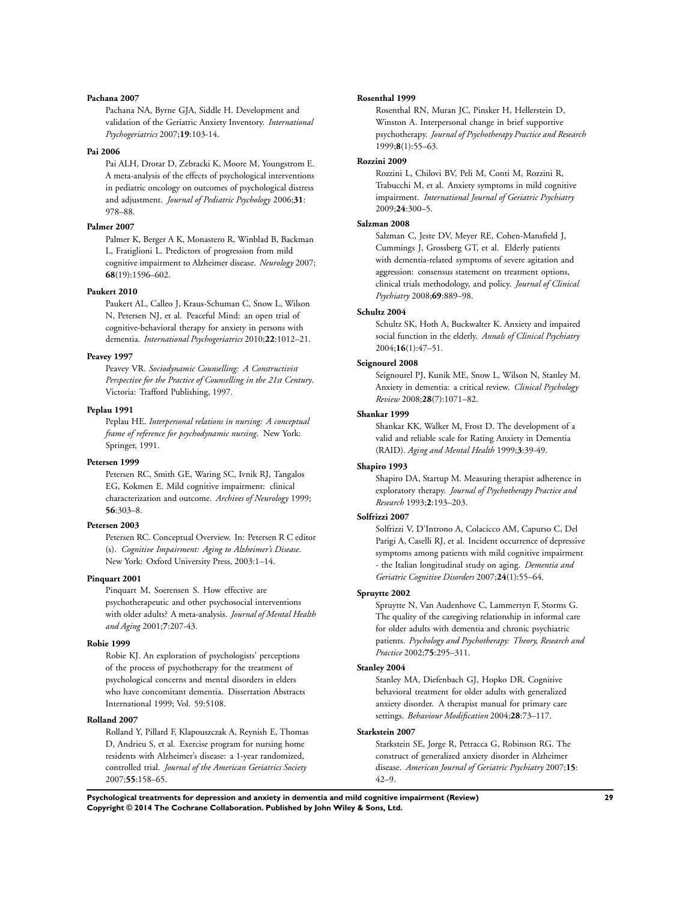**Pachana 2007**

Pachana NA, Byrne GJA, Siddle H. Development and validation of the Geriatric Anxiety Inventory. *International Psychogeriatrics* 2007;**19**:103-14.

**Pai 2006**

Pai ALH, Drotar D, Zebracki K, Moore M, Youngstrom E. A meta-analysis of the effects of psychological interventions in pediatric oncology on outcomes of psychological distress and adjustment. *Journal of Pediatric Psychology* 2006;**31**: 978–88.

**Palmer 2007**

Palmer K, Berger A K, Monastero R, Winblad B, Backman L, Fratiglioni L. Predictors of progression from mild cognitive impairment to Alzheimer disease. *Neurology* 2007; **68**(19):1596–602.

**Paukert 2010**

Paukert AL, Calleo J, Kraus-Schuman C, Snow L, Wilson N, Petersen NJ, et al. Peaceful Mind: an open trial of cognitive-behavioral therapy for anxiety in persons with dementia. *International Psychogeriatrics* 2010;**22**:1012–21.

**Peavey 1997**

Peavey VR. *Sociodynamic Counselling: A Constructivist Perspective for the Practice of Counselling in the 21st Century*. Victoria: Trafford Publishing, 1997.

**Peplau 1991**

Peplau HE. *Interpersonal relations in nursing: A conceptual frame of reference for psychodynamic nursing*. New York: Springer, 1991.

**Petersen 1999**

Petersen RC, Smith GE, Waring SC, Ivnik RJ, Tangalos EG, Kokmen E. Mild cognitive impairment: clinical characterization and outcome. *Archives of Neurology* 1999; **56**:303–8.

**Petersen 2003**

Petersen RC. Conceptual Overview. In: Petersen R C editor (s). *Cognitive Impairment: Aging to Alzheimer's Disease*. New York: Oxford University Press, 2003:1–14.

**Pinquart 2001**

Pinquart M, Soerensen S. How effective are psychotherapeutic and other psychosocial interventions with older adults? A meta-analysis. *Journal of Mental Health and Aging* 2001;**7**:207-43.

**Robie 1999**

Robie KJ. An exploration of psychologists' perceptions of the process of psychotherapy for the treatment of psychological concerns and mental disorders in elders who have concomitant dementia. Dissertation Abstracts International 1999; Vol. 59:5108.

**Rolland 2007**

Rolland Y, Pillard F, Klapouszczak A, Reynish E, Thomas D, Andrieu S, et al. Exercise program for nursing home residents with Alzheimer's disease: a 1-year randomized, controlled trial. *Journal of the American Geriatrics Society* 2007;**55**:158–65.

**Rosenthal 1999**

Rosenthal RN, Muran JC, Pinsker H, Hellerstein D, Winston A. Interpersonal change in brief supportive psychotherapy. *Journal of Psychotherapy Practice and Research* 1999;**8**(1):55–63.

**Rozzini 2009**

Rozzini L, Chilovi BV, Peli M, Conti M, Rozzini R, Trabucchi M, et al. Anxiety symptoms in mild cognitive impairment. *International Journal of Geriatric Psychiatry* 2009;**24**:300–5.

**Salzman 2008**

Salzman C, Jeste DV, Meyer RE, Cohen-Mansfield J, Cummings J, Grossberg GT, et al. Elderly patients with dementia-related symptoms of severe agitation and aggression: consensus statement on treatment options, clinical trials methodology, and policy. *Journal of Clinical Psychiatry* 2008;**69**:889–98.

**Schultz 2004**

Schultz SK, Hoth A, Buckwalter K. Anxiety and impaired social function in the elderly. *Annals of Clinical Psychiatry* 2004;**16**(1):47–51.

**Seignourel 2008**

Seignourel PJ, Kunik ME, Snow L, Wilson N, Stanley M. Anxiety in dementia: a critical review. *Clinical Psychology Review* 2008;**28**(7):1071–82.

**Shankar 1999**

Shankar KK, Walker M, Frost D. The development of a valid and reliable scale for Rating Anxiety in Dementia (RAID). *Aging and Mental Health* 1999;**3**:39-49.

**Shapiro 1993**

Shapiro DA, Startup M. Measuring therapist adherence in exploratory therapy. *Journal of Psychotherapy Practice and Research* 1993;**2**:193–203.

**Solfrizzi 2007**

Solfrizzi V, D'Introno A, Colacicco AM, Capurso C, Del Parigi A, Caselli RJ, et al. Incident occurrence of depressive symptoms among patients with mild cognitive impairment - the Italian longitudinal study on aging. *Dementia and Geriatric Cognitive Disorders* 2007;**24**(1):55–64.

**Spruytte 2002**

Spruytte N, Van Audenhove C, Lammertyn F, Storms G. The quality of the caregiving relationship in informal care for older adults with dementia and chronic psychiatric patients. *Psychology and Psychotherapy: Theory, Research and Practice* 2002;**75**:295–311.

**Stanley 2004**

Stanley MA, Diefenbach GJ, Hopko DR. Cognitive behavioral treatment for older adults with generalized anxiety disorder. A therapist manual for primary care settings. *Behaviour Modification* 2004;**28**:73–117.

**Starkstein 2007**

Starkstein SE, Jorge R, Petracca G, Robinson RG. The construct of generalized anxiety disorder in Alzheimer disease. *American Journal of Geriatric Psychiatry* 2007;**15**: 42–9.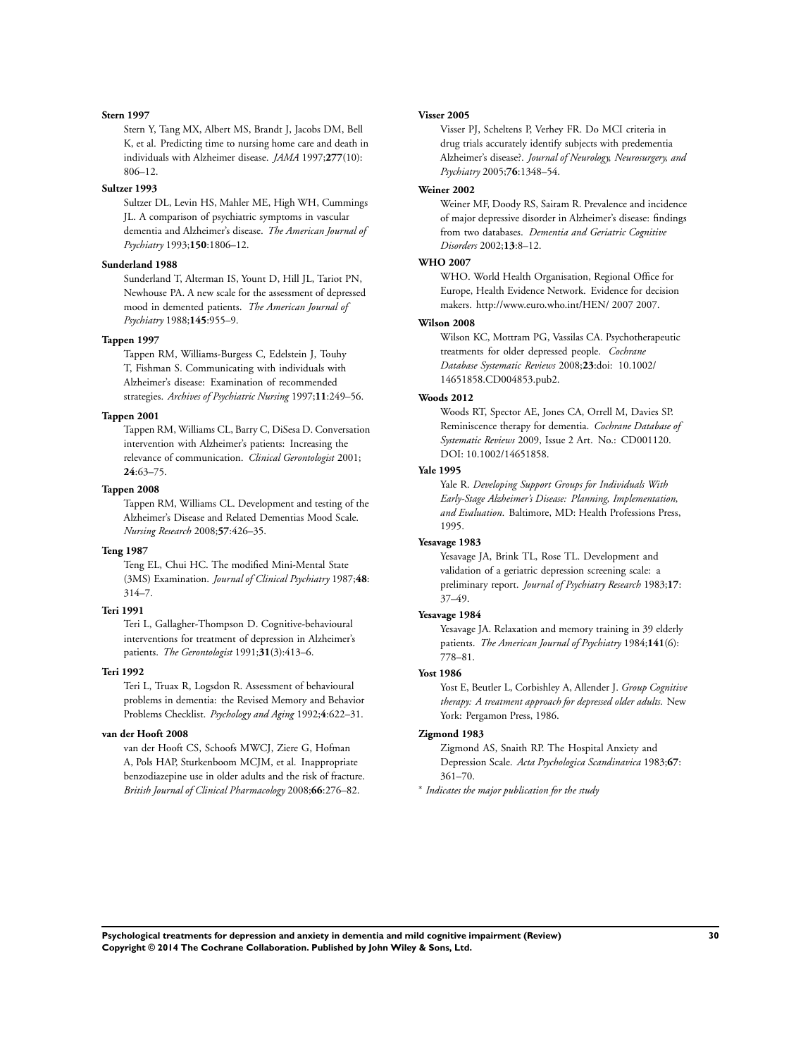**Stern 1997**

Stern Y, Tang MX, Albert MS, Brandt J, Jacobs DM, Bell K, et al. Predicting time to nursing home care and death in individuals with Alzheimer disease. *JAMA* 1997;**277**(10): 806–12.

**Sultzer 1993**

Sultzer DL, Levin HS, Mahler ME, High WH, Cummings JL. A comparison of psychiatric symptoms in vascular dementia and Alzheimer's disease. *The American Journal of Psychiatry* 1993;**150**:1806–12.

**Sunderland 1988**

Sunderland T, Alterman IS, Yount D, Hill JL, Tariot PN, Newhouse PA. A new scale for the assessment of depressed mood in demented patients. *The American Journal of Psychiatry* 1988;**145**:955–9.

**Tappen 1997**

Tappen RM, Williams-Burgess C, Edelstein J, Touhy T, Fishman S. Communicating with individuals with Alzheimer's disease: Examination of recommended strategies. *Archives of Psychiatric Nursing* 1997;**11**:249–56.

**Tappen 2001**

Tappen RM, Williams CL, Barry C, DiSesa D. Conversation intervention with Alzheimer's patients: Increasing the relevance of communication. *Clinical Gerontologist* 2001; **24**:63–75.

**Tappen 2008**

Tappen RM, Williams CL. Development and testing of the Alzheimer's Disease and Related Dementias Mood Scale. *Nursing Research* 2008;**57**:426–35.

**Teng 1987**

Teng EL, Chui HC. The modified Mini-Mental State (3MS) Examination. *Journal of Clinical Psychiatry* 1987;**48**: 314–7.

**Teri 1991**

Teri L, Gallagher-Thompson D. Cognitive-behavioural interventions for treatment of depression in Alzheimer's patients. *The Gerontologist* 1991;**31**(3):413–6.

**Teri 1992**

Teri L, Truax R, Logsdon R. Assessment of behavioural problems in dementia: the Revised Memory and Behavior Problems Checklist. *Psychology and Aging* 1992;**4**:622–31.

**van der Hooft 2008**

van der Hooft CS, Schoofs MWCJ, Ziere G, Hofman A, Pols HAP, Sturkenboom MCJM, et al. Inappropriate benzodiazepine use in older adults and the risk of fracture. *British Journal of Clinical Pharmacology* 2008;**66**:276–82.

**Visser 2005**

Visser PJ, Scheltens P, Verhey FR. Do MCI criteria in drug trials accurately identify subjects with predementia Alzheimer's disease?. *Journal of Neurology, Neurosurgery, and Psychiatry* 2005;**76**:1348–54.

**Weiner 2002**

Weiner MF, Doody RS, Sairam R. Prevalence and incidence of major depressive disorder in Alzheimer's disease: findings from two databases. *Dementia and Geriatric Cognitive Disorders* 2002;**13**:8–12.

**WHO 2007**

WHO. World Health Organisation, Regional Office for Europe, Health Evidence Network. Evidence for decision makers. http://www.euro.who.int/HEN/ 2007 2007.

**Wilson 2008**

Wilson KC, Mottram PG, Vassilas CA. Psychotherapeutic treatments for older depressed people. *Cochrane Database Systematic Reviews* 2008;**23**:doi: 10.1002/14651858.CD004853.pub2.

**Woods 2012**

Woods RT, Spector AE, Jones CA, Orrell M, Davies SP. Reminiscence therapy for dementia. *Cochrane Database of Systematic Reviews* 2009, Issue 2 Art. No.: CD001120. DOI: 10.1002/14651858.

**Yale 1995**

Yale R. *Developing Support Groups for Individuals With Early-Stage Alzheimer's Disease: Planning, Implementation, and Evaluation*. Baltimore, MD: Health Professions Press, 1995.

**Yesavage 1983**

Yesavage JA, Brink TL, Rose TL. Development and validation of a geriatric depression screening scale: a preliminary report. *Journal of Psychiatry Research* 1983;**17**: 37–49.

**Yesavage 1984**

Yesavage JA. Relaxation and memory training in 39 elderly patients. *The American Journal of Psychiatry* 1984;**141**(6): 778–81.

**Yost 1986**

Yost E, Beutler L, Corbishley A, Allender J. *Group Cognitive therapy: A treatment approach for depressed older adults*. New York: Pergamon Press, 1986.

**Zigmond 1983**

Zigmond AS, Snaith RP. The Hospital Anxiety and Depression Scale. *Acta Psychologica Scandinavica* 1983;**67**: 361–70.

* *Indicates the major publication for the study*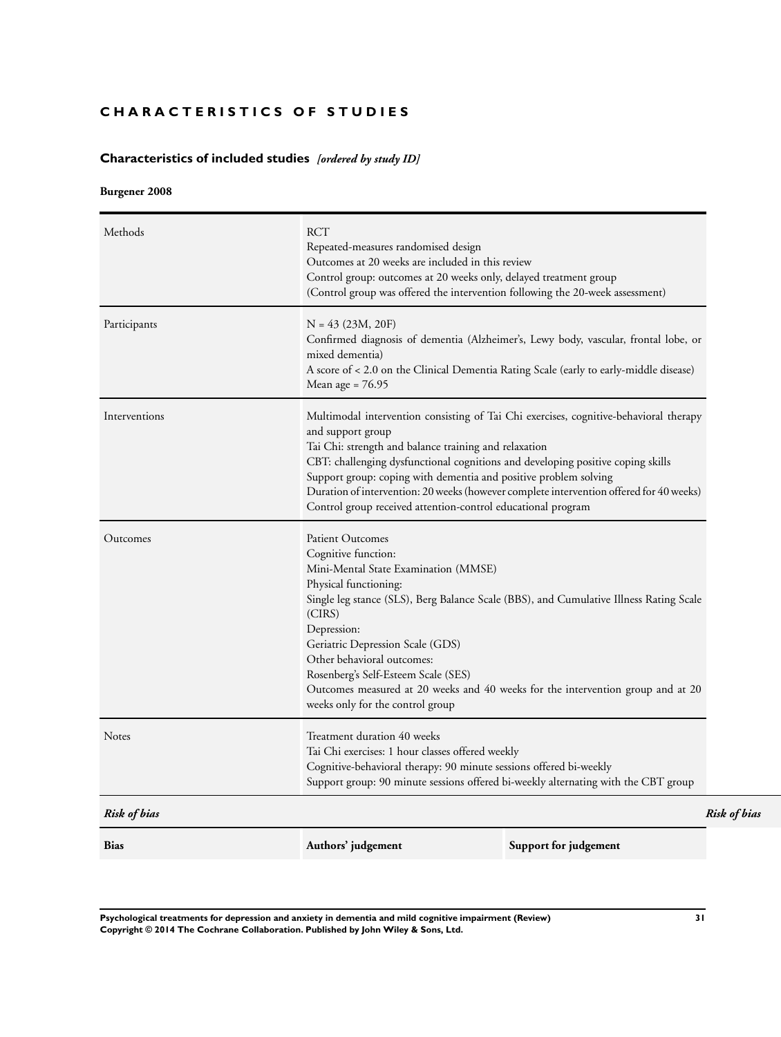# CHARACTERISTICS OF STUDIES

## Characteristics of included studies *[ordered by study ID]*

### Burgener 2008

| | |
|---|---|
| Methods | RCT<br>Repeated-measures randomised design<br>Outcomes at 20 weeks are included in this review<br>Control group: outcomes at 20 weeks only, delayed treatment group<br>(Control group was offered the intervention following the 20-week assessment) |
| Participants | N = 43 (23M, 20F)<br>Confirmed diagnosis of dementia (Alzheimer's, Lewy body, vascular, frontal lobe, or mixed dementia)<br>A score of < 2.0 on the Clinical Dementia Rating Scale (early to early-middle disease)<br>Mean age = 76.95 |
| Interventions | Multimodal intervention consisting of Tai Chi exercises, cognitive-behavioral therapy and support group<br>Tai Chi: strength and balance training and relaxation<br>CBT: challenging dysfunctional cognitions and developing positive coping skills<br>Support group: coping with dementia and positive problem solving<br>Duration of intervention: 20 weeks (however complete intervention offered for 40 weeks)<br>Control group received attention-control educational program |
| Outcomes | Patient Outcomes<br>Cognitive function:<br>Mini-Mental State Examination (MMSE)<br>Physical functioning:<br>Single leg stance (SLS), Berg Balance Scale (BBS), and Cumulative Illness Rating Scale (CIRS)<br>Depression:<br>Geriatric Depression Scale (GDS)<br>Other behavioral outcomes:<br>Rosenberg's Self-Esteem Scale (SES)<br>Outcomes measured at 20 weeks and 40 weeks for the intervention group and at 20 weeks only for the control group |
| Notes | Treatment duration 40 weeks<br>Tai Chi exercises: 1 hour classes offered weekly<br>Cognitive-behavioral therapy: 90 minute sessions offered bi-weekly<br>Support group: 90 minute sessions offered bi-weekly alternating with the CBT group |

*Risk of bias*

| Bias | Authors' judgement | Support for judgement |
|---|---|---|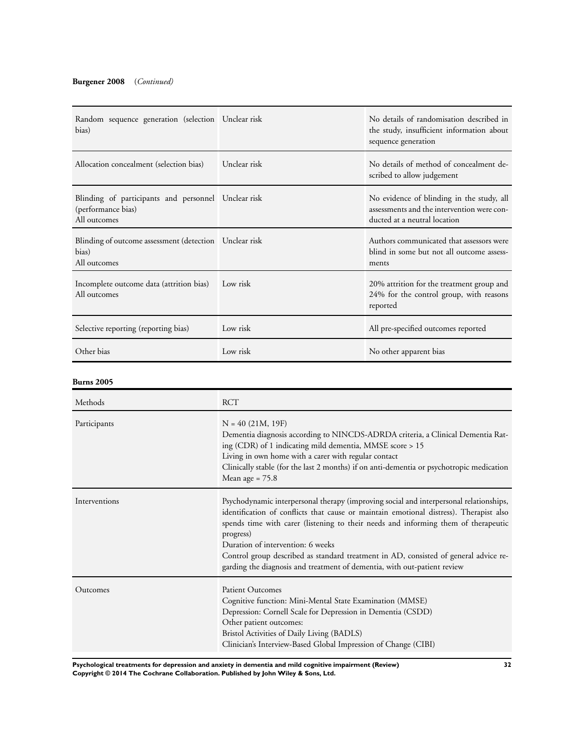**Burgener 2008** (*Continued*)

| | | |
|---|---|---|
| Random sequence generation (selection bias) | Unclear risk | No details of randomisation described in the study, insufficient information about sequence generation |
| Allocation concealment (selection bias) | Unclear risk | No details of method of concealment described to allow judgement |
| Blinding of participants and personnel (performance bias)<br>All outcomes | Unclear risk | No evidence of blinding in the study, all assessments and the intervention were conducted at a neutral location |
| Blinding of outcome assessment (detection bias)<br>All outcomes | Unclear risk | Authors communicated that assessors were blind in some but not all outcome assessments |
| Incomplete outcome data (attrition bias)<br>All outcomes | Low risk | 20% attrition for the treatment group and 24% for the control group, with reasons reported |
| Selective reporting (reporting bias) | Low risk | All pre-specified outcomes reported |
| Other bias | Low risk | No other apparent bias |

**Burns 2005**

| | |
|---|---|
| Methods | RCT |
| Participants | N = 40 (21M, 19F)<br>Dementia diagnosis according to NINCDS-ADRDA criteria, a Clinical Dementia Rating (CDR) of 1 indicating mild dementia, MMSE score > 15<br>Living in own home with a carer with regular contact<br>Clinically stable (for the last 2 months) if on anti-dementia or psychotropic medication<br>Mean age = 75.8 |
| Interventions | Psychodynamic interpersonal therapy (improving social and interpersonal relationships, identification of conflicts that cause or maintain emotional distress). Therapist also spends time with carer (listening to their needs and informing them of therapeutic progress)<br>Duration of intervention: 6 weeks<br>Control group described as standard treatment in AD, consisted of general advice regarding the diagnosis and treatment of dementia, with out-patient review |
| Outcomes | Patient Outcomes<br>Cognitive function: Mini-Mental State Examination (MMSE)<br>Depression: Cornell Scale for Depression in Dementia (CSDD)<br>Other patient outcomes:<br>Bristol Activities of Daily Living (BADLS)<br>Clinician's Interview-Based Global Impression of Change (CIBI) |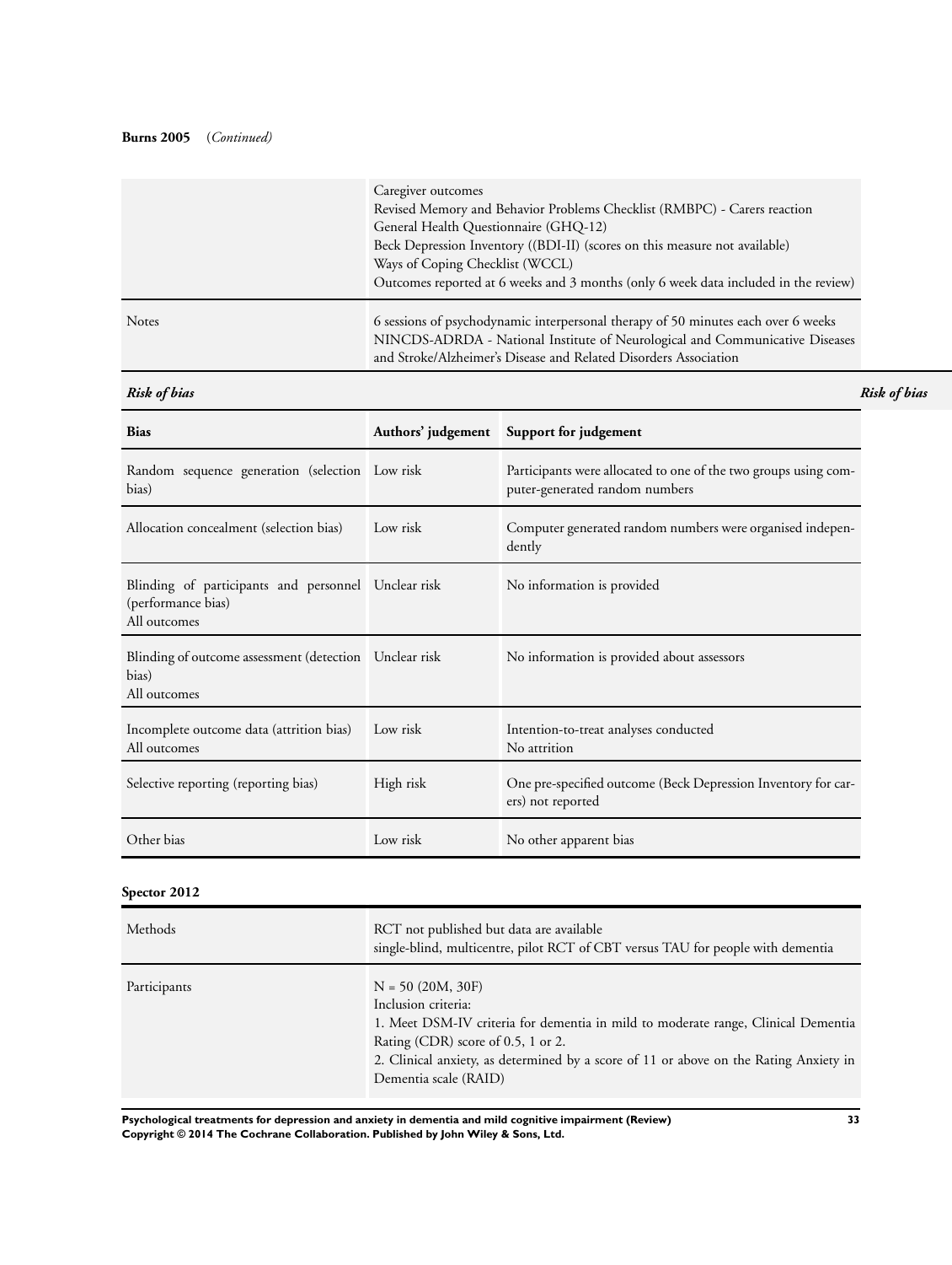**Burns 2005** (*Continued*)

| | |
|---|---|
| | Caregiver outcomes<br>Revised Memory and Behavior Problems Checklist (RMBPC) - Carers reaction<br>General Health Questionnaire (GHQ-12)<br>Beck Depression Inventory ((BDI-II) (scores on this measure not available)<br>Ways of Coping Checklist (WCCL)<br>Outcomes reported at 6 weeks and 3 months (only 6 week data included in the review) |
| Notes | 6 sessions of psychodynamic interpersonal therapy of 50 minutes each over 6 weeks<br>NINCDS-ADRDA - National Institute of Neurological and Communicative Diseases and Stroke/Alzheimer's Disease and Related Disorders Association |

***Risk of bias***

| Bias | Authors' judgement | Support for judgement |
|---|---|---|
| Random sequence generation (selection bias) | Low risk | Participants were allocated to one of the two groups using computer-generated random numbers |
| Allocation concealment (selection bias) | Low risk | Computer generated random numbers were organised independently |
| Blinding of participants and personnel (performance bias)<br>All outcomes | Unclear risk | No information is provided |
| Blinding of outcome assessment (detection bias)<br>All outcomes | Unclear risk | No information is provided about assessors |
| Incomplete outcome data (attrition bias)<br>All outcomes | Low risk | Intention-to-treat analyses conducted<br>No attrition |
| Selective reporting (reporting bias) | High risk | One pre-specified outcome (Beck Depression Inventory for carers) not reported |
| Other bias | Low risk | No other apparent bias |

**Spector 2012**

| | |
|---|---|
| Methods | RCT not published but data are available<br>single-blind, multicentre, pilot RCT of CBT versus TAU for people with dementia |
| Participants | N = 50 (20M, 30F)<br>Inclusion criteria:<br>1. Meet DSM-IV criteria for dementia in mild to moderate range, Clinical Dementia Rating (CDR) score of 0.5, 1 or 2.<br>2. Clinical anxiety, as determined by a score of 11 or above on the Rating Anxiety in Dementia scale (RAID) |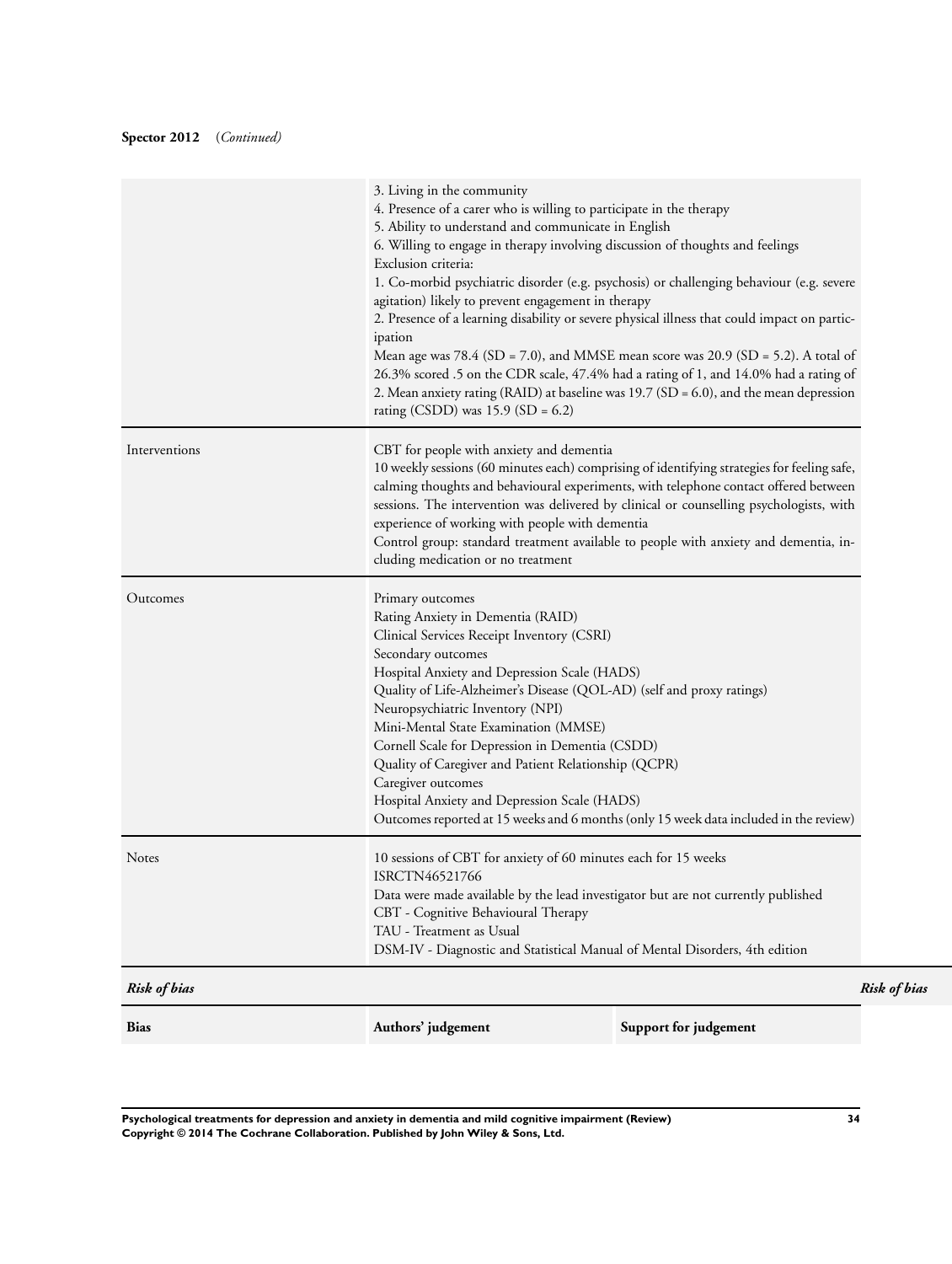**Spector 2012** (*Continued*)

| | |
|---|---|
| | 3. Living in the community<br>4. Presence of a carer who is willing to participate in the therapy<br>5. Ability to understand and communicate in English<br>6. Willing to engage in therapy involving discussion of thoughts and feelings<br>Exclusion criteria:<br>1. Co-morbid psychiatric disorder (e.g. psychosis) or challenging behaviour (e.g. severe agitation) likely to prevent engagement in therapy<br>2. Presence of a learning disability or severe physical illness that could impact on participation<br>Mean age was 78.4 (SD = 7.0), and MMSE mean score was 20.9 (SD = 5.2). A total of 26.3% scored .5 on the CDR scale, 47.4% had a rating of 1, and 14.0% had a rating of 2. Mean anxiety rating (RAID) at baseline was 19.7 (SD = 6.0), and the mean depression rating (CSDD) was 15.9 (SD = 6.2) |
| Interventions | CBT for people with anxiety and dementia<br>10 weekly sessions (60 minutes each) comprising of identifying strategies for feeling safe, calming thoughts and behavioural experiments, with telephone contact offered between sessions. The intervention was delivered by clinical or counselling psychologists, with experience of working with people with dementia<br>Control group: standard treatment available to people with anxiety and dementia, including medication or no treatment |
| Outcomes | Primary outcomes<br>Rating Anxiety in Dementia (RAID)<br>Clinical Services Receipt Inventory (CSRI)<br>Secondary outcomes<br>Hospital Anxiety and Depression Scale (HADS)<br>Quality of Life-Alzheimer's Disease (QOL-AD) (self and proxy ratings)<br>Neuropsychiatric Inventory (NPI)<br>Mini-Mental State Examination (MMSE)<br>Cornell Scale for Depression in Dementia (CSDD)<br>Quality of Caregiver and Patient Relationship (QCPR)<br>Caregiver outcomes<br>Hospital Anxiety and Depression Scale (HADS)<br>Outcomes reported at 15 weeks and 6 months (only 15 week data included in the review) |
| Notes | 10 sessions of CBT for anxiety of 60 minutes each for 15 weeks<br>ISRCTN46521766<br>Data were made available by the lead investigator but are not currently published<br>CBT - Cognitive Behavioural Therapy<br>TAU - Treatment as Usual<br>DSM-IV - Diagnostic and Statistical Manual of Mental Disorders, 4th edition |

***Risk of bias***

| Bias | Authors' judgement | Support for judgement |
|---|---|---|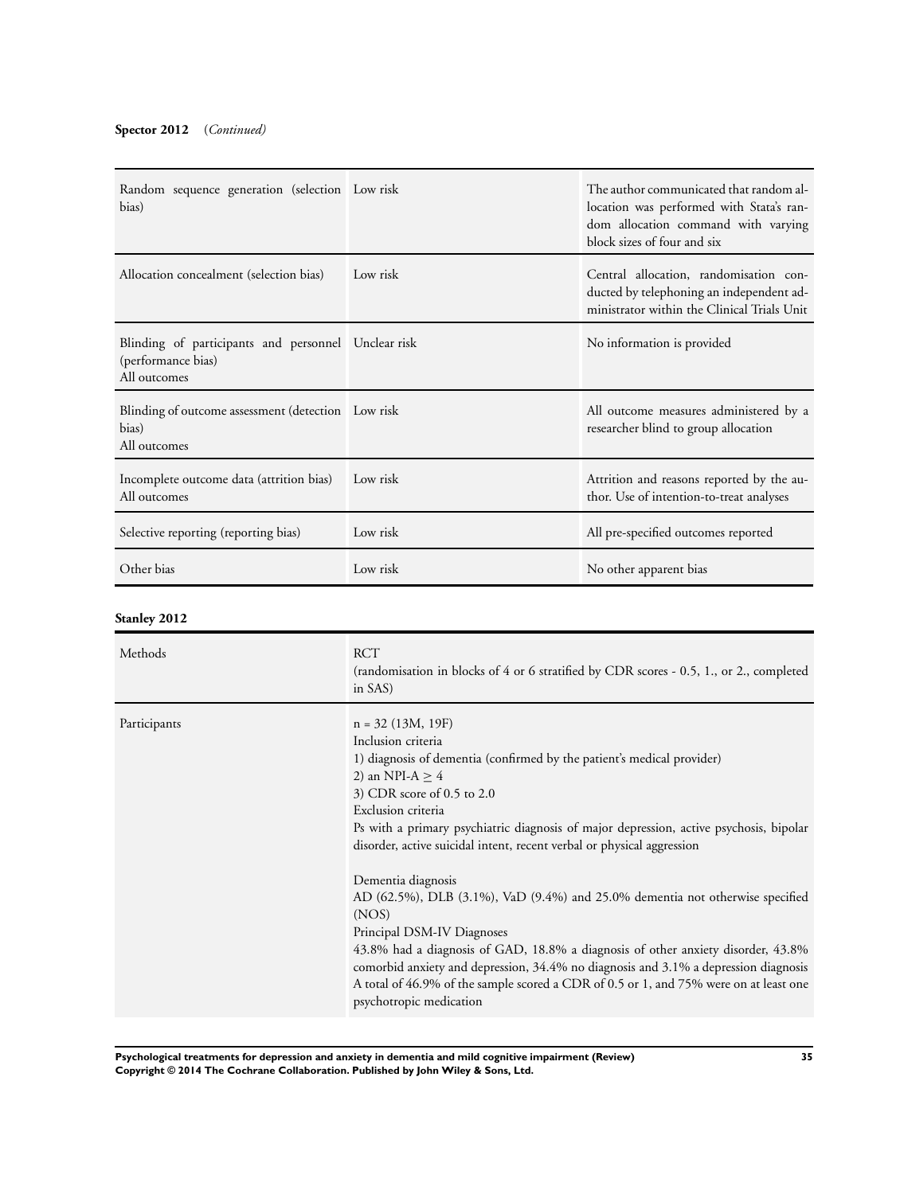**Spector 2012** (*Continued*)

| | | |
|---|---|---|
| Random sequence generation (selection bias) | Low risk | The author communicated that random allocation was performed with Stata's random allocation command with varying block sizes of four and six |
| Allocation concealment (selection bias) | Low risk | Central allocation, randomisation conducted by telephoning an independent administrator within the Clinical Trials Unit |
| Blinding of participants and personnel (performance bias)<br>All outcomes | Unclear risk | No information is provided |
| Blinding of outcome assessment (detection bias)<br>All outcomes | Low risk | All outcome measures administered by a researcher blind to group allocation |
| Incomplete outcome data (attrition bias)<br>All outcomes | Low risk | Attrition and reasons reported by the author. Use of intention-to-treat analyses |
| Selective reporting (reporting bias) | Low risk | All pre-specified outcomes reported |
| Other bias | Low risk | No other apparent bias |

**Stanley 2012**

| | |
|---|---|
| Methods | RCT<br>(randomisation in blocks of 4 or 6 stratified by CDR scores - 0.5, 1., or 2., completed in SAS) |
| Participants | n = 32 (13M, 19F)<br>Inclusion criteria<br>1) diagnosis of dementia (confirmed by the patient's medical provider)<br>2) an NPI-A ≥ 4<br>3) CDR score of 0.5 to 2.0<br>Exclusion criteria<br>Ps with a primary psychiatric diagnosis of major depression, active psychosis, bipolar disorder, active suicidal intent, recent verbal or physical aggression<br><br>Dementia diagnosis<br>AD (62.5%), DLB (3.1%), VaD (9.4%) and 25.0% dementia not otherwise specified (NOS)<br>Principal DSM-IV Diagnoses<br>43.8% had a diagnosis of GAD, 18.8% a diagnosis of other anxiety disorder, 43.8% comorbid anxiety and depression, 34.4% no diagnosis and 3.1% a depression diagnosis<br>A total of 46.9% of the sample scored a CDR of 0.5 or 1, and 75% were on at least one psychotropic medication |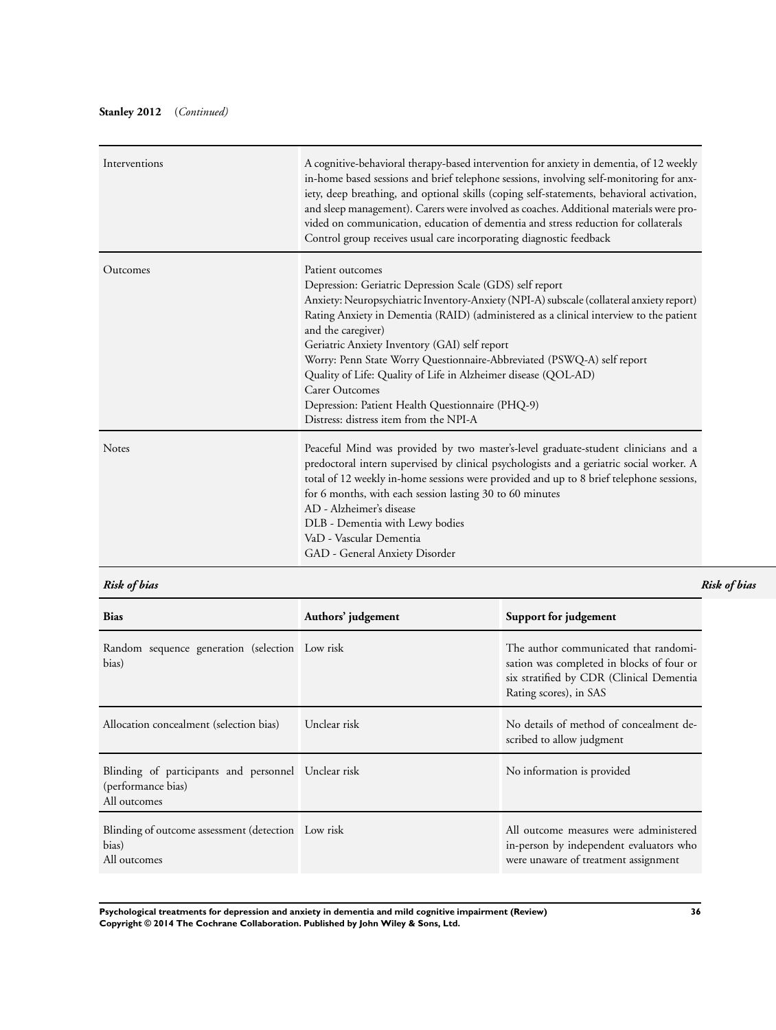**Stanley 2012** (*Continued*)

| | |
|---|---|
| Interventions | A cognitive-behavioral therapy-based intervention for anxiety in dementia, of 12 weekly in-home based sessions and brief telephone sessions, involving self-monitoring for anxiety, deep breathing, and optional skills (coping self-statements, behavioral activation, and sleep management). Carers were involved as coaches. Additional materials were provided on communication, education of dementia and stress reduction for collaterals<br>Control group receives usual care incorporating diagnostic feedback |
| Outcomes | Patient outcomes<br>Depression: Geriatric Depression Scale (GDS) self report<br>Anxiety: Neuropsychiatric Inventory-Anxiety (NPI-A) subscale (collateral anxiety report)<br>Rating Anxiety in Dementia (RAID) (administered as a clinical interview to the patient and the caregiver)<br>Geriatric Anxiety Inventory (GAI) self report<br>Worry: Penn State Worry Questionnaire-Abbreviated (PSWQ-A) self report<br>Quality of Life: Quality of Life in Alzheimer disease (QOL-AD)<br>Carer Outcomes<br>Depression: Patient Health Questionnaire (PHQ-9)<br>Distress: distress item from the NPI-A |
| Notes | Peaceful Mind was provided by two master's-level graduate-student clinicians and a predoctoral intern supervised by clinical psychologists and a geriatric social worker. A total of 12 weekly in-home sessions were provided and up to 8 brief telephone sessions, for 6 months, with each session lasting 30 to 60 minutes<br>AD - Alzheimer's disease<br>DLB - Dementia with Lewy bodies<br>VaD - Vascular Dementia<br>GAD - General Anxiety Disorder |

*Risk of bias*

| Bias | Authors' judgement | Support for judgement |
|---|---|---|
| Random sequence generation (selection bias) | Low risk | The author communicated that randomisation was completed in blocks of four or six stratified by CDR (Clinical Dementia Rating scores), in SAS |
| Allocation concealment (selection bias) | Unclear risk | No details of method of concealment described to allow judgment |
| Blinding of participants and personnel (performance bias)<br>All outcomes | Unclear risk | No information is provided |
| Blinding of outcome assessment (detection bias)<br>All outcomes | Low risk | All outcome measures were administered in-person by independent evaluators who were unaware of treatment assignment |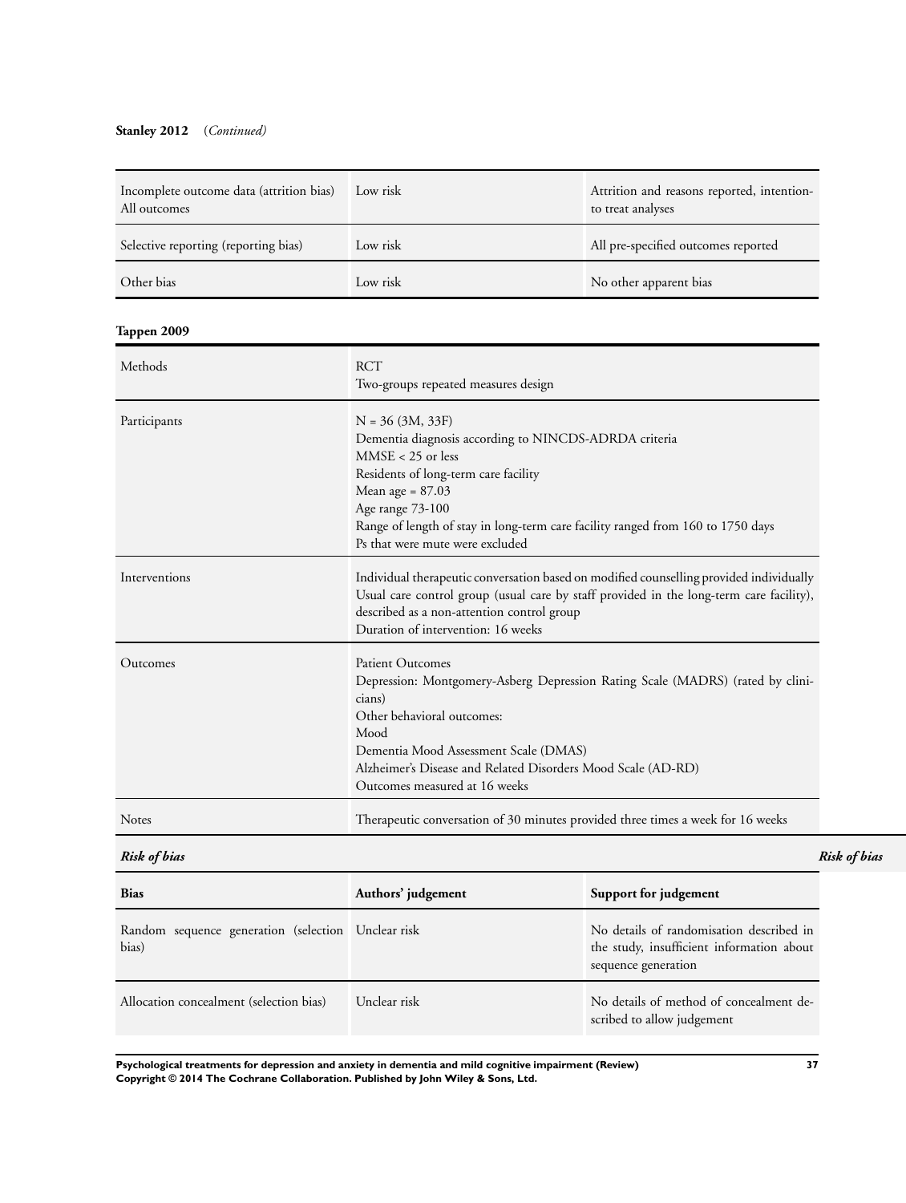**Stanley 2012** (*Continued*)

| | | |
|---|---|---|
| Incomplete outcome data (attrition bias) All outcomes | Low risk | Attrition and reasons reported, intention-to treat analyses |
| Selective reporting (reporting bias) | Low risk | All pre-specified outcomes reported |
| Other bias | Low risk | No other apparent bias |

**Tappen 2009**

| | |
|---|---|
| Methods | RCT<br>Two-groups repeated measures design |
| Participants | N = 36 (3M, 33F)<br>Dementia diagnosis according to NINCDS-ADRDA criteria<br>MMSE < 25 or less<br>Residents of long-term care facility<br>Mean age = 87.03<br>Age range 73-100<br>Range of length of stay in long-term care facility ranged from 160 to 1750 days<br>Ps that were mute were excluded |
| Interventions | Individual therapeutic conversation based on modified counselling provided individually<br>Usual care control group (usual care by staff provided in the long-term care facility), described as a non-attention control group<br>Duration of intervention: 16 weeks |
| Outcomes | Patient Outcomes<br>Depression: Montgomery-Asberg Depression Rating Scale (MADRS) (rated by clinicians)<br>Other behavioral outcomes:<br>Mood<br>Dementia Mood Assessment Scale (DMAS)<br>Alzheimer's Disease and Related Disorders Mood Scale (AD-RD)<br>Outcomes measured at 16 weeks |
| Notes | Therapeutic conversation of 30 minutes provided three times a week for 16 weeks |

***Risk of bias***

| Bias | Authors' judgement | Support for judgement |
|---|---|---|
| Random sequence generation (selection bias) | Unclear risk | No details of randomisation described in the study, insufficient information about sequence generation |
| Allocation concealment (selection bias) | Unclear risk | No details of method of concealment described to allow judgement |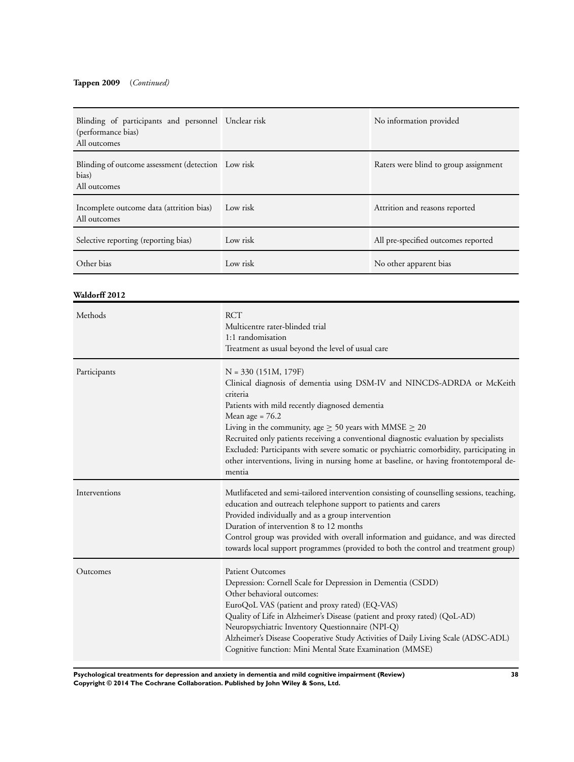**Tappen 2009** (*Continued*)

| | | |
|---|---|---|
| Blinding of participants and personnel (performance bias)<br>All outcomes | Unclear risk | No information provided |
| Blinding of outcome assessment (detection bias)<br>All outcomes | Low risk | Raters were blind to group assignment |
| Incomplete outcome data (attrition bias)<br>All outcomes | Low risk | Attrition and reasons reported |
| Selective reporting (reporting bias) | Low risk | All pre-specified outcomes reported |
| Other bias | Low risk | No other apparent bias |

**Waldorff 2012**

| | |
|---|---|
| Methods | RCT<br>Multicentre rater-blinded trial<br>1:1 randomisation<br>Treatment as usual beyond the level of usual care |
| Participants | N = 330 (151M, 179F)<br>Clinical diagnosis of dementia using DSM-IV and NINCDS-ADRDA or McKeith criteria<br>Patients with mild recently diagnosed dementia<br>Mean age = 76.2<br>Living in the community, age $\geq$ 50 years with MMSE $\geq$ 20<br>Recruited only patients receiving a conventional diagnostic evaluation by specialists<br>Excluded: Participants with severe somatic or psychiatric comorbidity, participating in other interventions, living in nursing home at baseline, or having frontotemporal dementia |
| Interventions | Mutlifaceted and semi-tailored intervention consisting of counselling sessions, teaching, education and outreach telephone support to patients and carers<br>Provided individually and as a group intervention<br>Duration of intervention 8 to 12 months<br>Control group was provided with overall information and guidance, and was directed towards local support programmes (provided to both the control and treatment group) |
| Outcomes | Patient Outcomes<br>Depression: Cornell Scale for Depression in Dementia (CSDD)<br>Other behavioral outcomes:<br>EuroQoL VAS (patient and proxy rated) (EQ-VAS)<br>Quality of Life in Alzheimer's Disease (patient and proxy rated) (QoL-AD)<br>Neuropsychiatric Inventory Questionnaire (NPI-Q)<br>Alzheimer's Disease Cooperative Study Activities of Daily Living Scale (ADSC-ADL)<br>Cognitive function: Mini Mental State Examination (MMSE) |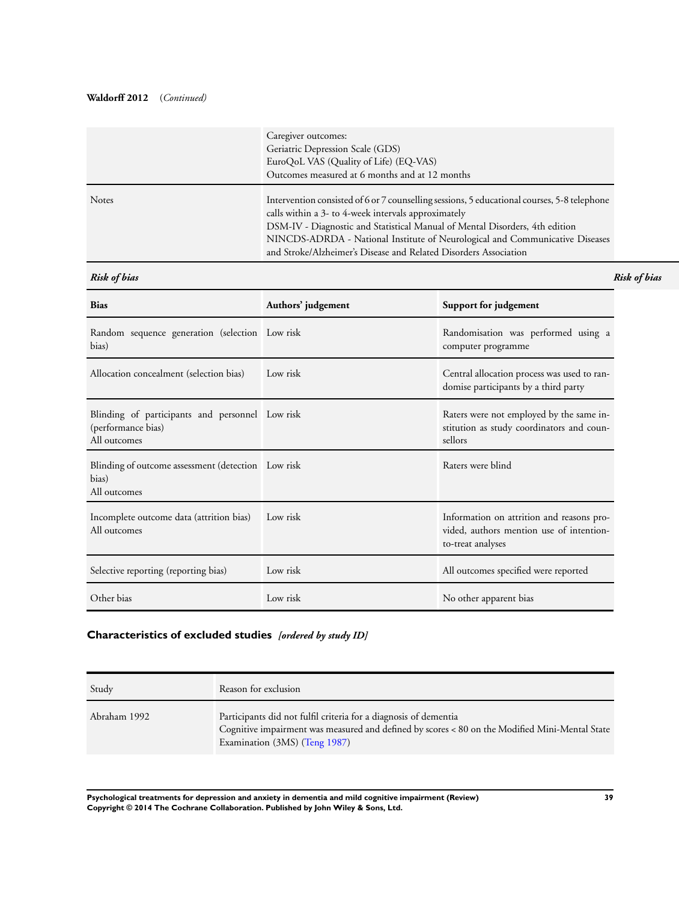**Waldorff 2012** (*Continued*)

| | |
|---|---|
| | Caregiver outcomes:<br>Geriatric Depression Scale (GDS)<br>EuroQoL VAS (Quality of Life) (EQ-VAS)<br>Outcomes measured at 6 months and at 12 months |
| Notes | Intervention consisted of 6 or 7 counselling sessions, 5 educational courses, 5-8 telephone calls within a 3- to 4-week intervals approximately<br>DSM-IV - Diagnostic and Statistical Manual of Mental Disorders, 4th edition<br>NINCDS-ADRDA - National Institute of Neurological and Communicative Diseases and Stroke/Alzheimer's Disease and Related Disorders Association |

***Risk of bias***

| Bias | Authors' judgement | Support for judgement |
|---|---|---|
| Random sequence generation (selection bias) | Low risk | Randomisation was performed using a computer programme |
| Allocation concealment (selection bias) | Low risk | Central allocation process was used to randomise participants by a third party |
| Blinding of participants and personnel (performance bias)<br>All outcomes | Low risk | Raters were not employed by the same institution as study coordinators and counsellors |
| Blinding of outcome assessment (detection bias)<br>All outcomes | Low risk | Raters were blind |
| Incomplete outcome data (attrition bias)<br>All outcomes | Low risk | Information on attrition and reasons provided, authors mention use of intention-to-treat analyses |
| Selective reporting (reporting bias) | Low risk | All outcomes specified were reported |
| Other bias | Low risk | No other apparent bias |

## Characteristics of excluded studies *[ordered by study ID]*

| Study | Reason for exclusion |
|---|---|
| Abraham 1992 | Participants did not fulfil criteria for a diagnosis of dementia<br>Cognitive impairment was measured and defined by scores < 80 on the Modified Mini-Mental State Examination (3MS) (Teng 1987) |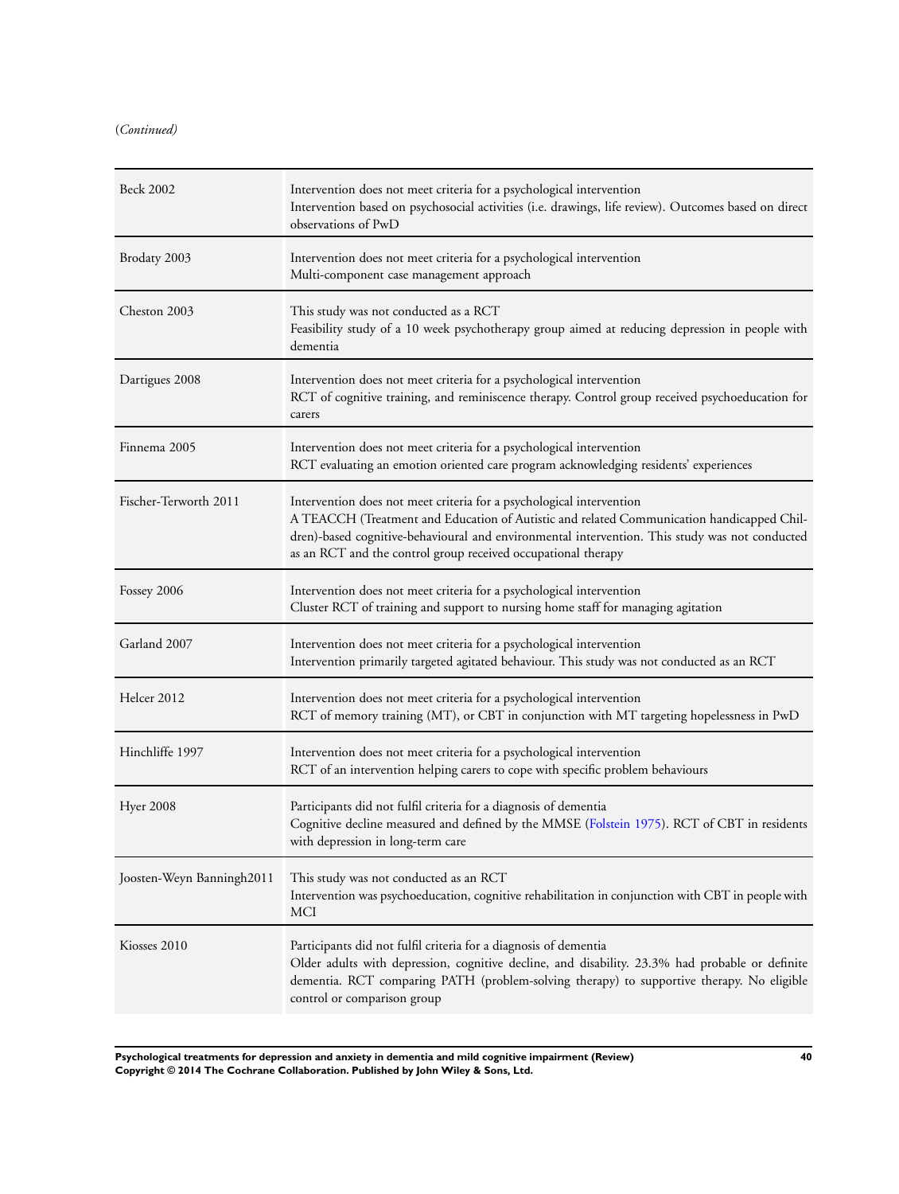(*Continued*)

| | |
|---|---|
| Beck 2002 | Intervention does not meet criteria for a psychological intervention<br>Intervention based on psychosocial activities (i.e. drawings, life review). Outcomes based on direct observations of PwD |
| Brodaty 2003 | Intervention does not meet criteria for a psychological intervention<br>Multi-component case management approach |
| Cheston 2003 | This study was not conducted as a RCT<br>Feasibility study of a 10 week psychotherapy group aimed at reducing depression in people with dementia |
| Dartigues 2008 | Intervention does not meet criteria for a psychological intervention<br>RCT of cognitive training, and reminiscence therapy. Control group received psychoeducation for carers |
| Finnema 2005 | Intervention does not meet criteria for a psychological intervention<br>RCT evaluating an emotion oriented care program acknowledging residents' experiences |
| Fischer-Terworth 2011 | Intervention does not meet criteria for a psychological intervention<br>A TEACCH (Treatment and Education of Autistic and related Communication handicapped Children)-based cognitive-behavioural and environmental intervention. This study was not conducted as an RCT and the control group received occupational therapy |
| Fossey 2006 | Intervention does not meet criteria for a psychological intervention<br>Cluster RCT of training and support to nursing home staff for managing agitation |
| Garland 2007 | Intervention does not meet criteria for a psychological intervention<br>Intervention primarily targeted agitated behaviour. This study was not conducted as an RCT |
| Helcer 2012 | Intervention does not meet criteria for a psychological intervention<br>RCT of memory training (MT), or CBT in conjunction with MT targeting hopelessness in PwD |
| Hinchliffe 1997 | Intervention does not meet criteria for a psychological intervention<br>RCT of an intervention helping carers to cope with specific problem behaviours |
| Hyer 2008 | Participants did not fulfil criteria for a diagnosis of dementia<br>Cognitive decline measured and defined by the MMSE (Folstein 1975). RCT of CBT in residents with depression in long-term care |
| Joosten-Weyn Banningh2011 | This study was not conducted as an RCT<br>Intervention was psychoeducation, cognitive rehabilitation in conjunction with CBT in people with MCI |
| Kiosses 2010 | Participants did not fulfil criteria for a diagnosis of dementia<br>Older adults with depression, cognitive decline, and disability. 23.3% had probable or definite dementia. RCT comparing PATH (problem-solving therapy) to supportive therapy. No eligible control or comparison group |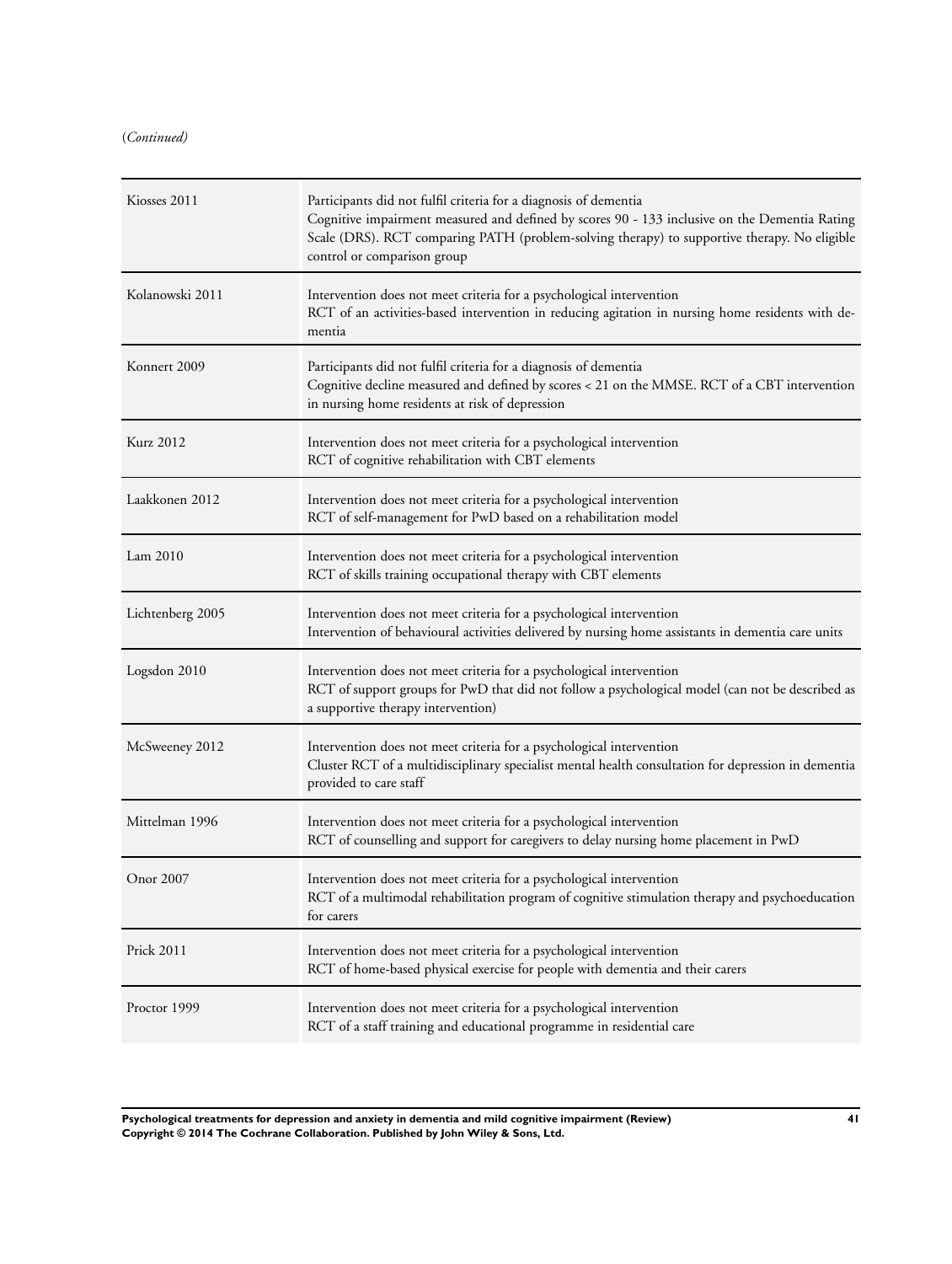(*Continued*)

| | |
|---|---|
| Kiosses 2011 | Participants did not fulfil criteria for a diagnosis of dementia<br>Cognitive impairment measured and defined by scores 90 - 133 inclusive on the Dementia Rating Scale (DRS). RCT comparing PATH (problem-solving therapy) to supportive therapy. No eligible control or comparison group |
| Kolanowski 2011 | Intervention does not meet criteria for a psychological intervention<br>RCT of an activities-based intervention in reducing agitation in nursing home residents with dementia |
| Konnert 2009 | Participants did not fulfil criteria for a diagnosis of dementia<br>Cognitive decline measured and defined by scores < 21 on the MMSE. RCT of a CBT intervention in nursing home residents at risk of depression |
| Kurz 2012 | Intervention does not meet criteria for a psychological intervention<br>RCT of cognitive rehabilitation with CBT elements |
| Laakkonen 2012 | Intervention does not meet criteria for a psychological intervention<br>RCT of self-management for PwD based on a rehabilitation model |
| Lam 2010 | Intervention does not meet criteria for a psychological intervention<br>RCT of skills training occupational therapy with CBT elements |
| Lichtenberg 2005 | Intervention does not meet criteria for a psychological intervention<br>Intervention of behavioural activities delivered by nursing home assistants in dementia care units |
| Logsdon 2010 | Intervention does not meet criteria for a psychological intervention<br>RCT of support groups for PwD that did not follow a psychological model (can not be described as a supportive therapy intervention) |
| McSweeney 2012 | Intervention does not meet criteria for a psychological intervention<br>Cluster RCT of a multidisciplinary specialist mental health consultation for depression in dementia provided to care staff |
| Mittelman 1996 | Intervention does not meet criteria for a psychological intervention<br>RCT of counselling and support for caregivers to delay nursing home placement in PwD |
| Onor 2007 | Intervention does not meet criteria for a psychological intervention<br>RCT of a multimodal rehabilitation program of cognitive stimulation therapy and psychoeducation for carers |
| Prick 2011 | Intervention does not meet criteria for a psychological intervention<br>RCT of home-based physical exercise for people with dementia and their carers |
| Proctor 1999 | Intervention does not meet criteria for a psychological intervention<br>RCT of a staff training and educational programme in residential care |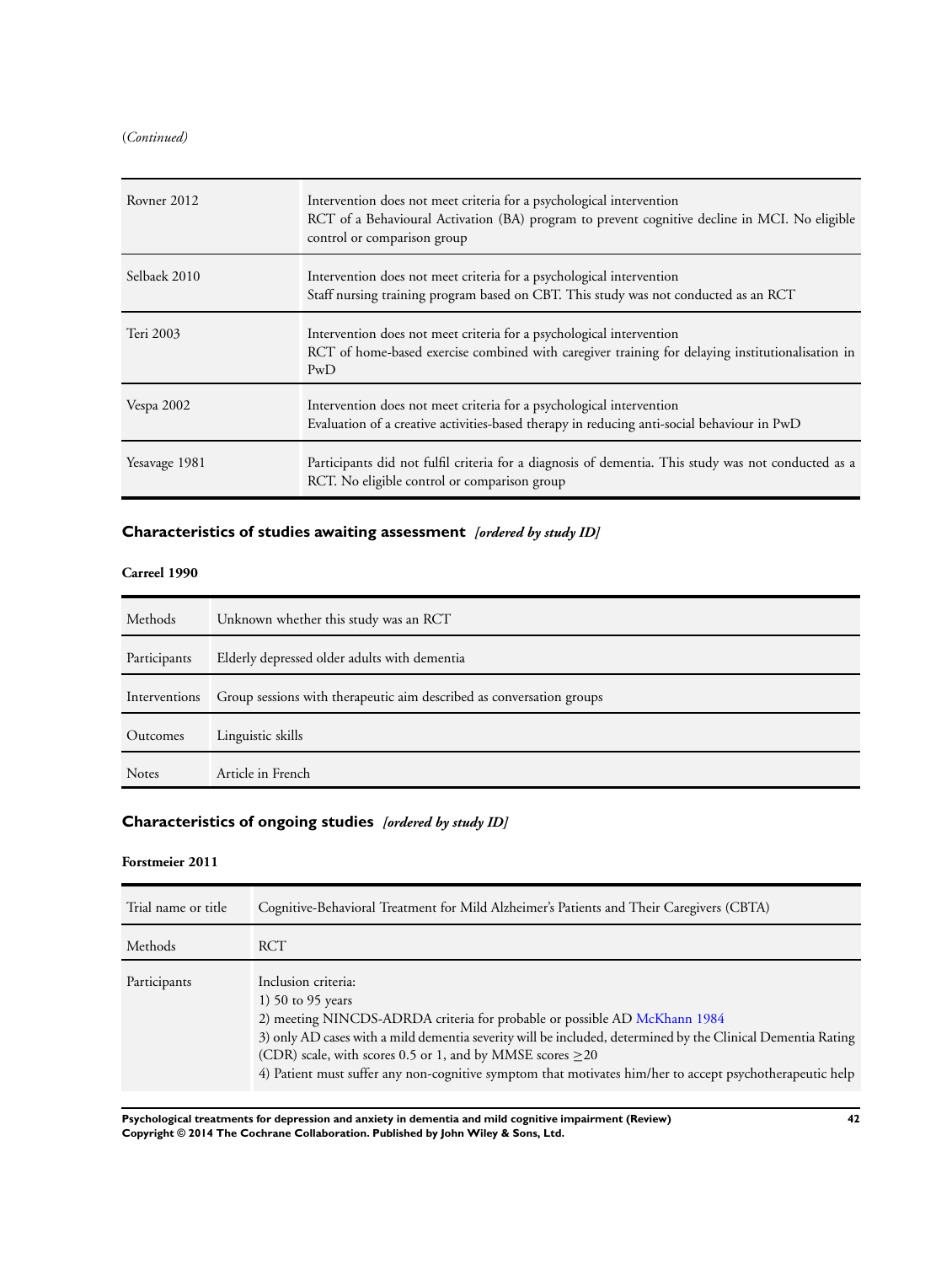(*Continued*)

| | |
|---|---|
| Rovner 2012 | Intervention does not meet criteria for a psychological intervention<br>RCT of a Behavioural Activation (BA) program to prevent cognitive decline in MCI. No eligible control or comparison group |
| Selbaek 2010 | Intervention does not meet criteria for a psychological intervention<br>Staff nursing training program based on CBT. This study was not conducted as an RCT |
| Teri 2003 | Intervention does not meet criteria for a psychological intervention<br>RCT of home-based exercise combined with caregiver training for delaying institutionalisation in PwD |
| Vespa 2002 | Intervention does not meet criteria for a psychological intervention<br>Evaluation of a creative activities-based therapy in reducing anti-social behaviour in PwD |
| Yesavage 1981 | Participants did not fulfil criteria for a diagnosis of dementia. This study was not conducted as a RCT. No eligible control or comparison group |

## Characteristics of studies awaiting assessment *[ordered by study ID]*

**Carreel 1990**

| | |
|---|---|
| Methods | Unknown whether this study was an RCT |
| Participants | Elderly depressed older adults with dementia |
| Interventions | Group sessions with therapeutic aim described as conversation groups |
| Outcomes | Linguistic skills |
| Notes | Article in French |

## Characteristics of ongoing studies *[ordered by study ID]*

**Forstmeier 2011**

| | |
|---|---|
| Trial name or title | Cognitive-Behavioral Treatment for Mild Alzheimer's Patients and Their Caregivers (CBTA) |
| Methods | RCT |
| Participants | Inclusion criteria:<br>1) 50 to 95 years<br>2) meeting NINCDS-ADRDA criteria for probable or possible AD McKhann 1984<br>3) only AD cases with a mild dementia severity will be included, determined by the Clinical Dementia Rating (CDR) scale, with scores 0.5 or 1, and by MMSE scores $\geq$20<br>4) Patient must suffer any non-cognitive symptom that motivates him/her to accept psychotherapeutic help |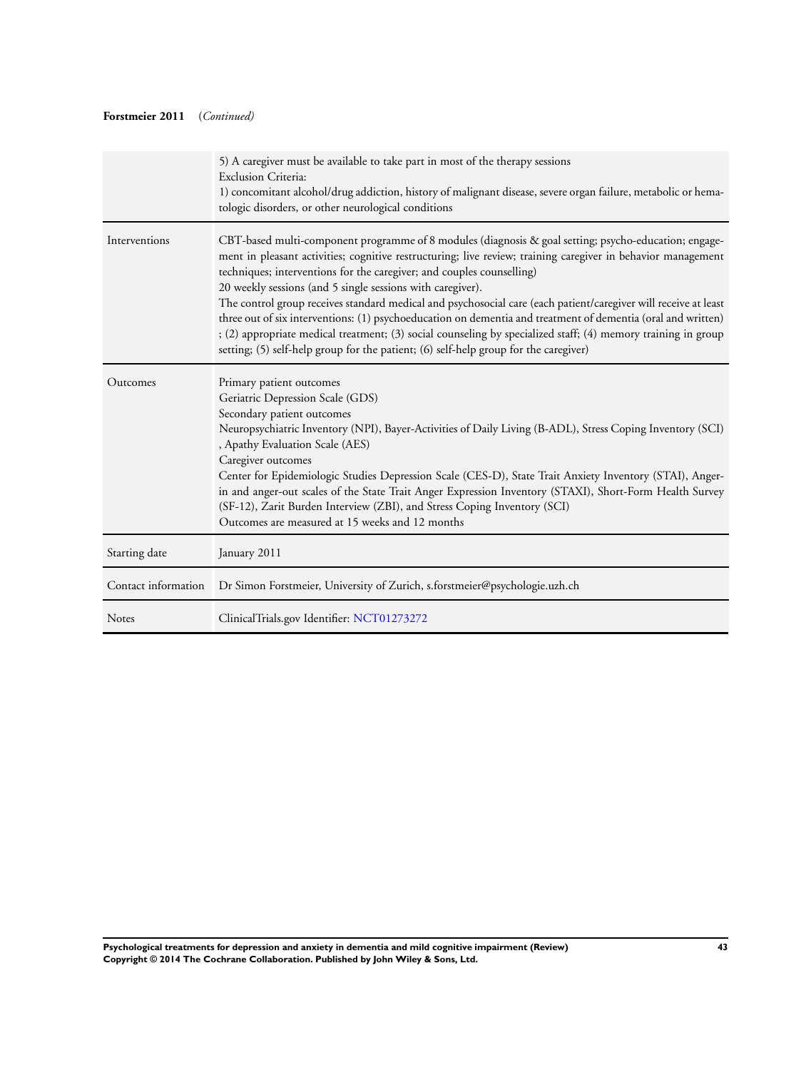**Forstmeier 2011** (*Continued*)

| | |
|---|---|
| | 5) A caregiver must be available to take part in most of the therapy sessions<br>Exclusion Criteria:<br>1) concomitant alcohol/drug addiction, history of malignant disease, severe organ failure, metabolic or hematologic disorders, or other neurological conditions |
| Interventions | CBT-based multi-component programme of 8 modules (diagnosis & goal setting; psycho-education; engagement in pleasant activities; cognitive restructuring; live review; training caregiver in behavior management techniques; interventions for the caregiver; and couples counselling)<br>20 weekly sessions (and 5 single sessions with caregiver).<br>The control group receives standard medical and psychosocial care (each patient/caregiver will receive at least three out of six interventions: (1) psychoeducation on dementia and treatment of dementia (oral and written) ; (2) appropriate medical treatment; (3) social counseling by specialized staff; (4) memory training in group setting; (5) self-help group for the patient; (6) self-help group for the caregiver) |
| Outcomes | Primary patient outcomes<br>Geriatric Depression Scale (GDS)<br>Secondary patient outcomes<br>Neuropsychiatric Inventory (NPI), Bayer-Activities of Daily Living (B-ADL), Stress Coping Inventory (SCI) , Apathy Evaluation Scale (AES)<br>Caregiver outcomes<br>Center for Epidemiologic Studies Depression Scale (CES-D), State Trait Anxiety Inventory (STAI), Anger-in and anger-out scales of the State Trait Anger Expression Inventory (STAXI), Short-Form Health Survey (SF-12), Zarit Burden Interview (ZBI), and Stress Coping Inventory (SCI)<br>Outcomes are measured at 15 weeks and 12 months |
| Starting date | January 2011 |
| Contact information | Dr Simon Forstmeier, University of Zurich, s.forstmeier@psychologie.uzh.ch |
| Notes | ClinicalTrials.gov Identifier: NCT01273272 |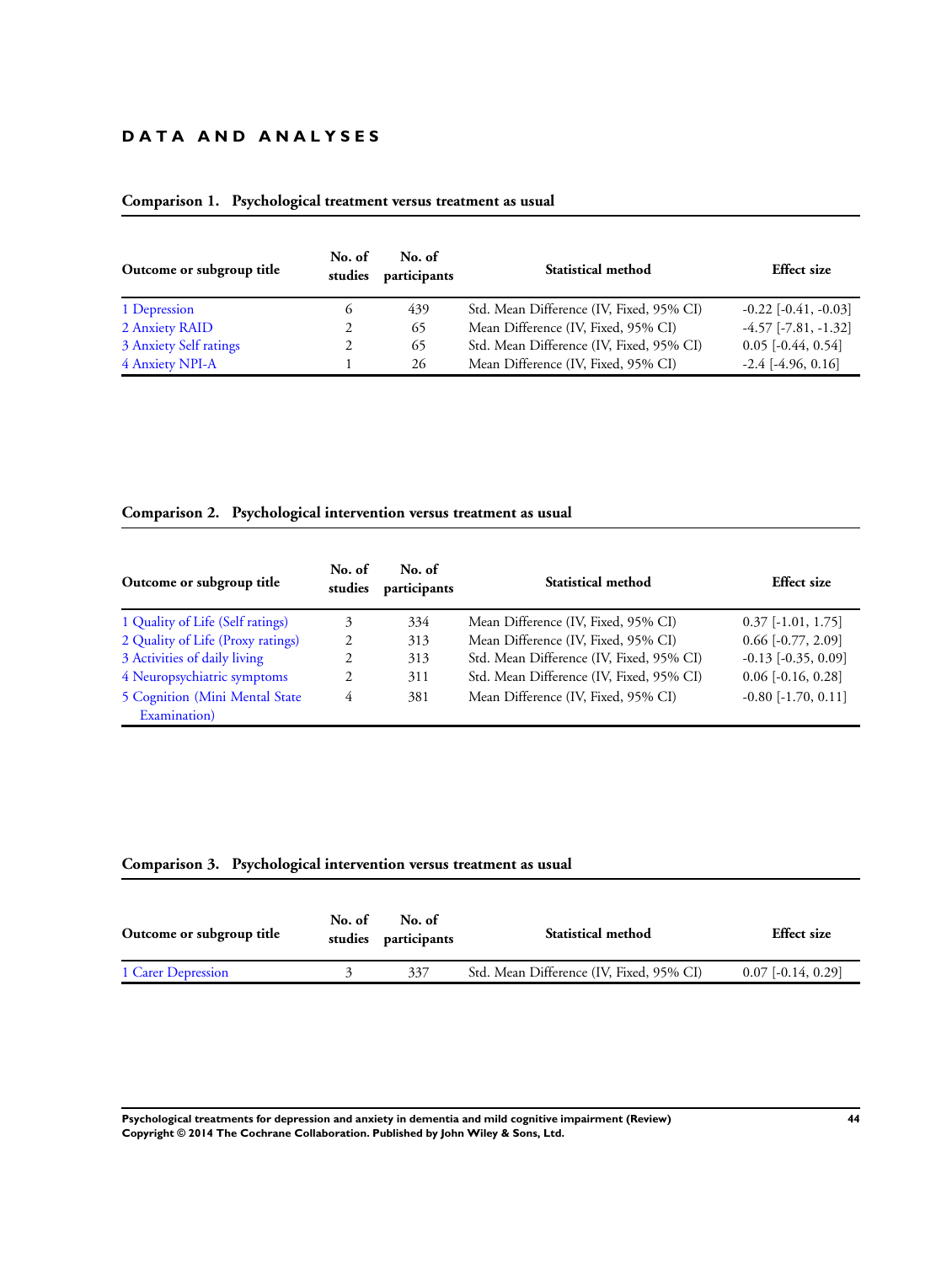# DATA AND ANALYSES

**Comparison 1. Psychological treatment versus treatment as usual**

| Outcome or subgroup title | No. of studies | No. of participants | Statistical method | Effect size |
|---|---|---|---|---|
| 1 Depression | 6 | 439 | Std. Mean Difference (IV, Fixed, 95% CI) | -0.22 [-0.41, -0.03] |
| 2 Anxiety RAID | 2 | 65 | Mean Difference (IV, Fixed, 95% CI) | -4.57 [-7.81, -1.32] |
| 3 Anxiety Self ratings | 2 | 65 | Std. Mean Difference (IV, Fixed, 95% CI) | 0.05 [-0.44, 0.54] |
| 4 Anxiety NPI-A | 1 | 26 | Mean Difference (IV, Fixed, 95% CI) | -2.4 [-4.96, 0.16] |

**Comparison 2. Psychological intervention versus treatment as usual**

| Outcome or subgroup title | No. of studies | No. of participants | Statistical method | Effect size |
|---|---|---|---|---|
| 1 Quality of Life (Self ratings) | 3 | 334 | Mean Difference (IV, Fixed, 95% CI) | 0.37 [-1.01, 1.75] |
| 2 Quality of Life (Proxy ratings) | 2 | 313 | Mean Difference (IV, Fixed, 95% CI) | 0.66 [-0.77, 2.09] |
| 3 Activities of daily living | 2 | 313 | Std. Mean Difference (IV, Fixed, 95% CI) | -0.13 [-0.35, 0.09] |
| 4 Neuropsychiatric symptoms | 2 | 311 | Std. Mean Difference (IV, Fixed, 95% CI) | 0.06 [-0.16, 0.28] |
| 5 Cognition (Mini Mental State Examination) | 4 | 381 | Mean Difference (IV, Fixed, 95% CI) | -0.80 [-1.70, 0.11] |

**Comparison 3. Psychological intervention versus treatment as usual**

| Outcome or subgroup title | No. of studies | No. of participants | Statistical method | Effect size |
|---|---|---|---|---|
| 1 Carer Depression | 3 | 337 | Std. Mean Difference (IV, Fixed, 95% CI) | 0.07 [-0.14, 0.29] |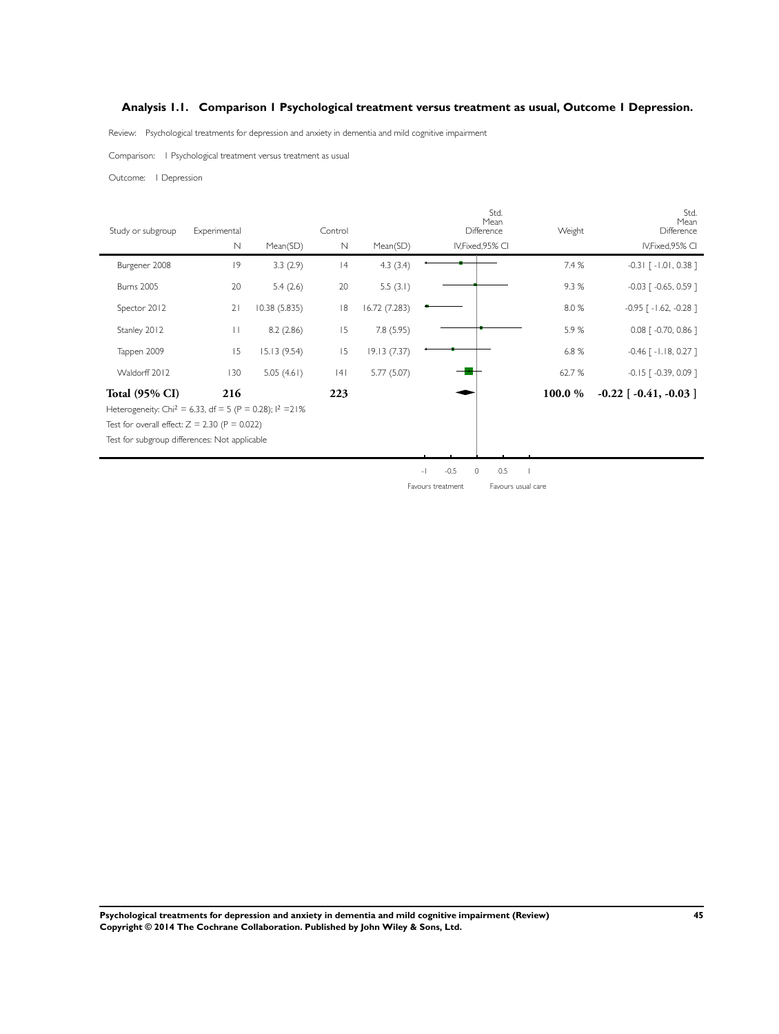## Analysis 1.1. Comparison 1 Psychological treatment versus treatment as usual, Outcome 1 Depression.

Review: Psychological treatments for depression and anxiety in dementia and mild cognitive impairment

Comparison: 1 Psychological treatment versus treatment as usual

Outcome: 1 Depression

| Study or subgroup | Experimental N | Experimental Mean(SD) | Control N | Control Mean(SD) | Std. Mean Difference IV,Fixed,95% CI | Weight | Std. Mean Difference IV,Fixed,95% CI |
|---|---|---|---|---|---|---|---|
| Burgener 2008 | 19 | 3.3 (2.9) | 14 | 4.3 (3.4) | | 7.4 % | -0.31 [ -1.01, 0.38 ] |
| Burns 2005 | 20 | 5.4 (2.6) | 20 | 5.5 (3.1) | | 9.3 % | -0.03 [ -0.65, 0.59 ] |
| Spector 2012 | 21 | 10.38 (5.835) | 18 | 16.72 (7.283) | | 8.0 % | -0.95 [ -1.62, -0.28 ] |
| Stanley 2012 | 11 | 8.2 (2.86) | 15 | 7.8 (5.95) | | 5.9 % | 0.08 [ -0.70, 0.86 ] |
| Tappen 2009 | 15 | 15.13 (9.54) | 15 | 19.13 (7.37) | | 6.8 % | -0.46 [ -1.18, 0.27 ] |
| Waldorff 2012 | 130 | 5.05 (4.61) | 141 | 5.77 (5.07) | | 62.7 % | -0.15 [ -0.39, 0.09 ] |
| **Total (95% CI)** | **216** | | **223** | | | **100.0 %** | **-0.22 [ -0.41, -0.03 ]** |

Heterogeneity: $Chi^2 = 6.33$, df = 5 (P = 0.28); $I^2 = 21\%$

Test for overall effect: Z = 2.30 (P = 0.022)

Test for subgroup differences: Not applicable

-1 -0.5 0 0.5 1

Favours treatment Favours usual care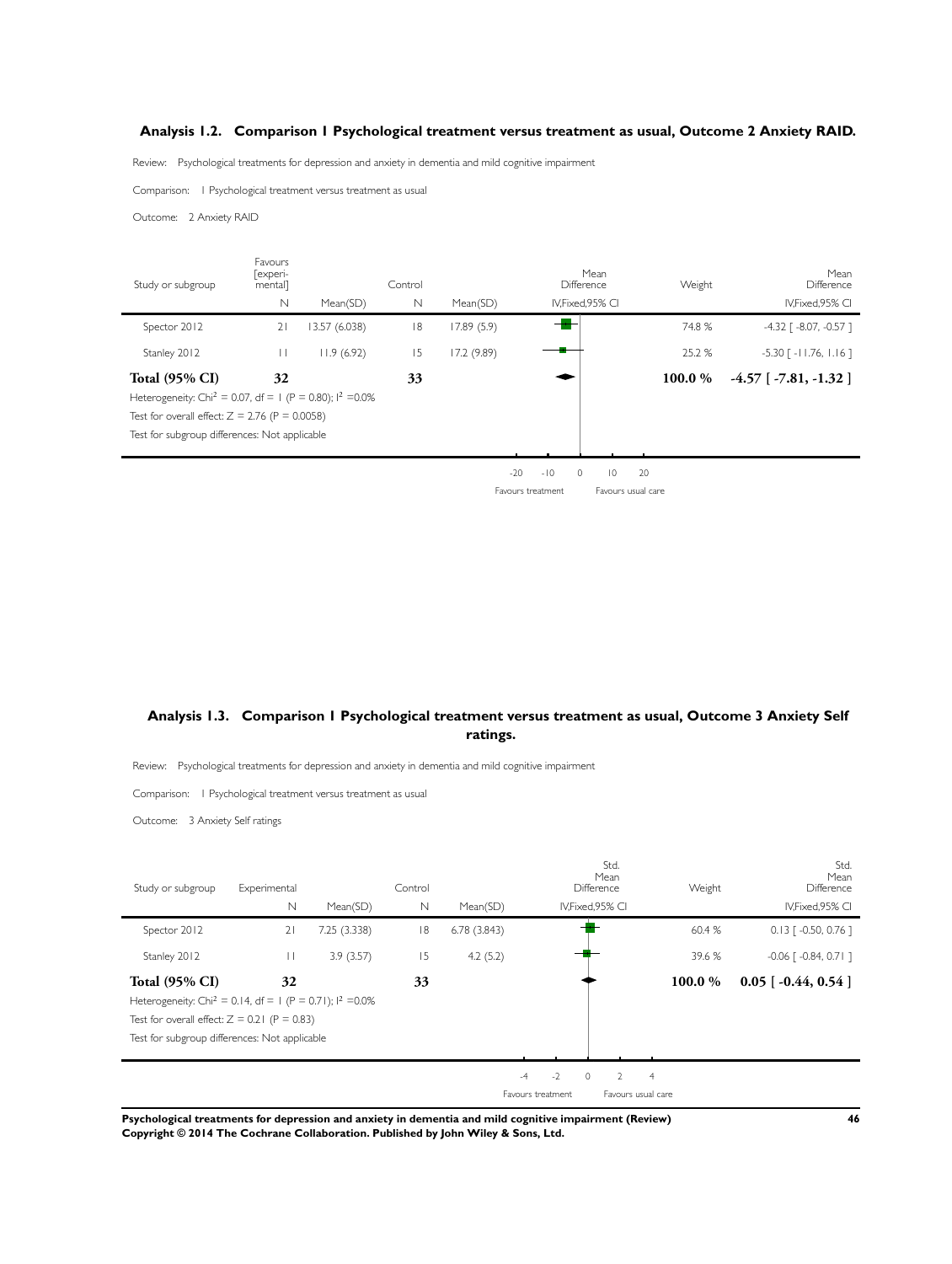### Analysis 1.2. Comparison 1 Psychological treatment versus treatment as usual, Outcome 2 Anxiety RAID.

Review: Psychological treatments for depression and anxiety in dementia and mild cognitive impairment

Comparison: 1 Psychological treatment versus treatment as usual

Outcome: 2 Anxiety RAID

| Study or subgroup | Favours [experi-mental] | | Control | | Mean Difference | Weight | Mean Difference |
|---|---|---|---|---|---|---|---|
| | N | Mean(SD) | N | Mean(SD) | IV,Fixed,95% CI | | IV,Fixed,95% CI |
| Spector 2012 | 21 | 13.57 (6.038) | 18 | 17.89 (5.9) | | 74.8 % | -4.32 [ -8.07, -0.57 ] |
| Stanley 2012 | 11 | 11.9 (6.92) | 15 | 17.2 (9.89) | | 25.2 % | -5.30 [ -11.76, 1.16 ] |
| **Total (95% CI)** | **32** | | **33** | | | **100.0 %** | **-4.57 [ -7.81, -1.32 ]** |

Heterogeneity: $Chi^2 = 0.07$, df = 1 (P = 0.80); $I^2$ =0.0%

Test for overall effect: Z = 2.76 (P = 0.0058)

Test for subgroup differences: Not applicable

-20 -10 0 10 20

Favours treatment Favours usual care

### Analysis 1.3. Comparison 1 Psychological treatment versus treatment as usual, Outcome 3 Anxiety Self ratings.

Review: Psychological treatments for depression and anxiety in dementia and mild cognitive impairment

Comparison: 1 Psychological treatment versus treatment as usual

Outcome: 3 Anxiety Self ratings

| Study or subgroup | Experimental | | Control | | Std. Mean Difference | Weight | Std. Mean Difference |
|---|---|---|---|---|---|---|---|
| | N | Mean(SD) | N | Mean(SD) | IV,Fixed,95% CI | | IV,Fixed,95% CI |
| Spector 2012 | 21 | 7.25 (3.338) | 18 | 6.78 (3.843) | | 60.4 % | 0.13 [ -0.50, 0.76 ] |
| Stanley 2012 | 11 | 3.9 (3.57) | 15 | 4.2 (5.2) | | 39.6 % | -0.06 [ -0.84, 0.71 ] |
| **Total (95% CI)** | **32** | | **33** | | | **100.0 %** | **0.05 [ -0.44, 0.54 ]** |

Heterogeneity: $Chi^2 = 0.14$, df = 1 (P = 0.71); $I^2$ =0.0%

Test for overall effect: Z = 0.21 (P = 0.83)

Test for subgroup differences: Not applicable

-4 -2 0 2 4

Favours treatment Favours usual care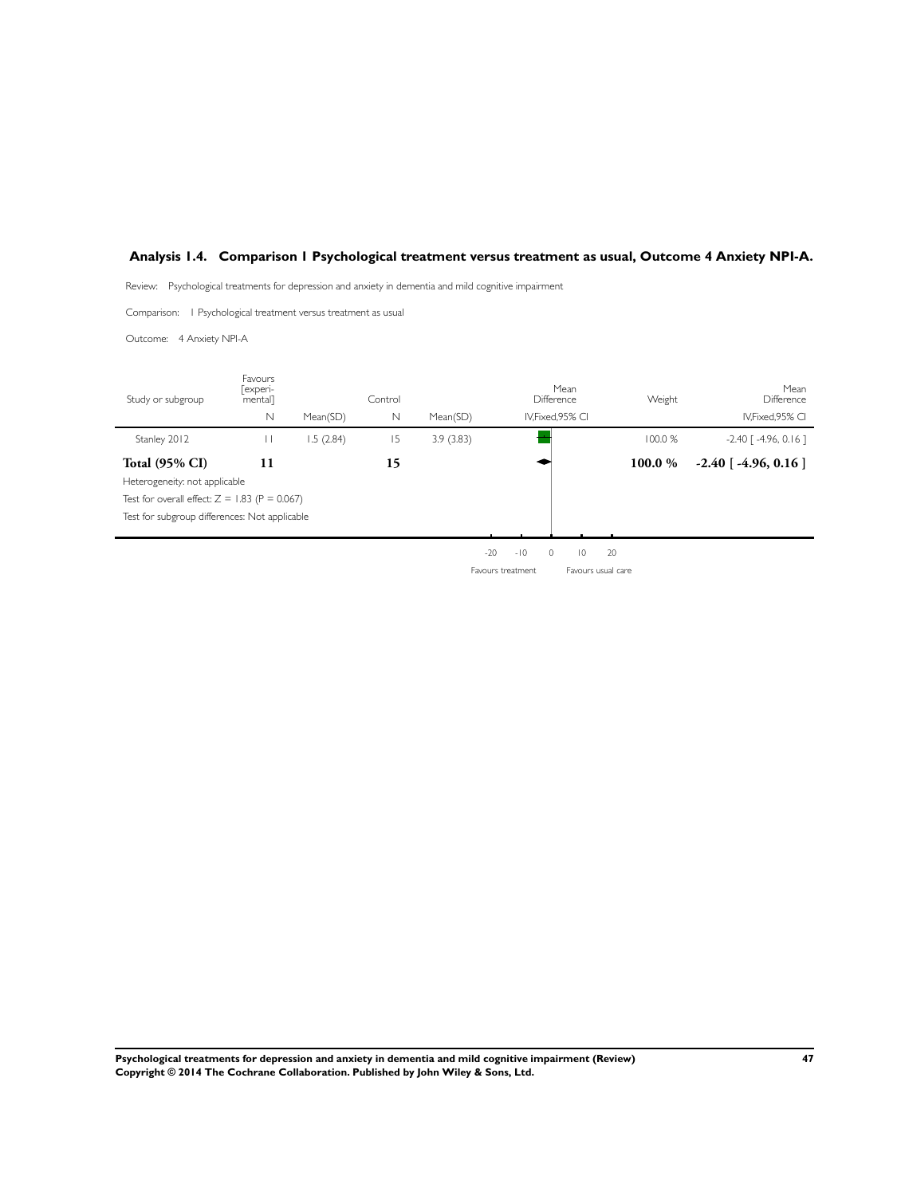## Analysis 1.4. Comparison 1 Psychological treatment versus treatment as usual, Outcome 4 Anxiety NPI-A.

Review: Psychological treatments for depression and anxiety in dementia and mild cognitive impairment

Comparison: 1 Psychological treatment versus treatment as usual

Outcome: 4 Anxiety NPI-A

| Study or subgroup | Favours [experimental] N | Mean(SD) | Control N | Mean(SD) | Mean Difference IV,Fixed,95% CI | Weight | Mean Difference IV,Fixed,95% CI |
|---|---|---|---|---|---|---|---|
| Stanley 2012 | 11 | 1.5 (2.84) | 15 | 3.9 (3.83) | | 100.0 % | -2.40 [ -4.96, 0.16 ] |
| **Total (95% CI)** | **11** | | **15** | | | **100.0 %** | **-2.40 [ -4.96, 0.16 ]** |

Heterogeneity: not applicable

Test for overall effect: Z = 1.83 (P = 0.067)

Test for subgroup differences: Not applicable

-20 -10 0 10 20

Favours treatment Favours usual care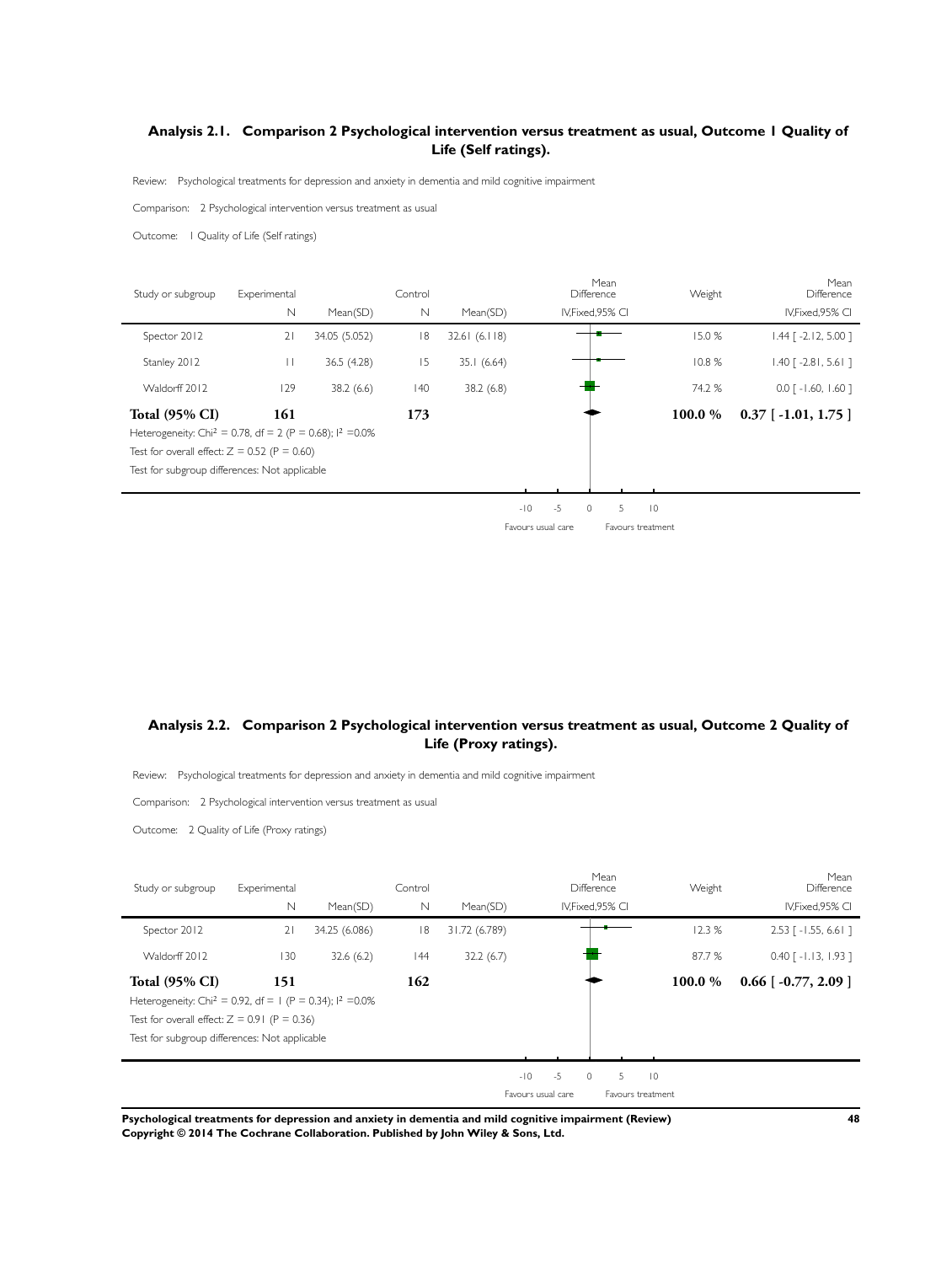## Analysis 2.1. Comparison 2 Psychological intervention versus treatment as usual, Outcome 1 Quality of Life (Self ratings).

Review: Psychological treatments for depression and anxiety in dementia and mild cognitive impairment

Comparison: 2 Psychological intervention versus treatment as usual

Outcome: 1 Quality of Life (Self ratings)

| Study or subgroup | Experimental N | Mean(SD) | Control N | Mean(SD) | Mean Difference IV,Fixed,95% CI | Weight | Mean Difference IV,Fixed,95% CI |
|---|---|---|---|---|---|---|---|
| Spector 2012 | 21 | 34.05 (5.052) | 18 | 32.61 (6.118) | | 15.0 % | 1.44 [ -2.12, 5.00 ] |
| Stanley 2012 | 11 | 36.5 (4.28) | 15 | 35.1 (6.64) | | 10.8 % | 1.40 [ -2.81, 5.61 ] |
| Waldorff 2012 | 129 | 38.2 (6.6) | 140 | 38.2 (6.8) | | 74.2 % | 0.0 [ -1.60, 1.60 ] |
| **Total (95% CI)** | **161** | | **173** | | | **100.0 %** | **0.37 [ -1.01, 1.75 ]** |

Heterogeneity: $Chi^2 = 0.78$, df = 2 (P = 0.68); $I^2 = 0.0\%$

Test for overall effect: Z = 0.52 (P = 0.60)

Test for subgroup differences: Not applicable

-10 -5 0 5 10

Favours usual care | Favours treatment

## Analysis 2.2. Comparison 2 Psychological intervention versus treatment as usual, Outcome 2 Quality of Life (Proxy ratings).

Review: Psychological treatments for depression and anxiety in dementia and mild cognitive impairment

Comparison: 2 Psychological intervention versus treatment as usual

Outcome: 2 Quality of Life (Proxy ratings)

| Study or subgroup | Experimental N | Mean(SD) | Control N | Mean(SD) | Mean Difference IV,Fixed,95% CI | Weight | Mean Difference IV,Fixed,95% CI |
|---|---|---|---|---|---|---|---|
| Spector 2012 | 21 | 34.25 (6.086) | 18 | 31.72 (6.789) | | 12.3 % | 2.53 [ -1.55, 6.61 ] |
| Waldorff 2012 | 130 | 32.6 (6.2) | 144 | 32.2 (6.7) | | 87.7 % | 0.40 [ -1.13, 1.93 ] |
| **Total (95% CI)** | **151** | | **162** | | | **100.0 %** | **0.66 [ -0.77, 2.09 ]** |

Heterogeneity: $Chi^2 = 0.92$, df = 1 (P = 0.34); $I^2 = 0.0\%$

Test for overall effect: Z = 0.91 (P = 0.36)

Test for subgroup differences: Not applicable

-10 -5 0 5 10

Favours usual care | Favours treatment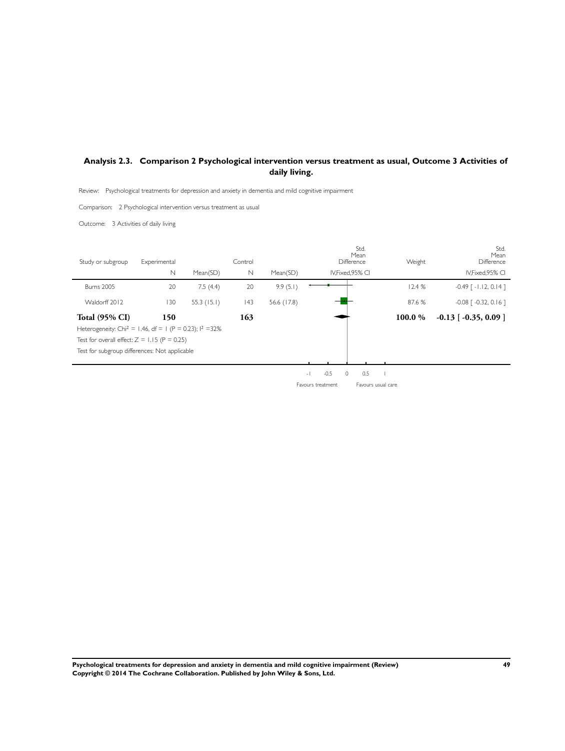## Analysis 2.3. Comparison 2 Psychological intervention versus treatment as usual, Outcome 3 Activities of daily living.

Review: Psychological treatments for depression and anxiety in dementia and mild cognitive impairment

Comparison: 2 Psychological intervention versus treatment as usual

Outcome: 3 Activities of daily living

| Study or subgroup | Experimental N | Experimental Mean(SD) | Control N | Control Mean(SD) | Std. Mean Difference IV,Fixed,95% CI | Weight | Std. Mean Difference IV,Fixed,95% CI |
|---|---|---|---|---|---|---|---|
| Burns 2005 | 20 | 7.5 (4.4) | 20 | 9.9 (5.1) | | 12.4 % | -0.49 [ -1.12, 0.14 ] |
| Waldorff 2012 | 130 | 55.3 (15.1) | 143 | 56.6 (17.8) | | 87.6 % | -0.08 [ -0.32, 0.16 ] |
| **Total (95% CI)** | **150** | | **163** | | | **100.0 %** | **-0.13 [ -0.35, 0.09 ]** |

Heterogeneity: $Chi^2 = 1.46$, df = 1 (P = 0.23); $I^2$ =32%

Test for overall effect: Z = 1.15 (P = 0.25)

Test for subgroup differences: Not applicable

-1 -0.5 0 0.5 1

Favours treatment Favours usual care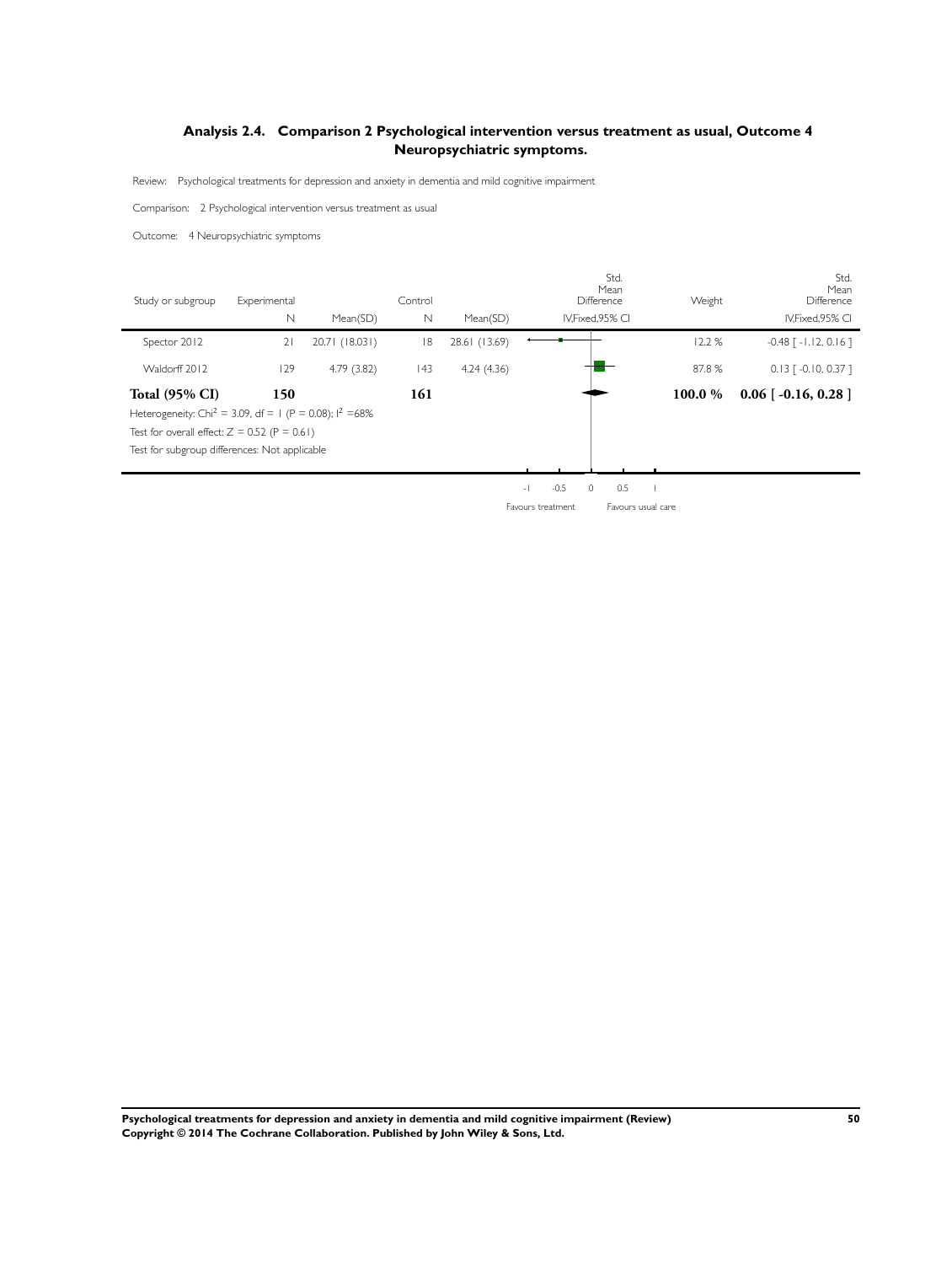### Analysis 2.4. Comparison 2 Psychological intervention versus treatment as usual, Outcome 4 Neuropsychiatric symptoms.

Review: Psychological treatments for depression and anxiety in dementia and mild cognitive impairment

Comparison: 2 Psychological intervention versus treatment as usual

Outcome: 4 Neuropsychiatric symptoms

| Study or subgroup | Experimental N | Mean(SD) | Control N | Mean(SD) | Std. Mean Difference IV,Fixed,95% CI | Weight | Std. Mean Difference IV,Fixed,95% CI |
|---|---|---|---|---|---|---|---|
| Spector 2012 | 21 | 20.71 (18.031) | 18 | 28.61 (13.69) | | 12.2 % | -0.48 [ -1.12, 0.16 ] |
| Waldorff 2012 | 129 | 4.79 (3.82) | 143 | 4.24 (4.36) | | 87.8 % | 0.13 [ -0.10, 0.37 ] |
| **Total (95% CI)** | **150** | | **161** | | | **100.0 %** | **0.06 [ -0.16, 0.28 ]** |

Heterogeneity: $Chi^2 = 3.09$, df = 1 (P = 0.08); $I^2$ =68%

Test for overall effect: Z = 0.52 (P = 0.61)

Test for subgroup differences: Not applicable

-1 -0.5 0 0.5 1

Favours treatment Favours usual care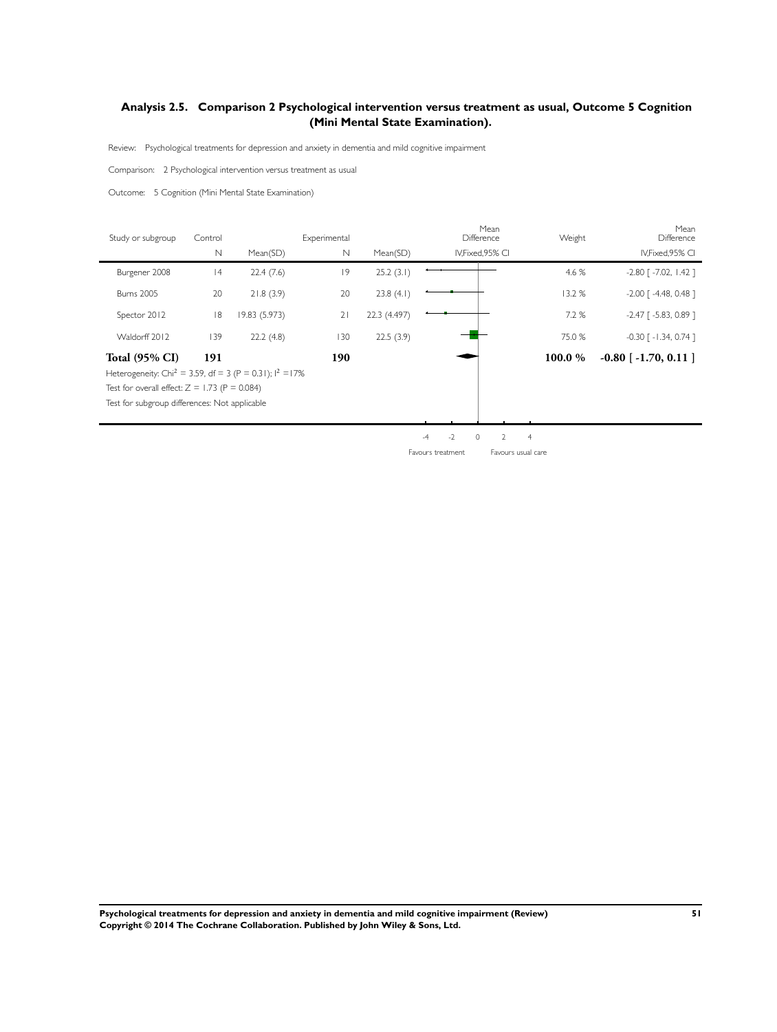## Analysis 2.5. Comparison 2 Psychological intervention versus treatment as usual, Outcome 5 Cognition (Mini Mental State Examination).

Review: Psychological treatments for depression and anxiety in dementia and mild cognitive impairment

Comparison: 2 Psychological intervention versus treatment as usual

Outcome: 5 Cognition (Mini Mental State Examination)

| Study or subgroup | Control N | Control Mean(SD) | Experimental N | Experimental Mean(SD) | Mean Difference IV,Fixed,95% CI | Weight | Mean Difference IV,Fixed,95% CI |
|---|---|---|---|---|---|---|---|
| Burgener 2008 | 14 | 22.4 (7.6) | 19 | 25.2 (3.1) | | 4.6 % | -2.80 [ -7.02, 1.42 ] |
| Burns 2005 | 20 | 21.8 (3.9) | 20 | 23.8 (4.1) | | 13.2 % | -2.00 [ -4.48, 0.48 ] |
| Spector 2012 | 18 | 19.83 (5.973) | 21 | 22.3 (4.497) | | 7.2 % | -2.47 [ -5.83, 0.89 ] |
| Waldorff 2012 | 139 | 22.2 (4.8) | 130 | 22.5 (3.9) | | 75.0 % | -0.30 [ -1.34, 0.74 ] |
| **Total (95% CI)** | **191** | | **190** | | | **100.0 %** | **-0.80 [ -1.70, 0.11 ]** |

Heterogeneity: $Chi^2 = 3.59$, $df = 3$ ($P = 0.31$); $I^2 = 17\%$

Test for overall effect: $Z = 1.73$ ($P = 0.084$)

Test for subgroup differences: Not applicable

-4 -2 0 2 4

Favours treatment Favours usual care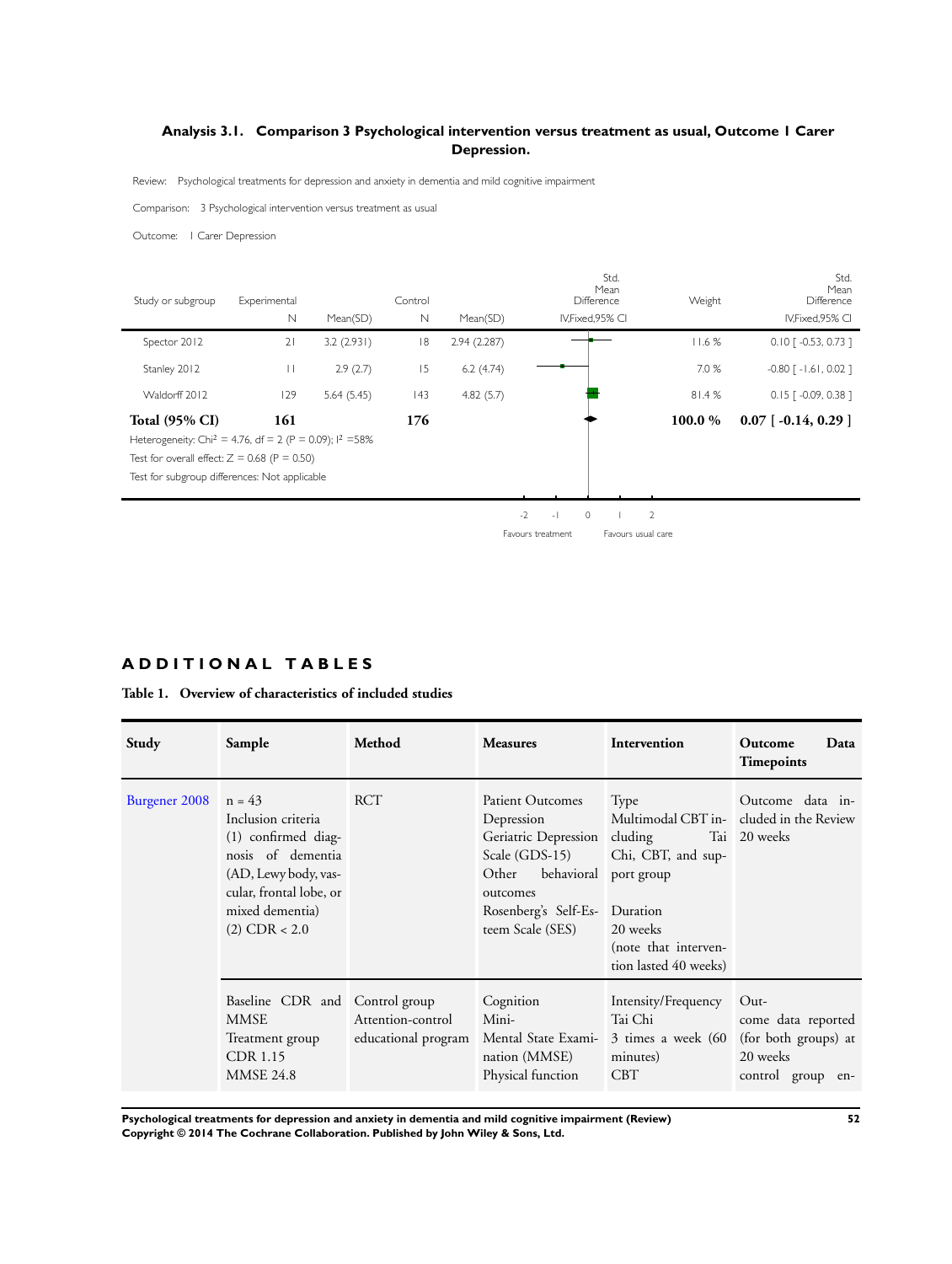### Analysis 3.1. Comparison 3 Psychological intervention versus treatment as usual, Outcome 1 Carer Depression.

Review: Psychological treatments for depression and anxiety in dementia and mild cognitive impairment

Comparison: 3 Psychological intervention versus treatment as usual

Outcome: 1 Carer Depression

| Study or subgroup | Experimental N | Mean(SD) | Control N | Mean(SD) | Std. Mean Difference IV,Fixed,95% CI | Weight | Std. Mean Difference IV,Fixed,95% CI |
|---|---|---|---|---|---|---|---|
| Spector 2012 | 21 | 3.2 (2.931) | 18 | 2.94 (2.287) | | 11.6 % | 0.10 [ -0.53, 0.73 ] |
| Stanley 2012 | 11 | 2.9 (2.7) | 15 | 6.2 (4.74) | | 7.0 % | -0.80 [ -1.61, 0.02 ] |
| Waldorff 2012 | 129 | 5.64 (5.45) | 143 | 4.82 (5.7) | | 81.4 % | 0.15 [ -0.09, 0.38 ] |
| **Total (95% CI)** | **161** | | **176** | | | **100.0 %** | **0.07 [ -0.14, 0.29 ]** |

Heterogeneity: Chi$^2$ = 4.76, df = 2 (P = 0.09); I$^2$ =58%

Test for overall effect: Z = 0.68 (P = 0.50)

Test for subgroup differences: Not applicable

-2 -1 0 1 2

Favours treatment Favours usual care

## ADDITIONAL TABLES

**Table 1. Overview of characteristics of included studies**

| Study | Sample | Method | Measures | Intervention | Outcome Data Timepoints |
|---|---|---|---|---|---|
| Burgener 2008 | n = 43<br>Inclusion criteria<br>(1) confirmed diagnosis of dementia (AD, Lewy body, vascular, frontal lobe, or mixed dementia)<br>(2) CDR < 2.0 | RCT | Patient Outcomes<br>Depression<br>Geriatric Depression Scale (GDS-15)<br>Other behavioral outcomes<br>Rosenberg's Self-Esteem Scale (SES) | Type<br>Multimodal CBT including Tai Chi, CBT, and support group<br><br>Duration<br>20 weeks<br>(note that intervention lasted 40 weeks) | Outcome data included in the Review<br>20 weeks |
| | Baseline CDR and MMSE<br>Treatment group<br>CDR 1.15<br>MMSE 24.8 | Control group<br>Attention-control educational program | Cognition<br>Mini-Mental State Examination (MMSE)<br>Physical function | Intensity/Frequency<br>Tai Chi<br>3 times a week (60 minutes)<br>CBT | Outcome data reported (for both groups) at 20 weeks<br>control group en- |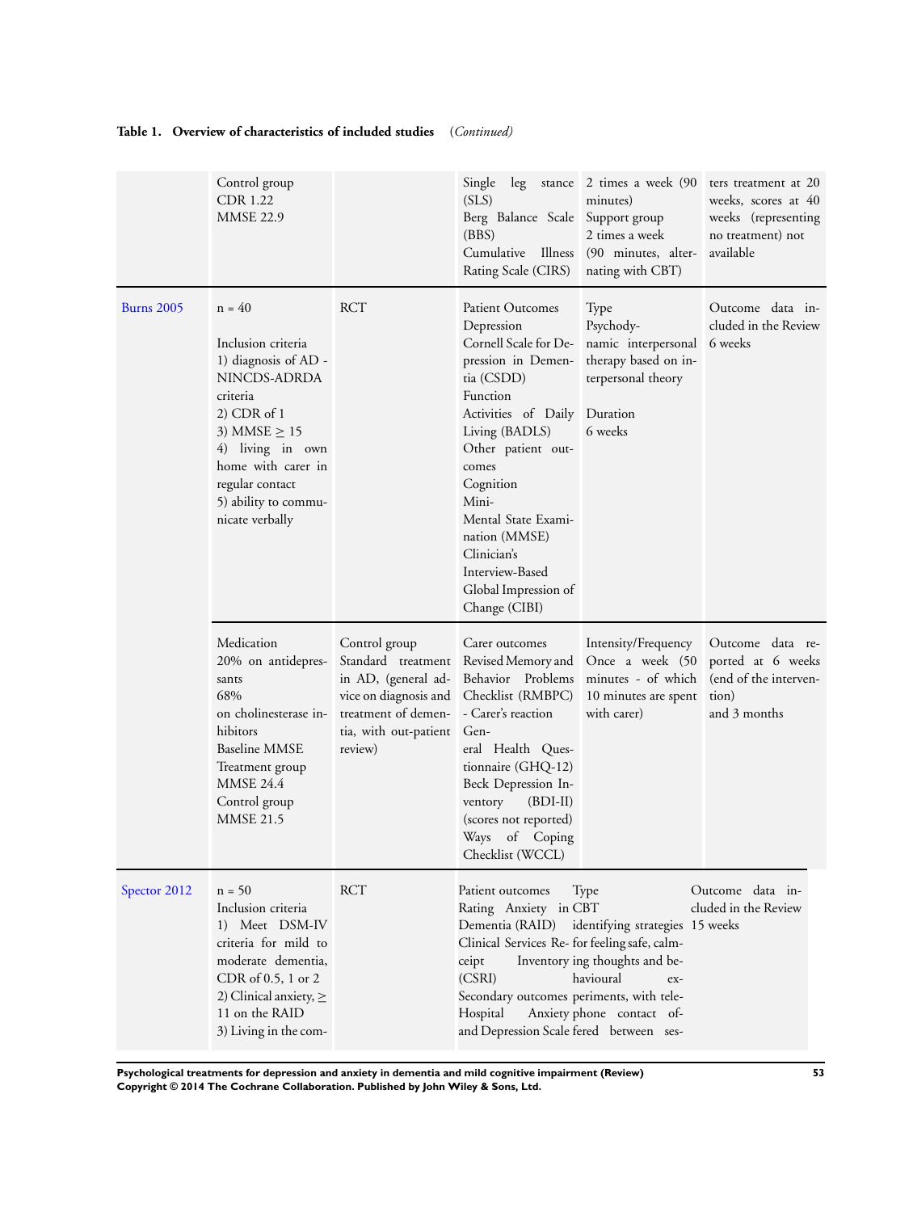**Table 1. Overview of characteristics of included studies** *(Continued)*

| | | | | | |
|---|---|---|---|---|---|
| | Control group<br>CDR 1.22<br>MMSE 22.9 | | Single leg stance (SLS)<br>Berg Balance Scale (BBS)<br>Cumulative Illness Rating Scale (CIRS) | 2 times a week (90 minutes)<br>Support group<br>2 times a week<br>(90 minutes, alternating with CBT) | ters treatment at 20 weeks, scores at 40 weeks (representing no treatment) not available |
| Burns 2005 | n = 40<br><br>Inclusion criteria<br>1) diagnosis of AD - NINCDS-ADRDA criteria<br>2) CDR of 1<br>3) MMSE ≥ 15<br>4) living in own home with carer in regular contact<br>5) ability to communicate verbally | RCT | Patient Outcomes<br>Depression<br>Cornell Scale for Depression in Dementia (CSDD)<br>Function<br>Activities of Daily Living (BADLS)<br>Other patient outcomes<br>Cognition<br>Mini-Mental State Examination (MMSE)<br>Clinician's Interview-Based Global Impression of Change (CIBI) | Type<br>Psychodynamic interpersonal therapy based on interpersonal theory<br><br>Duration<br>6 weeks | Outcome data included in the Review<br>6 weeks |
| | Medication<br>20% on antidepressants<br>68%<br>on cholinesterase inhibitors<br>Baseline MMSE<br>Treatment group<br>MMSE 24.4<br>Control group<br>MMSE 21.5 | Control group<br>Standard treatment in AD, (general advice on diagnosis and treatment of dementia, with out-patient review) | Carer outcomes<br>Revised Memory and Behavior Problems Checklist (RMBPC) - Carer's reaction<br>General Health Questionnaire (GHQ-12)<br>Beck Depression Inventory (BDI-II)<br>(scores not reported)<br>Ways of Coping Checklist (WCCL) | Intensity/Frequency<br>Once a week (50 minutes - of which 10 minutes are spent with carer) | Outcome data reported at 6 weeks (end of the intervention)<br>and 3 months |
| Spector 2012 | n = 50<br>Inclusion criteria<br>1) Meet DSM-IV criteria for mild to moderate dementia, CDR of 0.5, 1 or 2<br>2) Clinical anxiety, ≥ 11 on the RAID<br>3) Living in the com- | RCT | Patient outcomes<br>Rating Anxiety in Dementia (RAID)<br>Clinical Services Receipt Inventory (CSRI)<br>Secondary outcomes<br>Hospital Anxiety and Depression Scale | Type<br>CBT<br>identifying strategies for feeling safe, calming thoughts and behavioural experiments, with telephone contact offered between ses- | Outcome data included in the Review<br>15 weeks |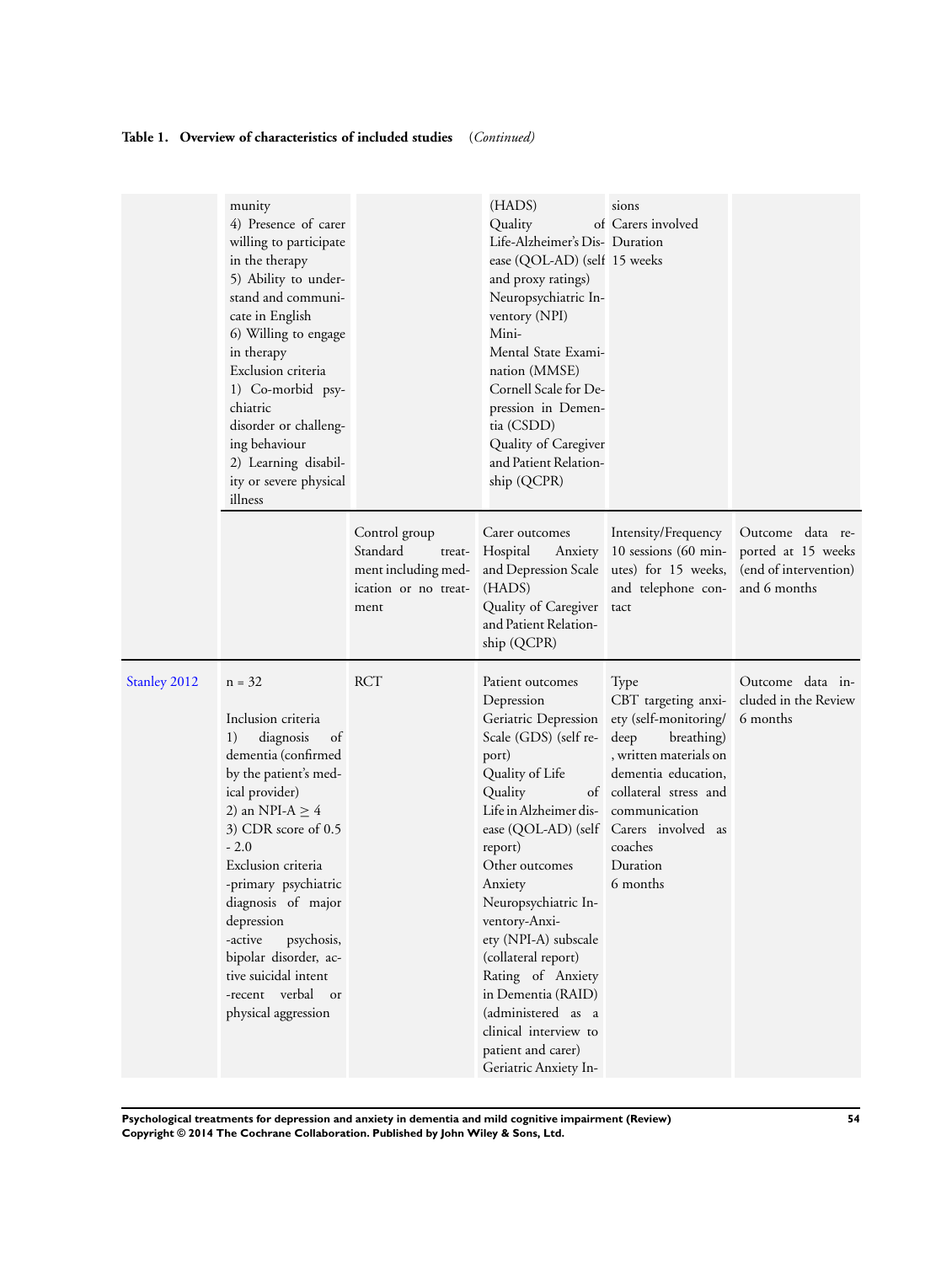**Table 1. Overview of characteristics of included studies** *(Continued)*

| | | | | | |
|---|---|---|---|---|---|
| | munity<br>4) Presence of carer willing to participate in the therapy<br>5) Ability to understand and communicate in English<br>6) Willing to engage in therapy<br>Exclusion criteria<br>1) Co-morbid psychiatric disorder or challenging behaviour<br>2) Learning disability or severe physical illness | | (HADS)<br>Quality of Life-Alzheimer's Disease (QOL-AD) (self and proxy ratings)<br>Neuropsychiatric Inventory (NPI)<br>Mini-Mental State Examination (MMSE)<br>Cornell Scale for Depression in Dementia (CSDD)<br>Quality of Caregiver and Patient Relationship (QCPR) | sions<br>Carers involved<br>Duration<br>15 weeks | |
| | | Control group<br>Standard treatment including medication or no treatment | Carer outcomes<br>Hospital Anxiety and Depression Scale (HADS)<br>Quality of Caregiver and Patient Relationship (QCPR) | Intensity/Frequency<br>10 sessions (60 minutes) for 15 weeks, and telephone contact | Outcome data reported at 15 weeks (end of intervention) and 6 months |
| Stanley 2012 | n = 32<br><br>Inclusion criteria<br>1) diagnosis of dementia (confirmed by the patient's medical provider)<br>2) an NPI-A $\geq$ 4<br>3) CDR score of 0.5 - 2.0<br>Exclusion criteria<br>-primary psychiatric diagnosis of major depression<br>-active psychosis, bipolar disorder, active suicidal intent<br>-recent verbal or physical aggression | RCT | Patient outcomes<br>Depression<br>Geriatric Depression Scale (GDS) (self report)<br>Quality of Life<br>Quality of Life in Alzheimer disease (QOL-AD) (self report)<br>Other outcomes<br>Anxiety<br>Neuropsychiatric Inventory-Anxiety (NPI-A) subscale (collateral report)<br>Rating of Anxiety in Dementia (RAID) (administered as a clinical interview to patient and carer)<br>Geriatric Anxiety In- | Type<br>CBT targeting anxiety (self-monitoring/ deep breathing), written materials on dementia education, collateral stress and communication<br>Carers involved as coaches<br>Duration<br>6 months | Outcome data included in the Review<br>6 months |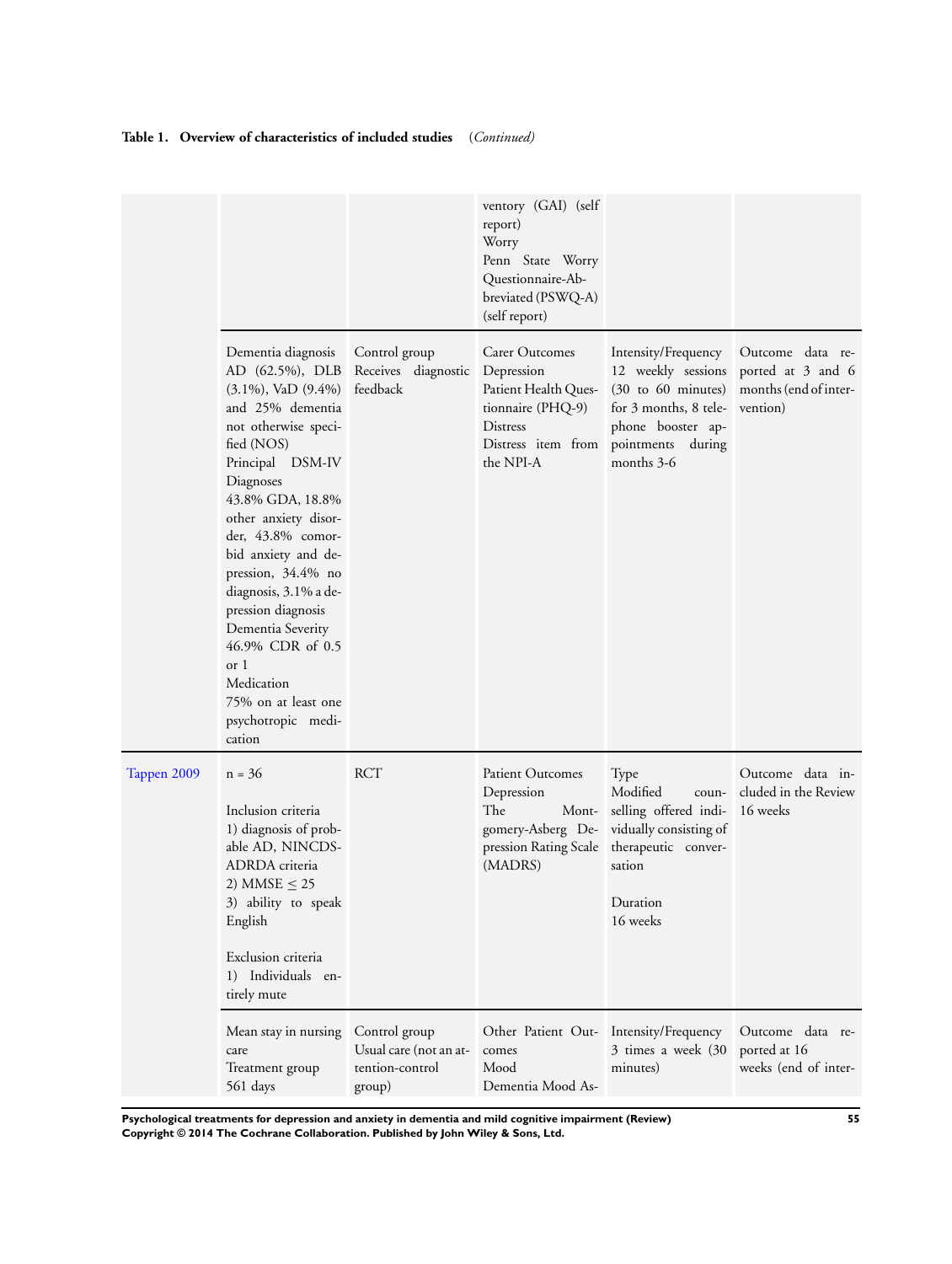**Table 1. Overview of characteristics of included studies** *(Continued)*

| | | | | | |
|---|---|---|---|---|---|
| | | | ventory (GAI) (self report)<br>Worry<br>Penn State Worry Questionnaire-Abbreviated (PSWQ-A) (self report) | | |
| | Dementia diagnosis<br>AD (62.5%), DLB (3.1%), VaD (9.4%) and 25% dementia not otherwise specified (NOS)<br>Principal DSM-IV Diagnoses<br>43.8% GDA, 18.8% other anxiety disorder, 43.8% comorbid anxiety and depression, 34.4% no diagnosis, 3.1% a depression diagnosis<br>Dementia Severity<br>46.9% CDR of 0.5 or 1<br>Medication<br>75% on at least one psychotropic medication | Control group<br>Receives diagnostic feedback | Carer Outcomes<br>Depression<br>Patient Health Questionnaire (PHQ-9)<br>Distress<br>Distress item from the NPI-A | Intensity/Frequency<br>12 weekly sessions (30 to 60 minutes) for 3 months, 8 telephone booster appointments during months 3-6 | Outcome data reported at 3 and 6 months (end of intervention) |
| Tappen 2009 | n = 36<br><br>Inclusion criteria<br>1) diagnosis of probable AD, NINCDS-ADRDA criteria<br>2) MMSE $\leq$ 25<br>3) ability to speak English<br><br>Exclusion criteria<br>1) Individuals entirely mute | RCT | Patient Outcomes<br>Depression<br>The Montgomery-Asberg Depression Rating Scale (MADRS) | Type<br>Modified counselling offered individually consisting of therapeutic conversation<br><br>Duration<br>16 weeks | Outcome data included in the Review<br>16 weeks |
| | Mean stay in nursing care<br>Treatment group<br>561 days | Control group<br>Usual care (not an attention-control group) | Other Patient Outcomes<br>Mood<br>Dementia Mood As- | Intensity/Frequency<br>3 times a week (30 minutes) | Outcome data reported at 16 weeks (end of inter- |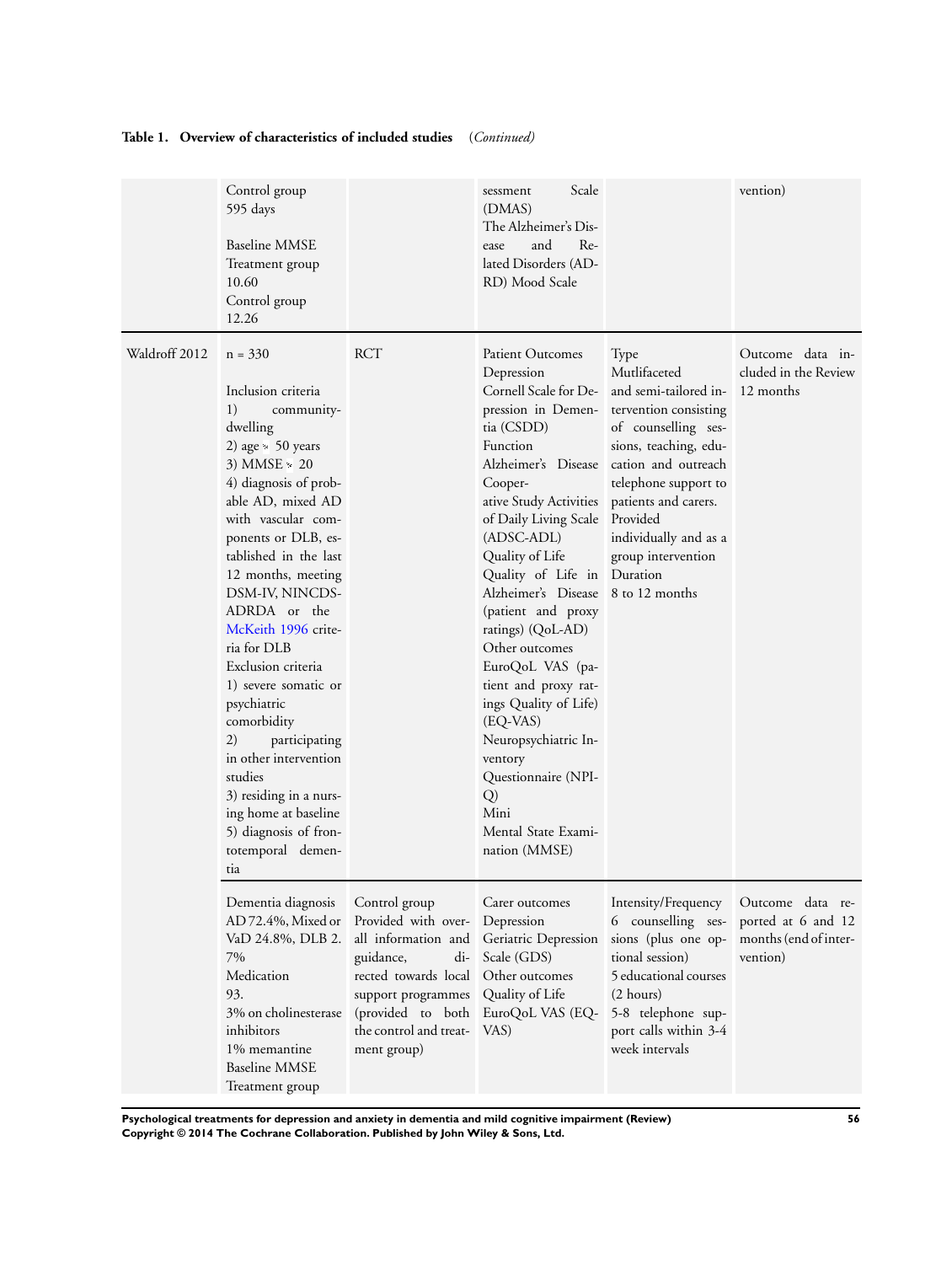**Table 1. Overview of characteristics of included studies** *(Continued)*

| | | | | | |
|---|---|---|---|---|---|
| | Control group<br>595 days<br><br>Baseline MMSE<br>Treatment group<br>10.60<br>Control group<br>12.26 | | sessment Scale (DMAS)<br>The Alzheimer's Disease and Related Disorders (ADRD) Mood Scale | | vention) |
| Waldroff 2012 | n = 330<br><br>Inclusion criteria<br>1) community-dwelling<br>2) age > 50 years<br>3) MMSE > 20<br>4) diagnosis of probable AD, mixed AD with vascular components or DLB, established in the last 12 months, meeting DSM-IV, NINCDS-ADRDA or the McKeith 1996 criteria for DLB<br>Exclusion criteria<br>1) severe somatic or psychiatric comorbidity<br>2) participating in other intervention studies<br>3) residing in a nursing home at baseline<br>5) diagnosis of frontotemporal dementia | RCT | Patient Outcomes<br>Depression<br>Cornell Scale for Depression in Dementia (CSDD)<br>Function<br>Alzheimer's Disease Cooperative Study Activities of Daily Living Scale (ADSC-ADL)<br>Quality of Life<br>Quality of Life in Alzheimer's Disease (patient and proxy ratings) (QoL-AD)<br>Other outcomes<br>EuroQoL VAS (patient and proxy ratings Quality of Life) (EQ-VAS)<br>Neuropsychiatric Inventory Questionnaire (NPI-Q)<br>Mini Mental State Examination (MMSE) | Type<br>Mutlifaceted and semi-tailored intervention consisting of counselling sessions, teaching, education and outreach telephone support to patients and carers.<br>Provided individually and as a group intervention<br>Duration<br>8 to 12 months | Outcome data included in the Review<br>12 months |
| | Dementia diagnosis<br>AD 72.4%, Mixed or VaD 24.8%, DLB 2.7%<br>Medication<br>93.3% on cholinesterase inhibitors<br>1% memantine<br>Baseline MMSE<br>Treatment group | Control group<br>Provided with overall information and guidance, directed towards local support programmes (provided to both the control and treatment group) | Carer outcomes<br>Depression<br>Geriatric Depression Scale (GDS)<br>Other outcomes<br>Quality of Life<br>EuroQoL VAS (EQ-VAS) | Intensity/Frequency<br>6 counselling sessions (plus one optional session)<br>5 educational courses (2 hours)<br>5-8 telephone support calls within 3-4 week intervals | Outcome data reported at 6 and 12 months (end of intervention) |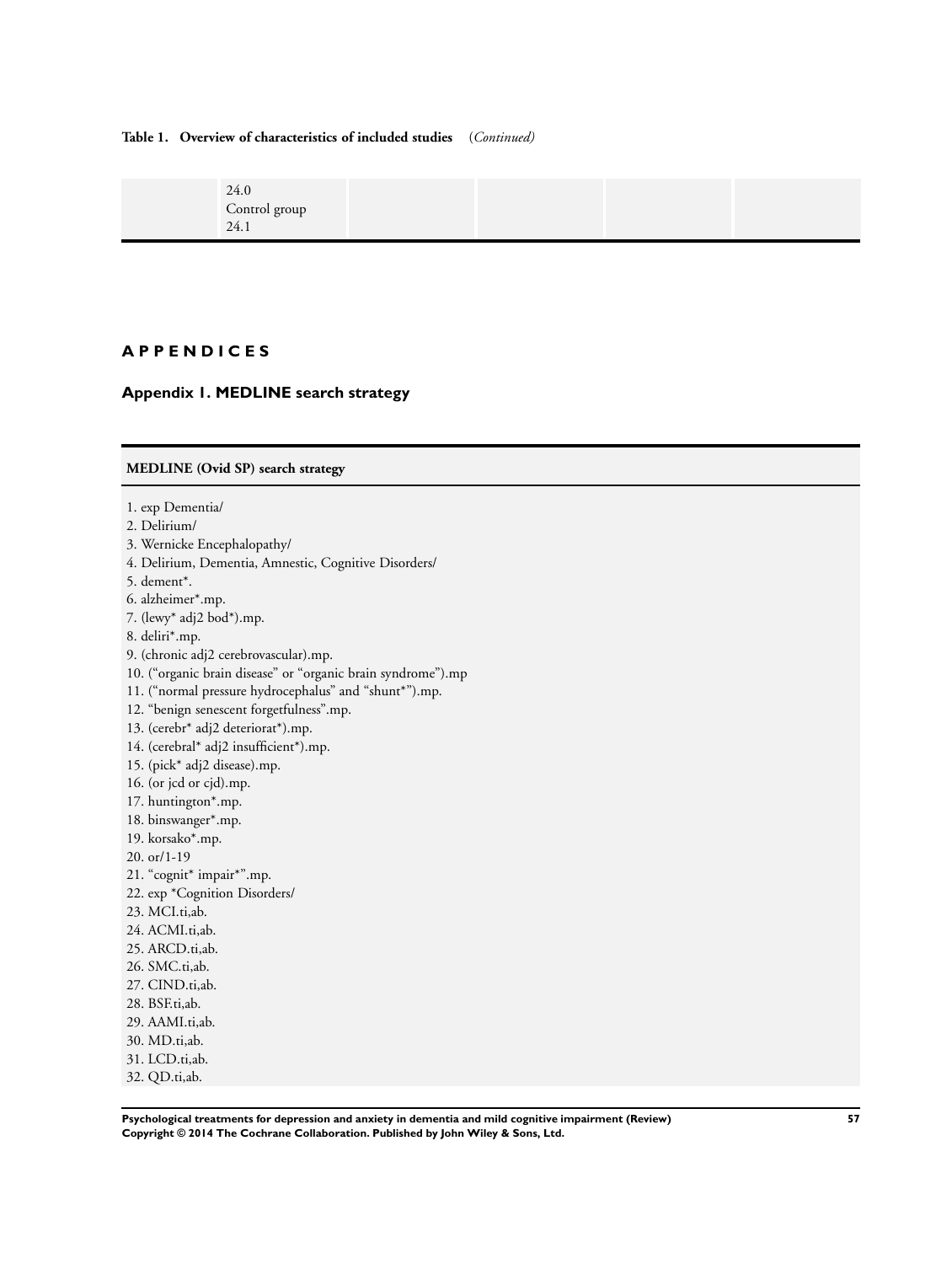**Table 1. Overview of characteristics of included studies** *(Continued)*

| | | | | | |
|---|---|---|---|---|---|
| | 24.0<br>Control group<br>24.1 | | | | |

# APPENDICES

## Appendix 1. MEDLINE search strategy

| MEDLINE (Ovid SP) search strategy |
|---|
| 1. exp Dementia/<br>2. Delirium/<br>3. Wernicke Encephalopathy/<br>4. Delirium, Dementia, Amnestic, Cognitive Disorders/<br>5. dement*.<br>6. alzheimer*.mp.<br>7. (lewy* adj2 bod*).mp.<br>8. deliri*.mp.<br>9. (chronic adj2 cerebrovascular).mp.<br>10. ("organic brain disease" or "organic brain syndrome").mp<br>11. ("normal pressure hydrocephalus" and "shunt*").mp.<br>12. "benign senescent forgetfulness".mp.<br>13. (cerebr* adj2 deteriorat*).mp.<br>14. (cerebral* adj2 insufficient*).mp.<br>15. (pick* adj2 disease).mp.<br>16. (or jcd or cjd).mp.<br>17. huntington*.mp.<br>18. binswanger*.mp.<br>19. korsako*.mp.<br>20. or/1-19<br>21. "cognit* impair*".mp.<br>22. exp *Cognition Disorders/<br>23. MCI.ti,ab.<br>24. ACMI.ti,ab.<br>25. ARCD.ti,ab.<br>26. SMC.ti,ab.<br>27. CIND.ti,ab.<br>28. BSF.ti,ab.<br>29. AAMI.ti,ab.<br>30. MD.ti,ab.<br>31. LCD.ti,ab.<br>32. QD.ti,ab. |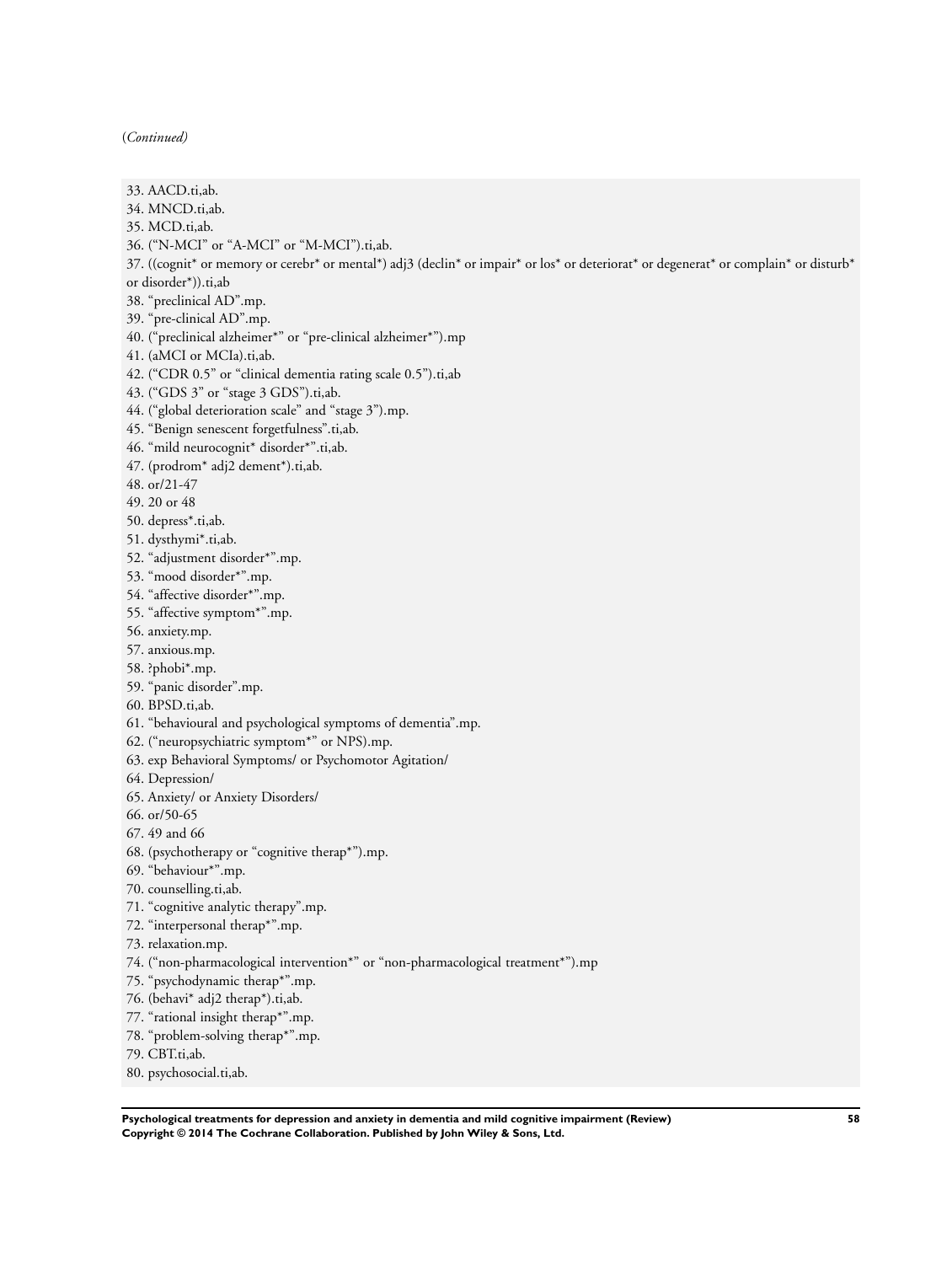(*Continued*)

33. AACD.ti,ab.
34. MNCD.ti,ab.
35. MCD.ti,ab.
36. (“N-MCI” or “A-MCI” or “M-MCI”).ti,ab.
37. ((cognit* or memory or cerebr* or mental*) adj3 (declin* or impair* or los* or deteriorat* or degenerat* or complain* or disturb* or disorder*)).ti,ab
38. “preclinical AD”.mp.
39. “pre-clinical AD”.mp.
40. (“preclinical alzheimer*” or “pre-clinical alzheimer*”).mp
41. (aMCI or MCIa).ti,ab.
42. (“CDR 0.5” or “clinical dementia rating scale 0.5”).ti,ab
43. (“GDS 3” or “stage 3 GDS”).ti,ab.
44. (“global deterioration scale” and “stage 3”).mp.
45. “Benign senescent forgetfulness”.ti,ab.
46. “mild neurocognit* disorder*”.ti,ab.
47. (prodrom* adj2 dement*).ti,ab.
48. or/21-47
49. 20 or 48
50. depress*.ti,ab.
51. dysthymi*.ti,ab.
52. “adjustment disorder*”.mp.
53. “mood disorder*”.mp.
54. “affective disorder*”.mp.
55. “affective symptom*”.mp.
56. anxiety.mp.
57. anxious.mp.
58. ?phobi*.mp.
59. “panic disorder”.mp.
60. BPSD.ti,ab.
61. “behavioural and psychological symptoms of dementia”.mp.
62. (“neuropsychiatric symptom*” or NPS).mp.
63. exp Behavioral Symptoms/ or Psychomotor Agitation/
64. Depression/
65. Anxiety/ or Anxiety Disorders/
66. or/50-65
67. 49 and 66
68. (psychotherapy or “cognitive therap*”).mp.
69. “behaviour*”.mp.
70. counselling.ti,ab.
71. “cognitive analytic therapy”.mp.
72. “interpersonal therap*”.mp.
73. relaxation.mp.
74. (“non-pharmacological intervention*” or “non-pharmacological treatment*”).mp
75. “psychodynamic therap*”.mp.
76. (behavi* adj2 therap*).ti,ab.
77. “rational insight therap*”.mp.
78. “problem-solving therap*”.mp.
79. CBT.ti,ab.
80. psychosocial.ti,ab.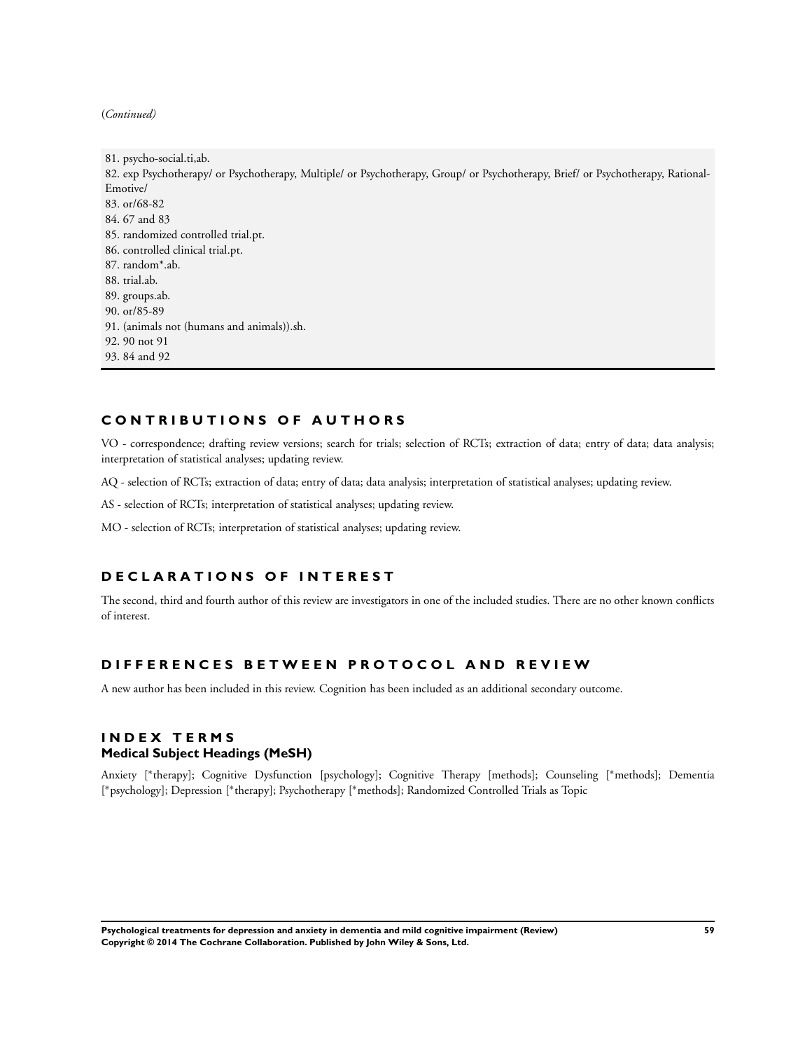(*Continued*)

81. psycho-social.ti,ab.
82. exp Psychotherapy/ or Psychotherapy, Multiple/ or Psychotherapy, Group/ or Psychotherapy, Brief/ or Psychotherapy, Rational-Emotive/
83. or/68-82
84. 67 and 83
85. randomized controlled trial.pt.
86. controlled clinical trial.pt.
87. random*.ab.
88. trial.ab.
89. groups.ab.
90. or/85-89
91. (animals not (humans and animals)).sh.
92. 90 not 91
93. 84 and 92

## CONTRIBUTIONS OF AUTHORS

VO - correspondence; drafting review versions; search for trials; selection of RCTs; extraction of data; entry of data; data analysis; interpretation of statistical analyses; updating review.

AQ - selection of RCTs; extraction of data; entry of data; data analysis; interpretation of statistical analyses; updating review.

AS - selection of RCTs; interpretation of statistical analyses; updating review.

MO - selection of RCTs; interpretation of statistical analyses; updating review.

## DECLARATIONS OF INTEREST

The second, third and fourth author of this review are investigators in one of the included studies. There are no other known conflicts of interest.

## DIFFERENCES BETWEEN PROTOCOL AND REVIEW

A new author has been included in this review. Cognition has been included as an additional secondary outcome.

## INDEX TERMS

### Medical Subject Headings (MeSH)

Anxiety [*therapy]; Cognitive Dysfunction [psychology]; Cognitive Therapy [methods]; Counseling [*methods]; Dementia [*psychology]; Depression [*therapy]; Psychotherapy [*methods]; Randomized Controlled Trials as Topic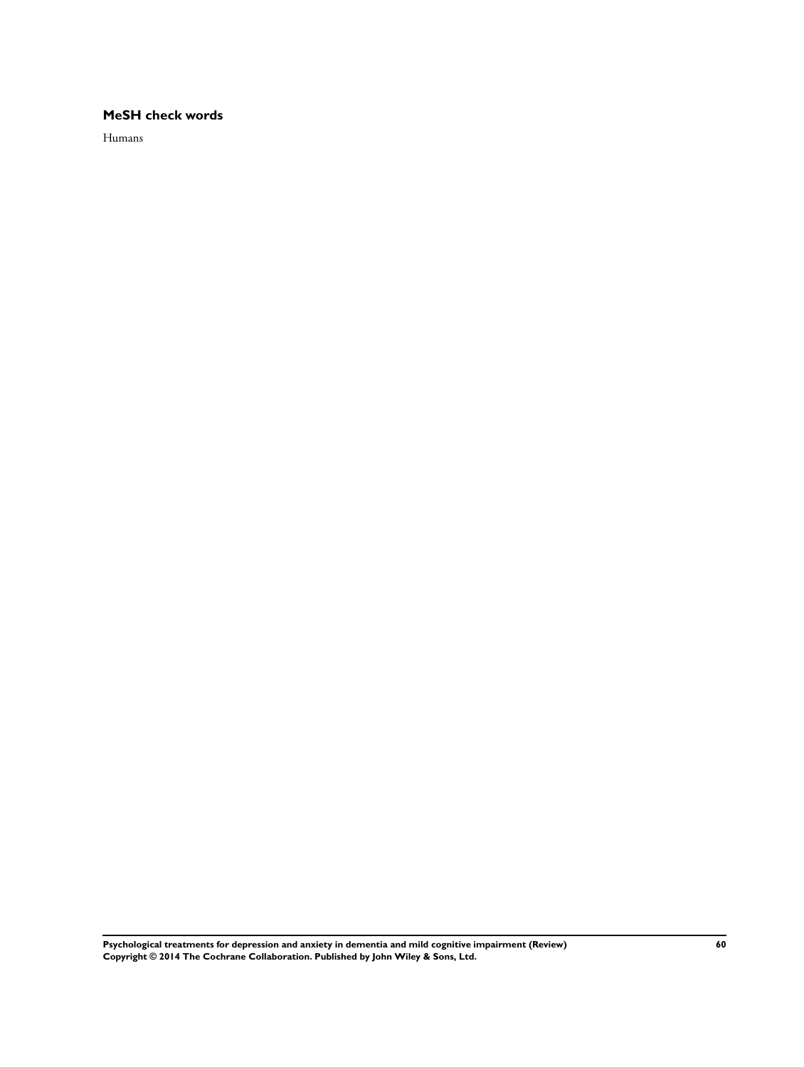### MeSH check words

Humans